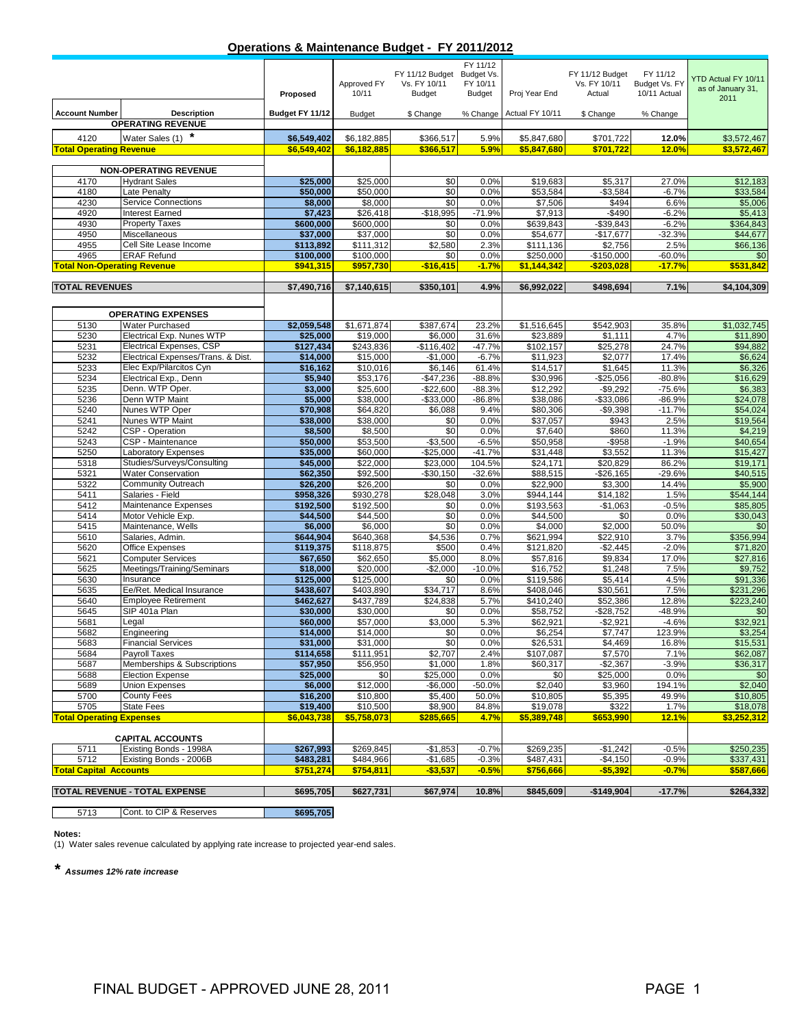## Operations & Maintenance Budget - FY 2011/2012

| Account Number | Description | Proposed Budget FY 11/12 | Approved FY 10/11 Budget | FY 11/12 Budget Vs. FY 10/11 Budget $ Change | FY 11/12 Budget Vs. FY 10/11 Budget % Change | Proj Year End Actual FY 10/11 | FY 11/12 Budget Vs. FY 10/11 Actual $ Change | FY 11/12 Budget Vs. FY 10/11 Actual % Change | YTD Actual FY 10/11 as of January 31, 2011 |
|---|---|---|---|---|---|---|---|---|---|
| | **OPERATING REVENUE** | | | | | | | | |
| 4120 | Water Sales (1) * | $6,549,402 | $6,182,885 | $366,517 | 5.9% | $5,847,680 | $701,722 | 12.0% | $3,572,467 |
| **Total Operating Revenue** | | $6,549,402 | $6,182,885 | $366,517 | 5.9% | $5,847,680 | $701,722 | 12.0% | $3,572,467 |
| | **NON-OPERATING REVENUE** | | | | | | | | |
| 4170 | Hydrant Sales | $25,000 | $25,000 | $0 | 0.0% | $19,683 | $5,317 | 27.0% | $12,183 |
| 4180 | Late Penalty | $50,000 | $50,000 | $0 | 0.0% | $53,584 | -$3,584 | -6.7% | $33,584 |
| 4230 | Service Connections | $8,000 | $8,000 | $0 | 0.0% | $7,506 | $494 | 6.6% | $5,006 |
| 4920 | Interest Earned | $7,423 | $26,418 | -$18,995 | -71.9% | $7,913 | -$490 | -6.2% | $5,413 |
| 4930 | Property Taxes | $600,000 | $600,000 | $0 | 0.0% | $639,843 | -$39,843 | -6.2% | $364,843 |
| 4950 | Miscellaneous | $37,000 | $37,000 | $0 | 0.0% | $54,677 | -$17,677 | -32.3% | $44,677 |
| 4955 | Cell Site Lease Income | $113,892 | $111,312 | $2,580 | 2.3% | $111,136 | $2,756 | 2.5% | $66,136 |
| 4965 | ERAF Refund | $100,000 | $100,000 | $0 | 0.0% | $250,000 | -$150,000 | -60.0% | $0 |
| **Total Non-Operating Revenue** | | $941,315 | $957,730 | -$16,415 | -1.7% | $1,144,342 | -$203,028 | -17.7% | $531,842 |
| **TOTAL REVENUES** | | $7,490,716 | $7,140,615 | $350,101 | 4.9% | $6,992,022 | $498,694 | 7.1% | $4,104,309 |
| | **OPERATING EXPENSES** | | | | | | | | |
| 5130 | Water Purchased | $2,059,548 | $1,671,874 | $387,674 | 23.2% | $1,516,645 | $542,903 | 35.8% | $1,032,745 |
| 5230 | Electrical Exp. Nunes WTP | $25,000 | $19,000 | $6,000 | 31.6% | $23,889 | $1,111 | 4.7% | $11,890 |
| 5231 | Electrical Expenses, CSP | $127,434 | $243,836 | -$116,402 | -47.7% | $102,157 | $25,278 | 24.7% | $94,882 |
| 5232 | Electrical Expenses/Trans. & Dist. | $14,000 | $15,000 | -$1,000 | -6.7% | $11,923 | $2,077 | 17.4% | $6,624 |
| 5233 | Elec Exp/Pilarcitos Cyn | $16,162 | $10,016 | $6,146 | 61.4% | $14,517 | $1,645 | 11.3% | $6,326 |
| 5234 | Electrical Exp., Denn | $5,940 | $53,176 | -$47,236 | -88.8% | $30,996 | -$25,056 | -80.8% | $16,629 |
| 5235 | Denn. WTP Oper. | $3,000 | $25,600 | -$22,600 | -88.3% | $12,292 | -$9,292 | -75.6% | $6,383 |
| 5236 | Denn WTP Maint | $5,000 | $38,000 | -$33,000 | -86.8% | $38,086 | -$33,086 | -86.9% | $24,078 |
| 5240 | Nunes WTP Oper | $70,908 | $64,820 | $6,088 | 9.4% | $80,306 | -$9,398 | -11.7% | $54,024 |
| 5241 | Nunes WTP Maint | $38,000 | $38,000 | $0 | 0.0% | $37,057 | $943 | 2.5% | $19,564 |
| 5242 | CSP - Operation | $8,500 | $8,500 | $0 | 0.0% | $7,640 | $860 | 11.3% | $4,219 |
| 5243 | CSP - Maintenance | $50,000 | $53,500 | -$3,500 | -6.5% | $50,958 | -$958 | -1.9% | $40,654 |
| 5250 | Laboratory Expenses | $35,000 | $60,000 | -$25,000 | -41.7% | $31,448 | $3,552 | 11.3% | $15,427 |
| 5318 | Studies/Surveys/Consulting | $45,000 | $22,000 | $23,000 | 104.5% | $24,171 | $20,829 | 86.2% | $19,171 |
| 5321 | Water Conservation | $62,350 | $92,500 | -$30,150 | -32.6% | $88,515 | -$26,165 | -29.6% | $40,515 |
| 5322 | Community Outreach | $26,200 | $26,200 | $0 | 0.0% | $22,900 | $3,300 | 14.4% | $5,900 |
| 5411 | Salaries - Field | $958,326 | $930,278 | $28,048 | 3.0% | $944,144 | $14,182 | 1.5% | $544,144 |
| 5412 | Maintenance Expenses | $192,500 | $192,500 | $0 | 0.0% | $193,563 | -$1,063 | -0.5% | $85,805 |
| 5414 | Motor Vehicle Exp. | $44,500 | $44,500 | $0 | 0.0% | $44,500 | $0 | 0.0% | $30,043 |
| 5415 | Maintenance, Wells | $6,000 | $6,000 | $0 | 0.0% | $4,000 | $2,000 | 50.0% | $0 |
| 5610 | Salaries, Admin. | $644,904 | $640,368 | $4,536 | 0.7% | $621,994 | $22,910 | 3.7% | $356,994 |
| 5620 | Office Expenses | $119,375 | $118,875 | $500 | 0.4% | $121,820 | -$2,445 | -2.0% | $71,820 |
| 5621 | Computer Services | $67,650 | $62,650 | $5,000 | 8.0% | $57,816 | $9,834 | 17.0% | $27,816 |
| 5625 | Meetings/Training/Seminars | $18,000 | $20,000 | -$2,000 | -10.0% | $16,752 | $1,248 | 7.5% | $9,752 |
| 5630 | Insurance | $125,000 | $125,000 | $0 | 0.0% | $119,586 | $5,414 | 4.5% | $91,336 |
| 5635 | Ee/Ret. Medical Insurance | $438,607 | $403,890 | $34,717 | 8.6% | $408,046 | $30,561 | 7.5% | $231,296 |
| 5640 | Employee Retirement | $462,627 | $437,789 | $24,838 | 5.7% | $410,240 | $52,386 | 12.8% | $223,240 |
| 5645 | SIP 401a Plan | $30,000 | $30,000 | $0 | 0.0% | $58,752 | -$28,752 | -48.9% | $0 |
| 5681 | Legal | $60,000 | $57,000 | $3,000 | 5.3% | $62,921 | -$2,921 | -4.6% | $32,921 |
| 5682 | Engineering | $14,000 | $14,000 | $0 | 0.0% | $6,254 | $7,747 | 123.9% | $3,254 |
| 5683 | Financial Services | $31,000 | $31,000 | $0 | 0.0% | $26,531 | $4,469 | 16.8% | $15,531 |
| 5684 | Payroll Taxes | $114,658 | $111,951 | $2,707 | 2.4% | $107,087 | $7,570 | 7.1% | $62,087 |
| 5687 | Memberships & Subscriptions | $57,950 | $56,950 | $1,000 | 1.8% | $60,317 | -$2,367 | -3.9% | $36,317 |
| 5688 | Election Expense | $25,000 | $0 | $25,000 | 0.0% | $0 | $25,000 | 0.0% | $0 |
| 5689 | Union Expenses | $6,000 | $12,000 | -$6,000 | -50.0% | $2,040 | $3,960 | 194.1% | $2,040 |
| 5700 | County Fees | $16,200 | $10,800 | $5,400 | 50.0% | $10,805 | $5,395 | 49.9% | $10,805 |
| 5705 | State Fees | $19,400 | $10,500 | $8,900 | 84.8% | $19,078 | $322 | 1.7% | $18,078 |
| **Total Operating Expenses** | | $6,043,738 | $5,758,073 | $285,665 | 4.7% | $5,389,748 | $653,990 | 12.1% | $3,252,312 |
| | **CAPITAL ACCOUNTS** | | | | | | | | |
| 5711 | Existing Bonds - 1998A | $267,993 | $269,845 | -$1,853 | -0.7% | $269,235 | -$1,242 | -0.5% | $250,235 |
| 5712 | Existing Bonds - 2006B | $483,281 | $484,966 | -$1,685 | -0.3% | $487,431 | -$4,150 | -0.9% | $337,431 |
| **Total Capital Accounts** | | $751,274 | $754,811 | -$3,537 | -0.5% | $756,666 | -$5,392 | -0.7% | $587,666 |
| **TOTAL REVENUE - TOTAL EXPENSE** | | $695,705 | $627,731 | $67,974 | 10.8% | $845,609 | -$149,904 | -17.7% | $264,332 |
| 5713 | Cont. to CIP & Reserves | $695,705 | | | | | | | |

**Notes:**

(1) Water sales revenue calculated by applying rate increase to projected year-end sales.

* ***Assumes 12% rate increase***

FINAL BUDGET - APPROVED JUNE 28, 2011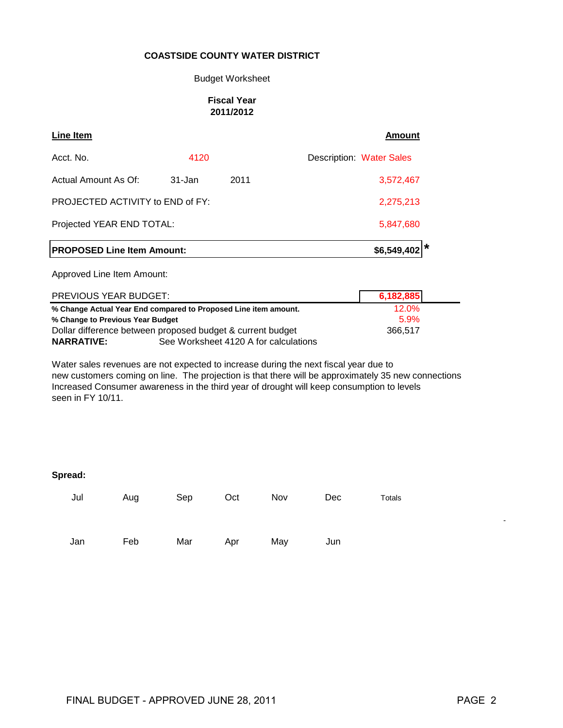**COASTSIDE COUNTY WATER DISTRICT**

Budget Worksheet

**Fiscal Year**
**2011/2012**

| **Line Item** | | | | **Amount** |
|---|---|---|---|---|
| Acct. No. | 4120 | | Description: Water Sales | |
| Actual Amount As Of: | 31-Jan | 2011 | | 3,572,467 |
| PROJECTED ACTIVITY to END of FY: | | | | 2,275,213 |
| Projected YEAR END TOTAL: | | | | 5,847,680 |
| **PROPOSED Line Item Amount:** | | | | **$6,549,402** * |
| Approved Line Item Amount: | | | | |
| PREVIOUS YEAR BUDGET: | | | | **6,182,885** |
| **% Change Actual Year End compared to Proposed Line item amount.** | | | | 12.0% |
| **% Change to Previous Year Budget** | | | | 5.9% |
| Dollar difference between proposed budget & current budget | | | | 366,517 |

**NARRATIVE:** See Worksheet 4120 A for calculations

Water sales revenues are not expected to increase during the next fiscal year due to new customers coming on line. The projection is that there will be approximately 35 new connections Increased Consumer awareness in the third year of drought will keep consumption to levels seen in FY 10/11.

**Spread:**

| Jul | Aug | Sep | Oct | Nov | Dec | Totals |
|---|---|---|---|---|---|---|
| | | | | | | - |
| **Jan** | **Feb** | **Mar** | **Apr** | **May** | **Jun** | |

FINAL BUDGET - APPROVED JUNE 28, 2011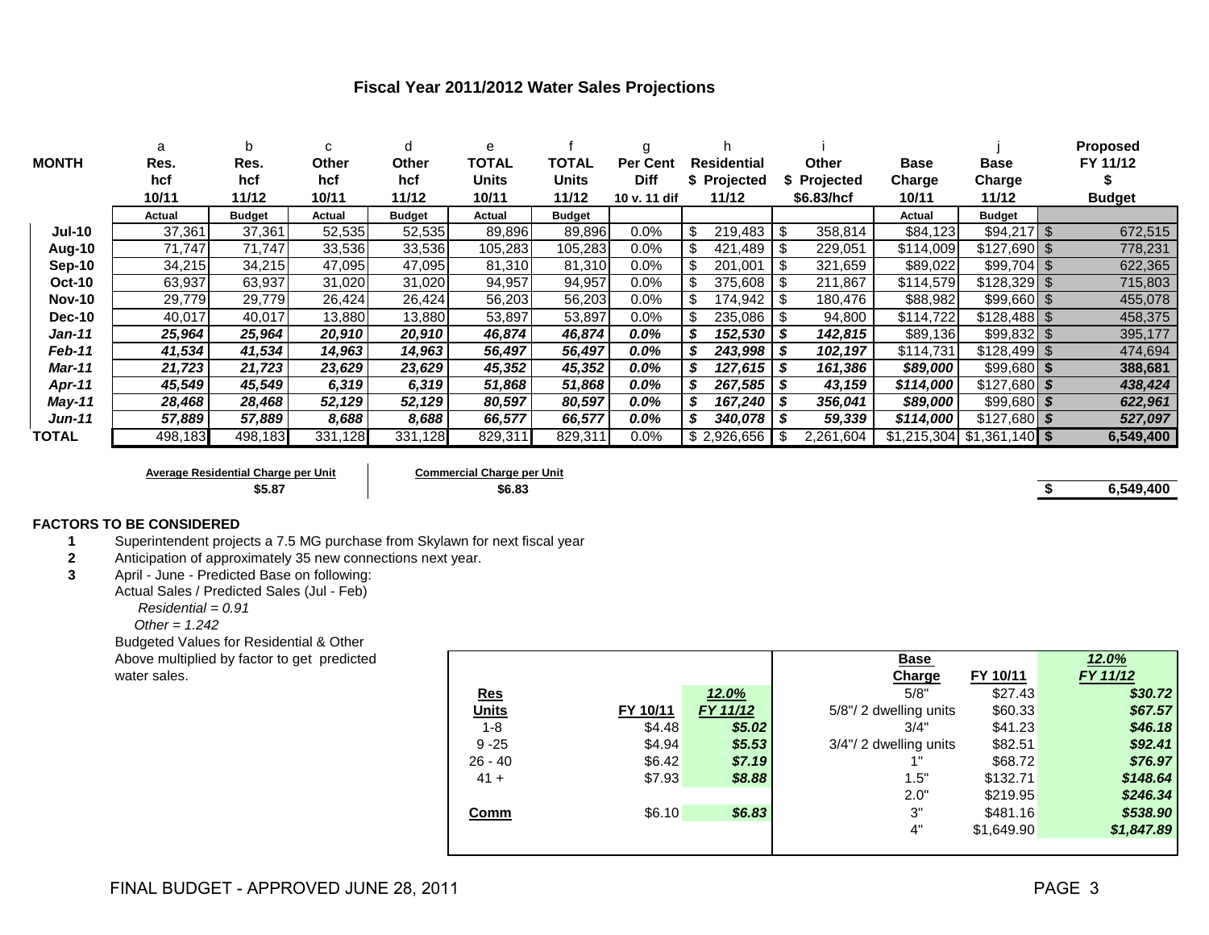# Fiscal Year 2011/2012 Water Sales Projections

| MONTH | a<br>Res.<br>hcf<br>10/11<br>Actual | b<br>Res.<br>hcf<br>11/12<br>Budget | c<br>Other<br>hcf<br>10/11<br>Actual | d<br>Other<br>hcf<br>11/12<br>Budget | e<br>TOTAL<br>Units<br>10/11<br>Actual | f<br>TOTAL<br>Units<br>11/12<br>Budget | g<br>Per Cent<br>Diff<br>10 v. 11 dif | h<br>Residential<br>$ Projected<br>11/12 | i<br>Other<br>$ Projected<br>$6.83/hcf | Base<br>Charge<br>10/11<br>Actual | j<br>Base<br>Charge<br>11/12<br>Budget | Proposed<br>FY 11/12<br>$<br>Budget |
|---|---|---|---|---|---|---|---|---|---|---|---|---|
| **Jul-10** | 37,361 | 37,361 | 52,535 | 52,535 | 89,896 | 89,896 | 0.0% | $ 219,483 | $ 358,814 | $84,123 | $94,217 | $ 672,515 |
| **Aug-10** | 71,747 | 71,747 | 33,536 | 33,536 | 105,283 | 105,283 | 0.0% | $ 421,489 | $ 229,051 | $114,009 | $127,690 | $ 778,231 |
| **Sep-10** | 34,215 | 34,215 | 47,095 | 47,095 | 81,310 | 81,310 | 0.0% | $ 201,001 | $ 321,659 | $89,022 | $99,704 | $ 622,365 |
| **Oct-10** | 63,937 | 63,937 | 31,020 | 31,020 | 94,957 | 94,957 | 0.0% | $ 375,608 | $ 211,867 | $114,579 | $128,329 | $ 715,803 |
| **Nov-10** | 29,779 | 29,779 | 26,424 | 26,424 | 56,203 | 56,203 | 0.0% | $ 174,942 | $ 180,476 | $88,982 | $99,660 | $ 455,078 |
| **Dec-10** | 40,017 | 40,017 | 13,880 | 13,880 | 53,897 | 53,897 | 0.0% | $ 235,086 | $ 94,800 | $114,722 | $128,488 | $ 458,375 |
| ***Jan-11*** | ***25,964*** | ***25,964*** | ***20,910*** | ***20,910*** | ***46,874*** | ***46,874*** | ***0.0%*** | ***$ 152,530*** | ***$ 142,815*** | $89,136 | $99,832 | $ 395,177 |
| ***Feb-11*** | ***41,534*** | ***41,534*** | ***14,963*** | ***14,963*** | ***56,497*** | ***56,497*** | ***0.0%*** | ***$ 243,998*** | ***$ 102,197*** | $114,731 | $128,499 | $ 474,694 |
| ***Mar-11*** | ***21,723*** | ***21,723*** | ***23,629*** | ***23,629*** | ***45,352*** | ***45,352*** | ***0.0%*** | ***$ 127,615*** | ***$ 161,386*** | ***$89,000*** | $99,680 | **$ 388,681** |
| ***Apr-11*** | ***45,549*** | ***45,549*** | ***6,319*** | ***6,319*** | ***51,868*** | ***51,868*** | ***0.0%*** | ***$ 267,585*** | ***$ 43,159*** | ***$114,000*** | $127,680 | ***$ 438,424*** |
| ***May-11*** | ***28,468*** | ***28,468*** | ***52,129*** | ***52,129*** | ***80,597*** | ***80,597*** | ***0.0%*** | ***$ 167,240*** | ***$ 356,041*** | ***$89,000*** | $99,680 | ***$ 622,961*** |
| ***Jun-11*** | ***57,889*** | ***57,889*** | ***8,688*** | ***8,688*** | ***66,577*** | ***66,577*** | ***0.0%*** | ***$ 340,078*** | ***$ 59,339*** | ***$114,000*** | $127,680 | ***$ 527,097*** |
| **TOTAL** | 498,183 | 498,183 | 331,128 | 331,128 | 829,311 | 829,311 | 0.0% | $ 2,926,656 | $ 2,261,604 | $1,215,304 | $1,361,140 | **$ 6,549,400** |

**Average Residential Charge per Unit**
**$5.87**

**Commercial Charge per Unit**
**$6.83**

**$ 6,549,400**

## FACTORS TO BE CONSIDERED

1. Superintendent projects a 7.5 MG purchase from Skylawn for next fiscal year
2. Anticipation of approximately 35 new connections next year.
3. April - June - Predicted Base on following:
   Actual Sales / Predicted Sales (Jul - Feb)
   *Residential = 0.91*
   *Other = 1.242*
   Budgeted Values for Residential & Other Above multiplied by factor to get predicted water sales.

| Res Units | FY 10/11 | 12.0% FY 11/12 |
|---|---|---|
| 1-8 | $4.48 | ***$5.02*** |
| 9 -25 | $4.94 | ***$5.53*** |
| 26 - 40 | $6.42 | ***$7.19*** |
| 41 + | $7.93 | ***$8.88*** |
| **Comm** | $6.10 | ***$6.83*** |

| Base Charge | FY 10/11 | 12.0% FY 11/12 |
|---|---|---|
| 5/8" | $27.43 | ***$30.72*** |
| 5/8"/ 2 dwelling units | $60.33 | ***$67.57*** |
| 3/4" | $41.23 | ***$46.18*** |
| 3/4"/ 2 dwelling units | $82.51 | ***$92.41*** |
| 1" | $68.72 | ***$76.97*** |
| 1.5" | $132.71 | ***$148.64*** |
| 2.0" | $219.95 | ***$246.34*** |
| 3" | $481.16 | ***$538.90*** |
| 4" | $1,649.90 | ***$1,847.89*** |

FINAL BUDGET - APPROVED JUNE 28, 2011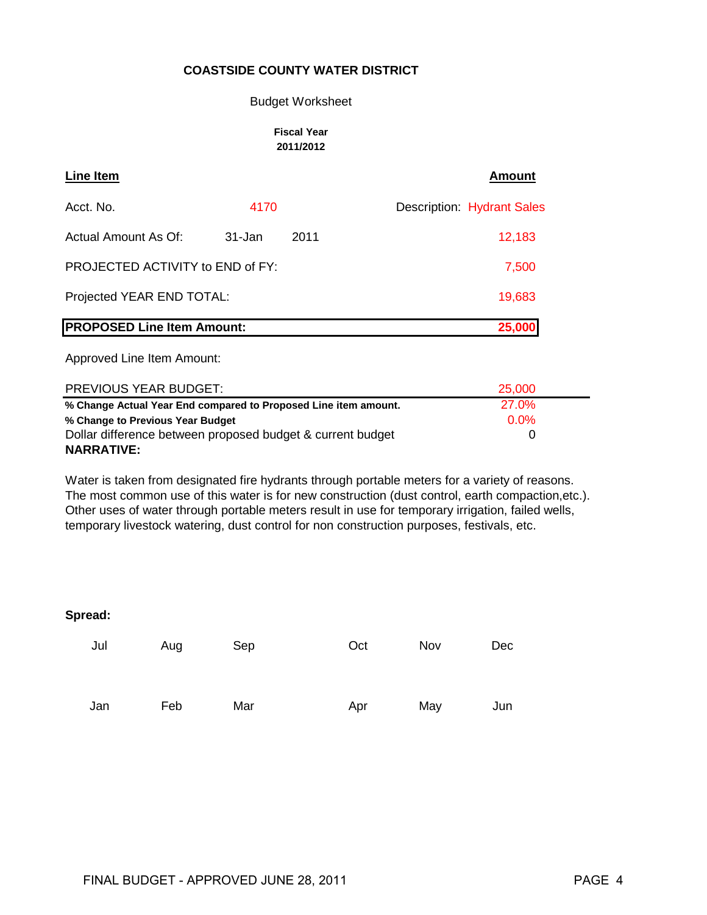**COASTSIDE COUNTY WATER DISTRICT**

Budget Worksheet

**Fiscal Year**
**2011/2012**

| **Line Item** | | | | **Amount** |
|---|---|---|---|---|
| Acct. No. | 4170 | | Description: Hydrant Sales | |
| Actual Amount As Of: | 31-Jan | 2011 | | 12,183 |
| PROJECTED ACTIVITY to END of FY: | | | | 7,500 |
| Projected YEAR END TOTAL: | | | | 19,683 |
| **PROPOSED Line Item Amount:** | | | | **25,000** |
| Approved Line Item Amount: | | | | |
| PREVIOUS YEAR BUDGET: | | | | 25,000 |
| **% Change Actual Year End compared to Proposed Line item amount.** | | | | 27.0% |
| **% Change to Previous Year Budget** | | | | 0.0% |
| Dollar difference between proposed budget & current budget | | | | 0 |

**NARRATIVE:**

Water is taken from designated fire hydrants through portable meters for a variety of reasons. The most common use of this water is for new construction (dust control, earth compaction,etc.). Other uses of water through portable meters result in use for temporary irrigation, failed wells, temporary livestock watering, dust control for non construction purposes, festivals, etc.

**Spread:**

| | | | | | |
|---|---|---|---|---|---|
| Jul | Aug | Sep | Oct | Nov | Dec |
| | | | | | |
| Jan | Feb | Mar | Apr | May | Jun |
| | | | | | |

FINAL BUDGET - APPROVED JUNE 28, 2011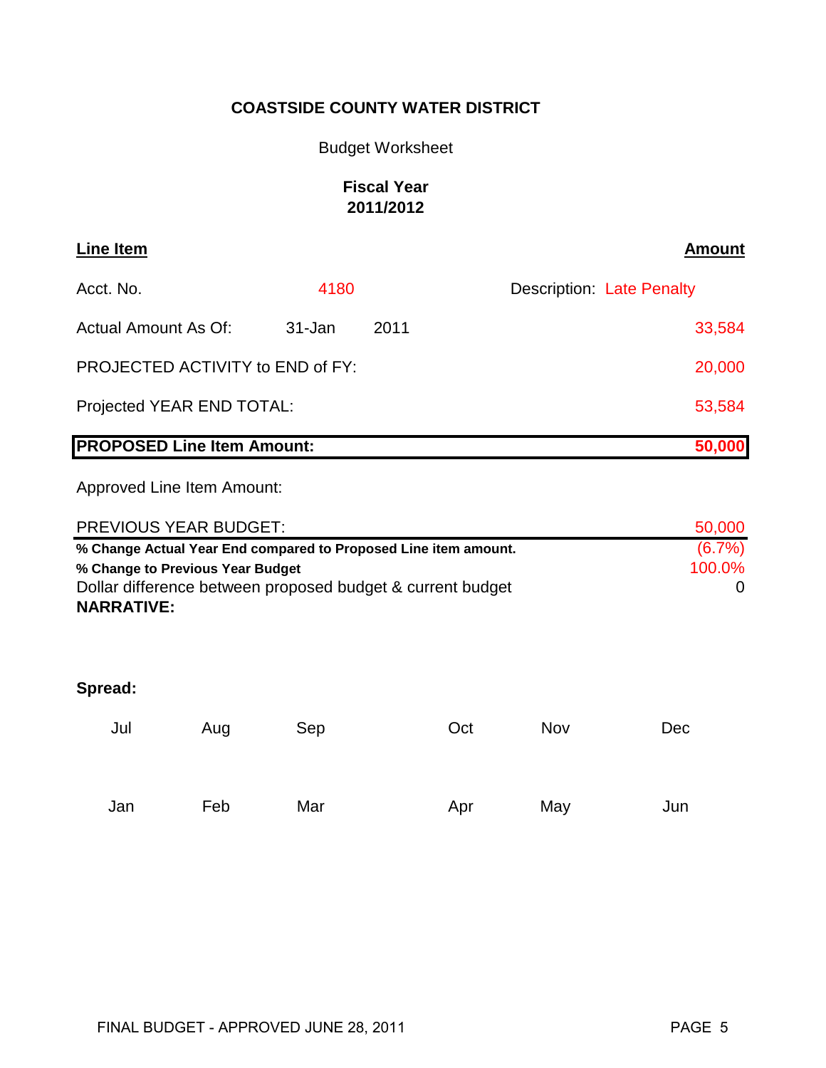**COASTSIDE COUNTY WATER DISTRICT**

Budget Worksheet

**Fiscal Year 2011/2012**

| **Line Item** | | | | **Amount** |
|---|---|---|---|---|
| Acct. No. | 4180 | | Description: | Late Penalty |
| Actual Amount As Of: | 31-Jan | 2011 | | 33,584 |
| PROJECTED ACTIVITY to END of FY: | | | | 20,000 |
| Projected YEAR END TOTAL: | | | | 53,584 |
| **PROPOSED Line Item Amount:** | | | | **50,000** |
| Approved Line Item Amount: | | | | |
| PREVIOUS YEAR BUDGET: | | | | 50,000 |
| **% Change Actual Year End compared to Proposed Line item amount.** | | | | (6.7%) |
| **% Change to Previous Year Budget** | | | | 100.0% |
| Dollar difference between proposed budget & current budget | | | | 0 |

**NARRATIVE:**

**Spread:**

| Jul | Aug | Sep | Oct | Nov | Dec |
|---|---|---|---|---|---|
| | | | | | |

| Jan | Feb | Mar | Apr | May | Jun |
|---|---|---|---|---|---|
| | | | | | |

FINAL BUDGET - APPROVED JUNE 28, 2011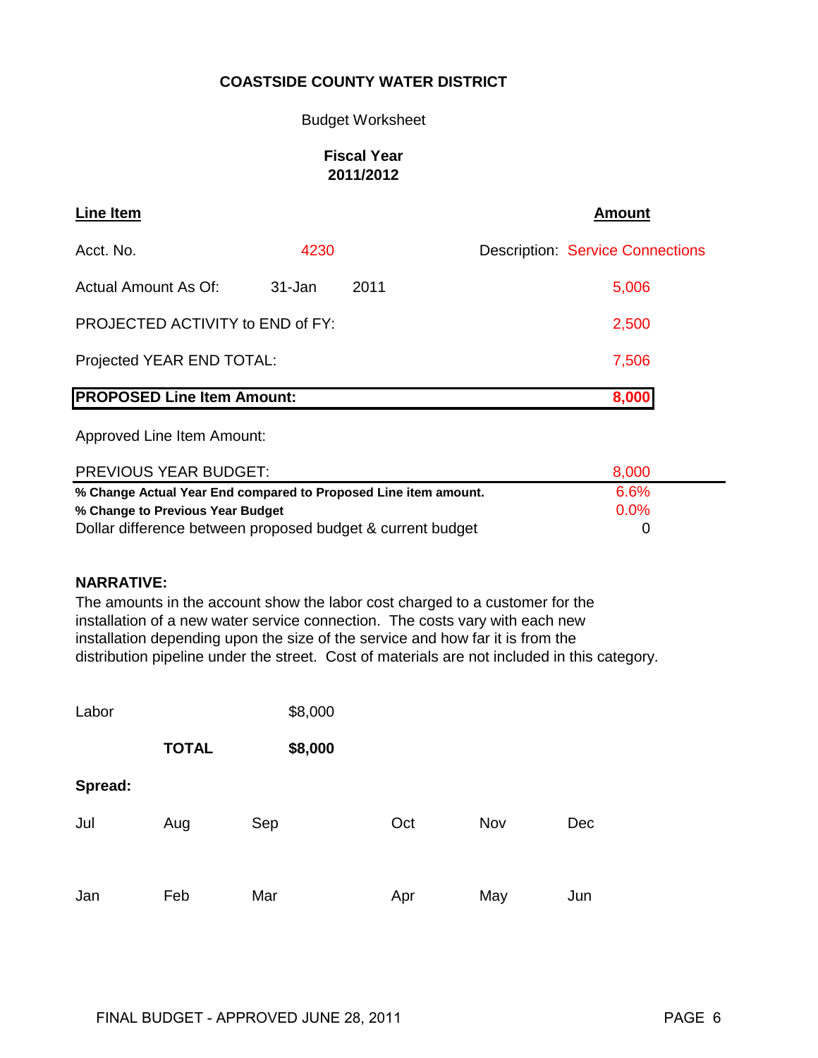**COASTSIDE COUNTY WATER DISTRICT**

Budget Worksheet

**Fiscal Year 2011/2012**

| **Line Item** | | | **Amount** |
|---|---|---|---|
| Acct. No. | 4230 | | Description: Service Connections |
| Actual Amount As Of: | 31-Jan | 2011 | 5,006 |
| PROJECTED ACTIVITY to END of FY: | | | 2,500 |
| Projected YEAR END TOTAL: | | | 7,506 |
| **PROPOSED Line Item Amount:** | | | **8,000** |
| Approved Line Item Amount: | | | |
| PREVIOUS YEAR BUDGET: | | | 8,000 |
| **% Change Actual Year End compared to Proposed Line item amount.** | | | 6.6% |
| **% Change to Previous Year Budget** | | | 0.0% |
| Dollar difference between proposed budget & current budget | | | 0 |

**NARRATIVE:**

The amounts in the account show the labor cost charged to a customer for the installation of a new water service connection. The costs vary with each new installation depending upon the size of the service and how far it is from the distribution pipeline under the street. Cost of materials are not included in this category.

| | | |
|---|---|---|
| Labor | | $8,000 |
| | **TOTAL** | **$8,000** |

**Spread:**

| | | | | | |
|---|---|---|---|---|---|
| Jul | Aug | Sep | Oct | Nov | Dec |
| Jan | Feb | Mar | Apr | May | Jun |

FINAL BUDGET - APPROVED JUNE 28, 2011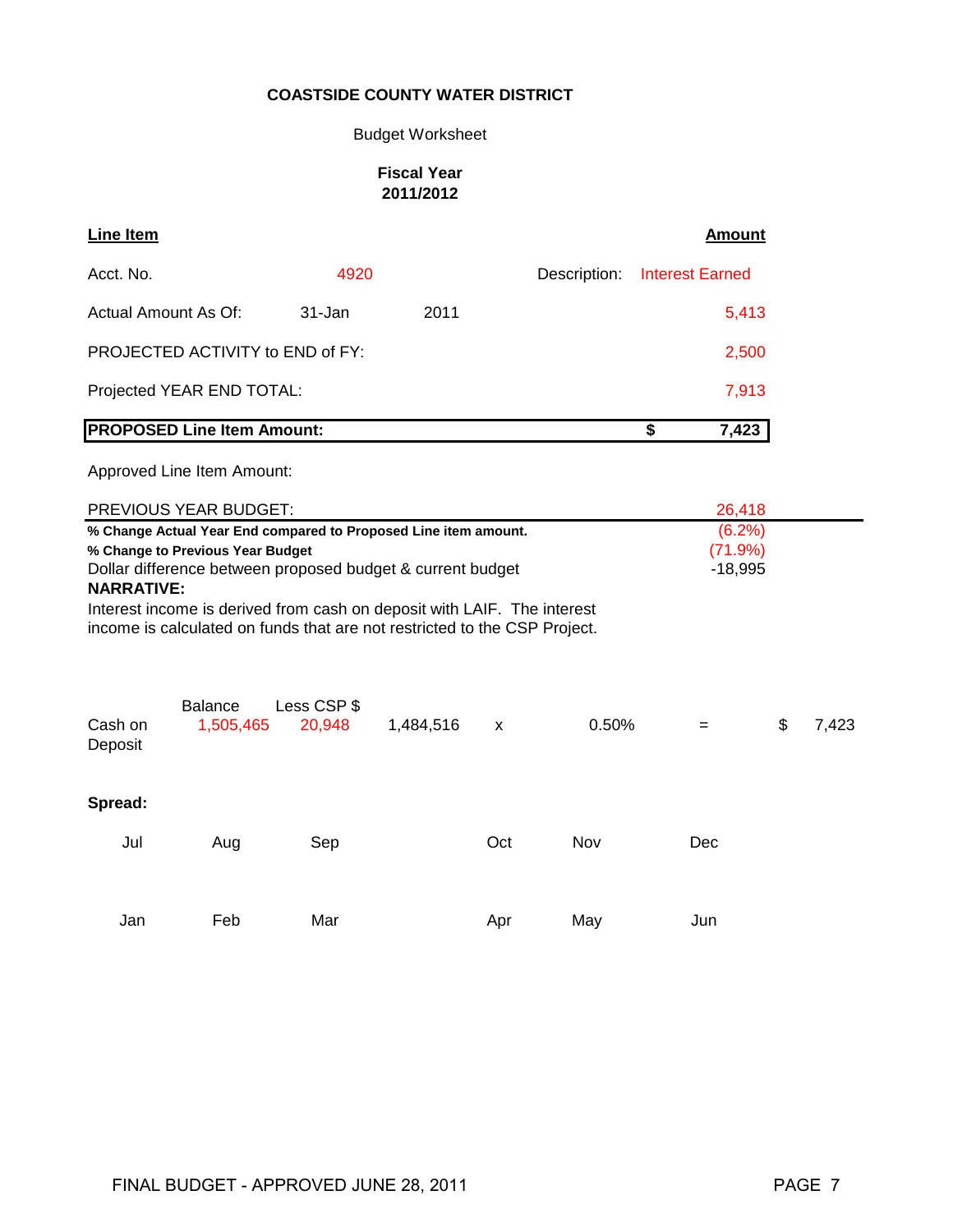**COASTSIDE COUNTY WATER DISTRICT**

Budget Worksheet

**Fiscal Year 2011/2012**

| **Line Item** | | | | **Amount** |
|---|---|---|---|---|
| Acct. No. | 4920 | | Description: | Interest Earned |
| Actual Amount As Of: | 31-Jan | 2011 | | 5,413 |
| PROJECTED ACTIVITY to END of FY: | | | | 2,500 |
| Projected YEAR END TOTAL: | | | | 7,913 |
| **PROPOSED Line Item Amount:** | | | **$** | **7,423** |
| Approved Line Item Amount: | | | | |
| PREVIOUS YEAR BUDGET: | | | | 26,418 |
| **% Change Actual Year End compared to Proposed Line item amount.** | | | | (6.2%) |
| **% Change to Previous Year Budget** | | | | (71.9%) |
| Dollar difference between proposed budget & current budget | | | | -18,995 |

**NARRATIVE:**

Interest income is derived from cash on deposit with LAIF. The interest income is calculated on funds that are not restricted to the CSP Project.

| | Balance | Less CSP $ | | | | | | |
|---|---|---|---|---|---|---|---|---|
| Cash on Deposit | 1,505,465 | 20,948 | 1,484,516 | x | 0.50% | = | $ | 7,423 |

**Spread:**

| | | | | | |
|---|---|---|---|---|---|
| Jul | Aug | Sep | Oct | Nov | Dec |
| Jan | Feb | Mar | Apr | May | Jun |

FINAL BUDGET - APPROVED JUNE 28, 2011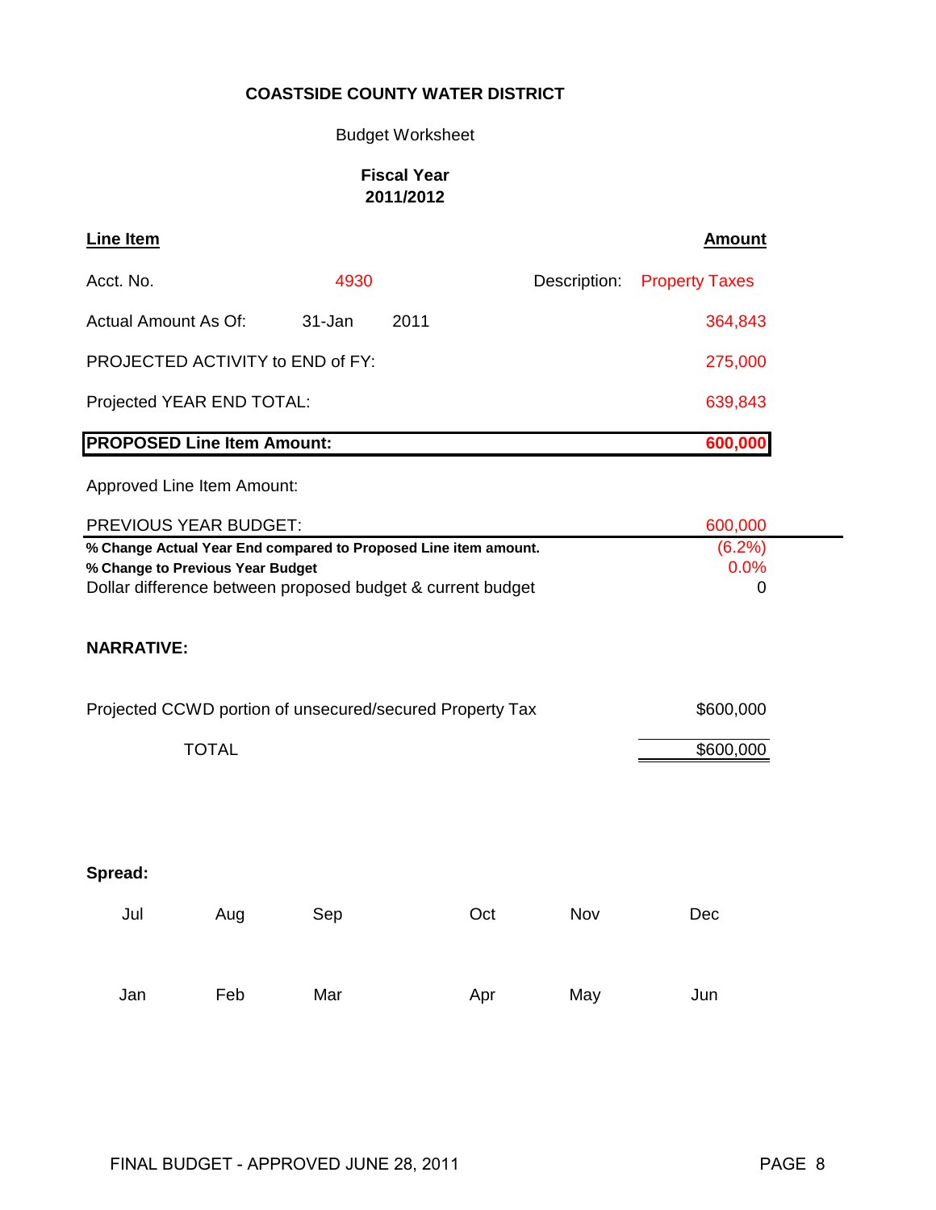**COASTSIDE COUNTY WATER DISTRICT**

Budget Worksheet

**Fiscal Year 2011/2012**

| **Line Item** | | | | **Amount** |
|---|---|---|---|---|
| Acct. No. | 4930 | | Description: | Property Taxes |
| Actual Amount As Of: | 31-Jan | 2011 | | 364,843 |
| PROJECTED ACTIVITY to END of FY: | | | | 275,000 |
| Projected YEAR END TOTAL: | | | | 639,843 |
| **PROPOSED Line Item Amount:** | | | | **600,000** |
| Approved Line Item Amount: | | | | |
| PREVIOUS YEAR BUDGET: | | | | 600,000 |
| **% Change Actual Year End compared to Proposed Line item amount.** | | | | (6.2%) |
| **% Change to Previous Year Budget** | | | | 0.0% |
| Dollar difference between proposed budget & current budget | | | | 0 |

**NARRATIVE:**

| | |
|---|---|
| Projected CCWD portion of unsecured/secured Property Tax | $600,000 |
| TOTAL | $600,000 |

**Spread:**

| | | | | | |
|---|---|---|---|---|---|
| Jul | Aug | Sep | Oct | Nov | Dec |
| Jan | Feb | Mar | Apr | May | Jun |

FINAL BUDGET - APPROVED JUNE 28, 2011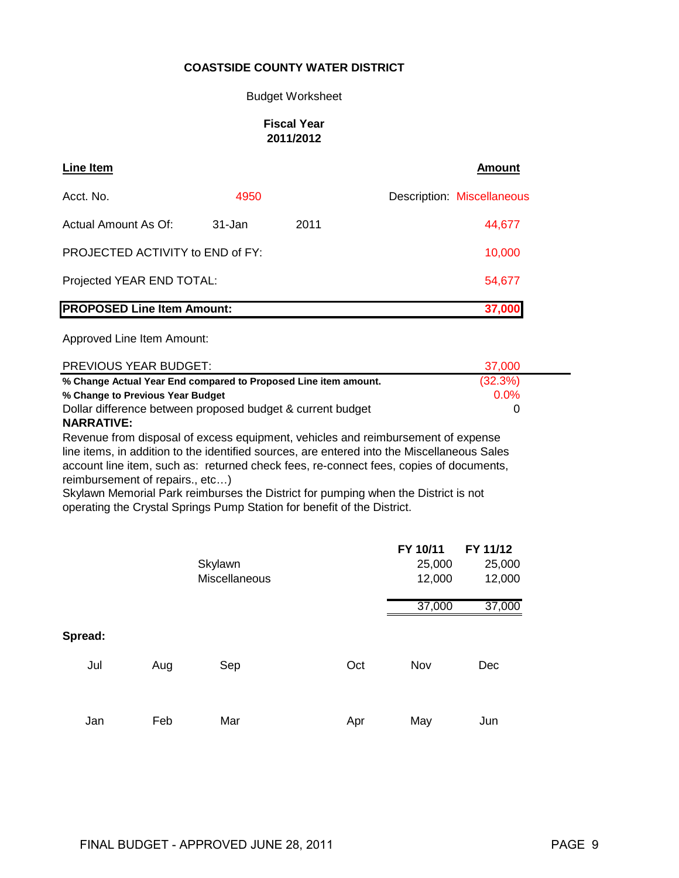**COASTSIDE COUNTY WATER DISTRICT**

Budget Worksheet

**Fiscal Year 2011/2012**

| **Line Item** | | | **Amount** |
|---|---|---|---|
| Acct. No. | 4950 | | Description: Miscellaneous |
| Actual Amount As Of: | 31-Jan | 2011 | 44,677 |
| PROJECTED ACTIVITY to END of FY: | | | 10,000 |
| Projected YEAR END TOTAL: | | | 54,677 |
| **PROPOSED Line Item Amount:** | | | **37,000** |

Approved Line Item Amount:

| | |
|---|---|
| PREVIOUS YEAR BUDGET: | 37,000 |
| **% Change Actual Year End compared to Proposed Line item amount.** | (32.3%) |
| **% Change to Previous Year Budget** | 0.0% |
| Dollar difference between proposed budget & current budget | 0 |

**NARRATIVE:**

Revenue from disposal of excess equipment, vehicles and reimbursement of expense line items, in addition to the identified sources, are entered into the Miscellaneous Sales account line item, such as: returned check fees, re-connect fees, copies of documents, reimbursement of repairs., etc…)

Skylawn Memorial Park reimburses the District for pumping when the District is not operating the Crystal Springs Pump Station for benefit of the District.

| | FY 10/11 | FY 11/12 |
|---|---|---|
| Skylawn | 25,000 | 25,000 |
| Miscellaneous | 12,000 | 12,000 |
| | 37,000 | 37,000 |

**Spread:**

| Jul | Aug | Sep | Oct | Nov | Dec |
|---|---|---|---|---|---|
| | | | | | |

| Jan | Feb | Mar | Apr | May | Jun |
|---|---|---|---|---|---|
| | | | | | |

FINAL BUDGET - APPROVED JUNE 28, 2011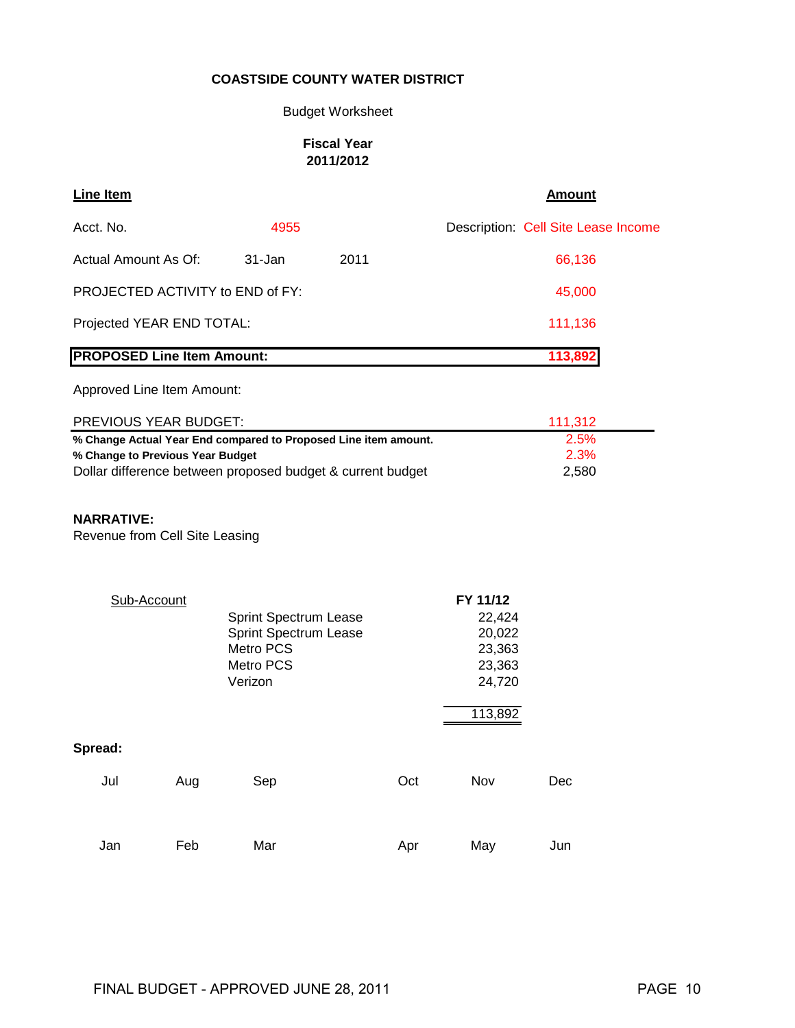**COASTSIDE COUNTY WATER DISTRICT**

Budget Worksheet

**Fiscal Year**
**2011/2012**

| **Line Item** | | | **Amount** |
|---|---|---|---|
| Acct. No. | 4955 | Description: Cell Site Lease Income | |
| Actual Amount As Of: | 31-Jan | 2011 | 66,136 |
| PROJECTED ACTIVITY to END of FY: | | | 45,000 |
| Projected YEAR END TOTAL: | | | 111,136 |
| **PROPOSED Line Item Amount:** | | | **113,892** |
| Approved Line Item Amount: | | | |
| PREVIOUS YEAR BUDGET: | | | 111,312 |
| **% Change Actual Year End compared to Proposed Line item amount.** | | | 2.5% |
| **% Change to Previous Year Budget** | | | 2.3% |
| Dollar difference between proposed budget & current budget | | | 2,580 |

**NARRATIVE:**
Revenue from Cell Site Leasing

| Sub-Account | | **FY 11/12** |
|---|---|---|
| | Sprint Spectrum Lease | 22,424 |
| | Sprint Spectrum Lease | 20,022 |
| | Metro PCS | 23,363 |
| | Metro PCS | 23,363 |
| | Verizon | 24,720 |
| | | 113,892 |

**Spread:**

| | | | | | |
|---|---|---|---|---|---|
| Jul | Aug | Sep | Oct | Nov | Dec |
| Jan | Feb | Mar | Apr | May | Jun |

FINAL BUDGET - APPROVED JUNE 28, 2011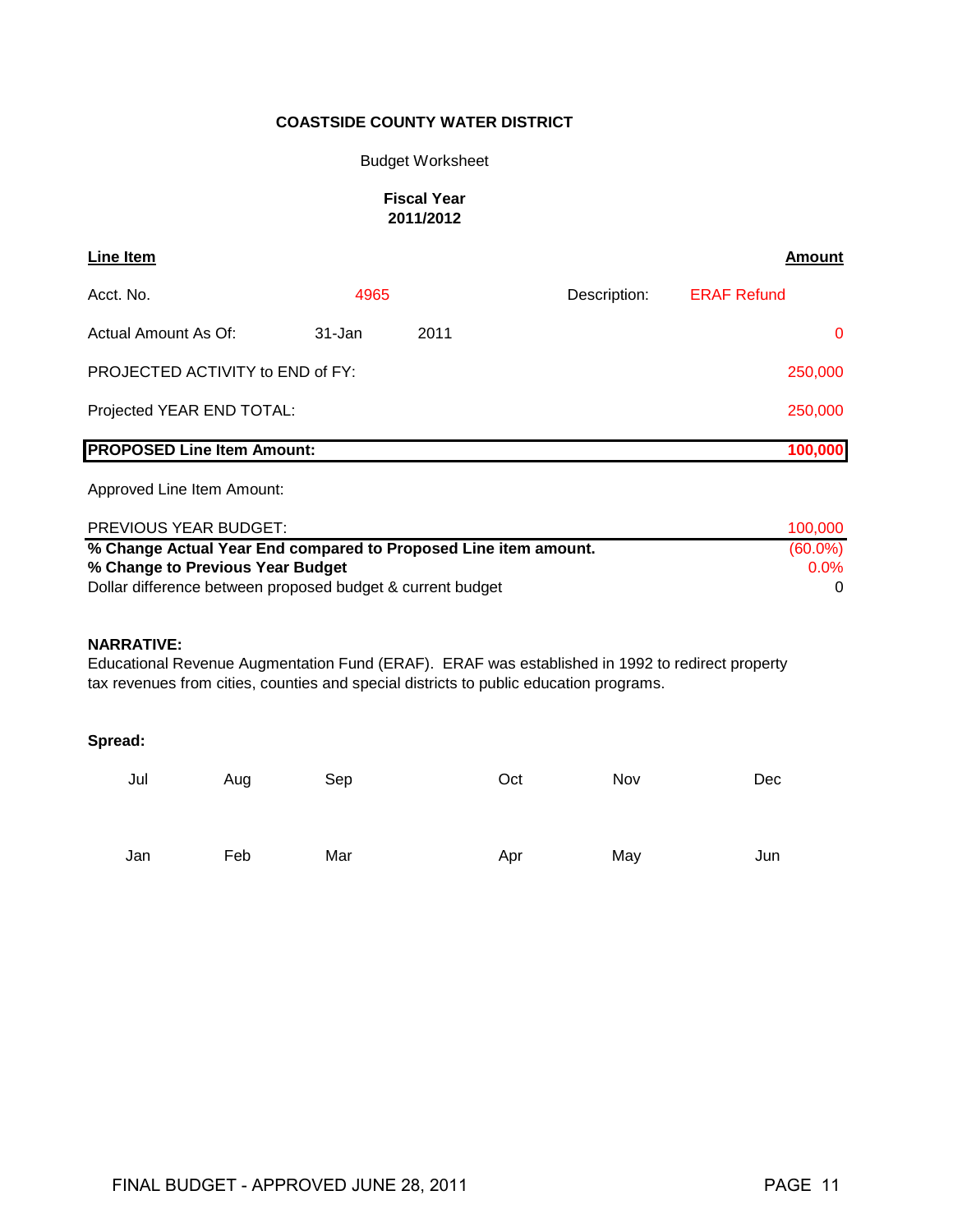**COASTSIDE COUNTY WATER DISTRICT**

Budget Worksheet

**Fiscal Year**
**2011/2012**

| **Line Item** | | | | | **Amount** |
|---|---|---|---|---|---|
| Acct. No. | 4965 | | Description: | ERAF Refund | |
| Actual Amount As Of: | 31-Jan | 2011 | | | 0 |
| PROJECTED ACTIVITY to END of FY: | | | | | 250,000 |
| Projected YEAR END TOTAL: | | | | | 250,000 |
| **PROPOSED Line Item Amount:** | | | | | **100,000** |
| Approved Line Item Amount: | | | | | |
| PREVIOUS YEAR BUDGET: | | | | | 100,000 |
| **% Change Actual Year End compared to Proposed Line item amount.** | | | | | (60.0%) |
| **% Change to Previous Year Budget** | | | | | 0.0% |
| Dollar difference between proposed budget & current budget | | | | | 0 |

**NARRATIVE:**
Educational Revenue Augmentation Fund (ERAF). ERAF was established in 1992 to redirect property tax revenues from cities, counties and special districts to public education programs.

**Spread:**

| Jul | Aug | Sep | Oct | Nov | Dec |
|---|---|---|---|---|---|
| | | | | | |
| **Jan** | **Feb** | **Mar** | **Apr** | **May** | **Jun** |
| | | | | | |

FINAL BUDGET - APPROVED JUNE 28, 2011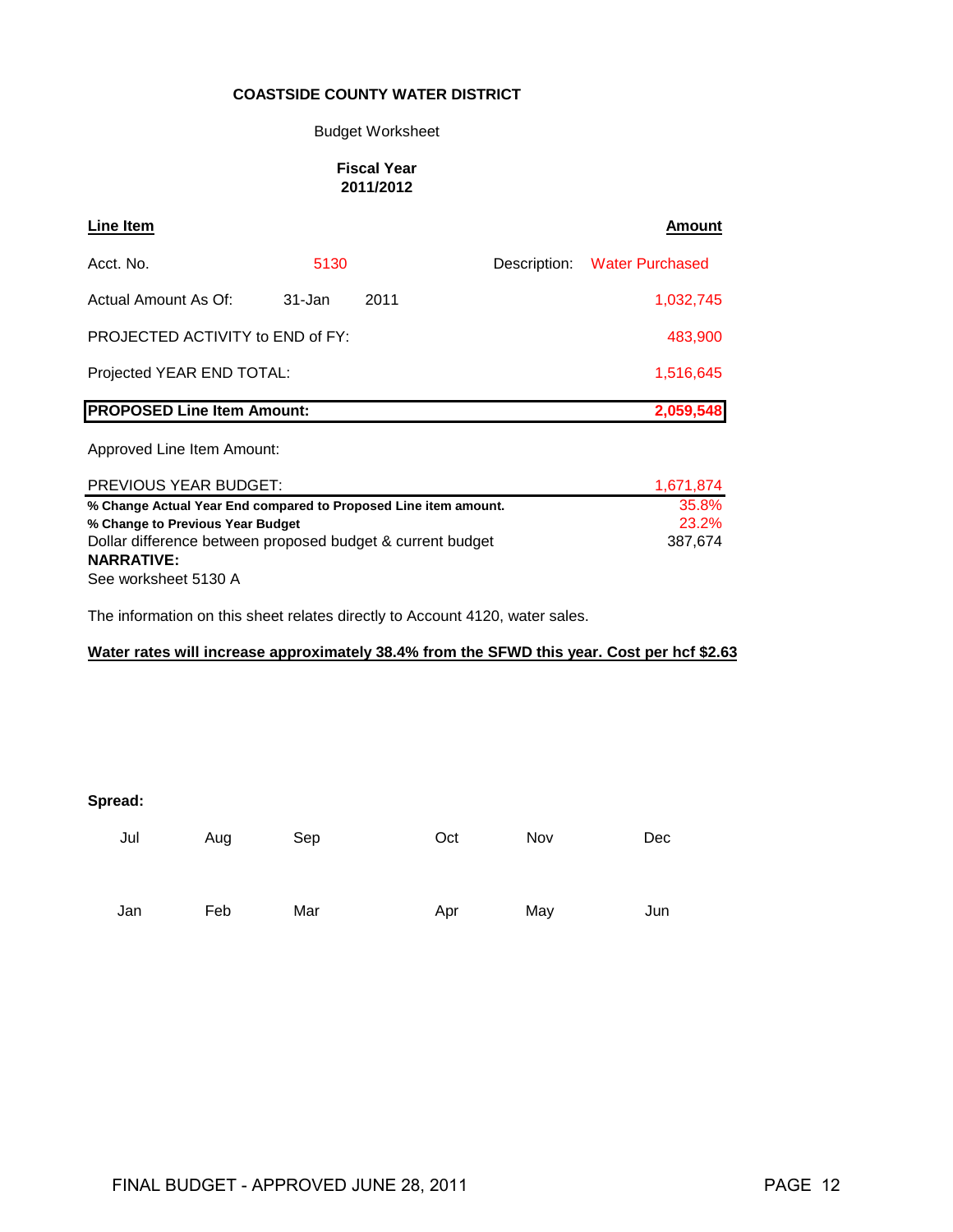**COASTSIDE COUNTY WATER DISTRICT**

Budget Worksheet

**Fiscal Year 2011/2012**

| **Line Item** | | | | **Amount** |
|---|---|---|---|---|
| Acct. No. | 5130 | | Description: | Water Purchased |
| Actual Amount As Of: | 31-Jan | 2011 | | 1,032,745 |
| PROJECTED ACTIVITY to END of FY: | | | | 483,900 |
| Projected YEAR END TOTAL: | | | | 1,516,645 |
| **PROPOSED Line Item Amount:** | | | | **2,059,548** |
| Approved Line Item Amount: | | | | |
| PREVIOUS YEAR BUDGET: | | | | 1,671,874 |
| **% Change Actual Year End compared to Proposed Line item amount.** | | | | 35.8% |
| **% Change to Previous Year Budget** | | | | 23.2% |
| Dollar difference between proposed budget & current budget | | | | 387,674 |

**NARRATIVE:**

See worksheet 5130 A

The information on this sheet relates directly to Account 4120, water sales.

**Water rates will increase approximately 38.4% from the SFWD this year. Cost per hcf $2.63**

**Spread:**

| Jul | Aug | Sep | Oct | Nov | Dec |
|---|---|---|---|---|---|
| | | | | | |
| **Jan** | **Feb** | **Mar** | **Apr** | **May** | **Jun** |
| | | | | | |

FINAL BUDGET - APPROVED JUNE 28, 2011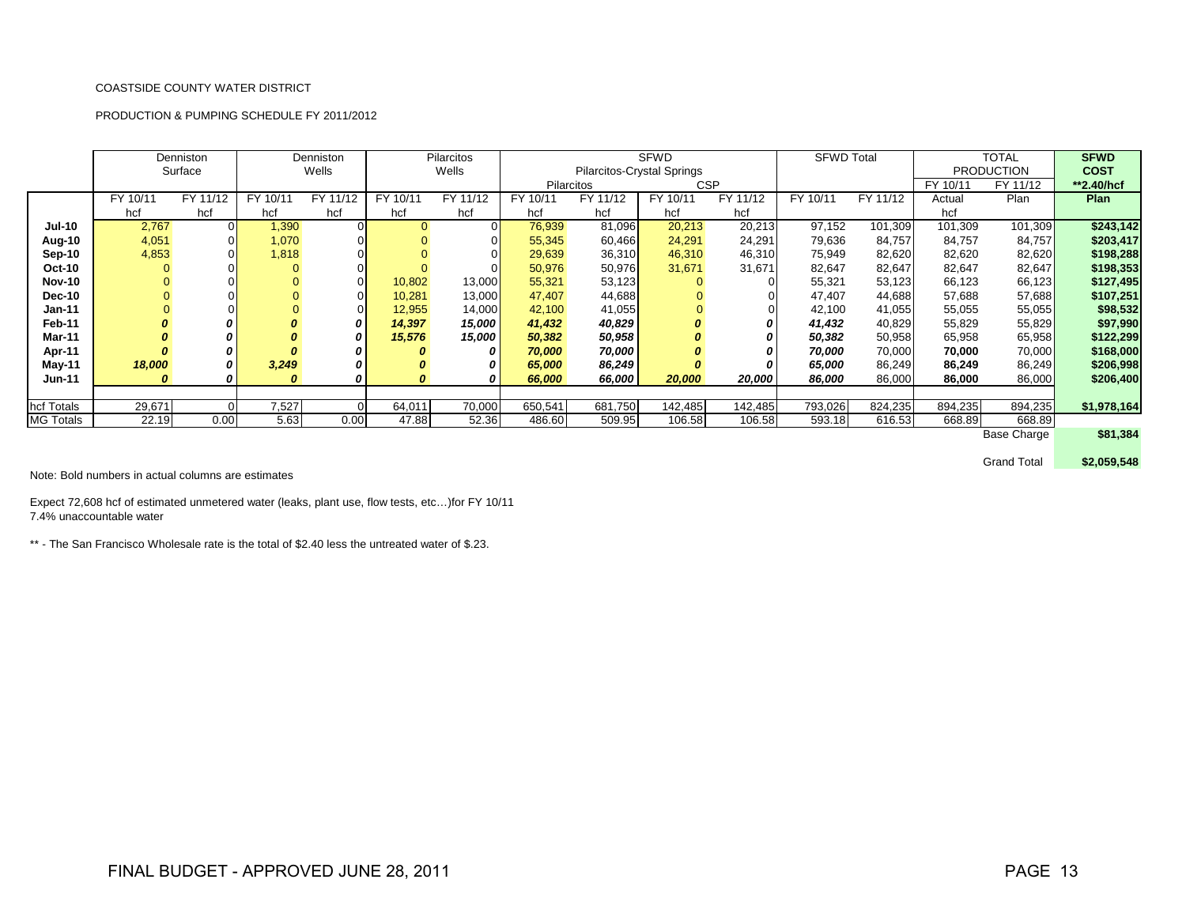COASTSIDE COUNTY WATER DISTRICT

PRODUCTION & PUMPING SCHEDULE FY 2011/2012

| | Denniston Surface | | Denniston Wells | | Pilarcitos Wells | | SFWD Pilarcitos-Crystal Springs Pilarcitos | | SFWD CSP | | SFWD Total | | TOTAL PRODUCTION | | SFWD COST |
|---|---|---|---|---|---|---|---|---|---|---|---|---|---|---|---|
| | FY 10/11 | FY 11/12 | FY 10/11 | FY 11/12 | FY 10/11 | FY 11/12 | FY 10/11 | FY 11/12 | FY 10/11 | FY 11/12 | FY 10/11 | FY 11/12 | FY 10/11 Actual | FY 11/12 Plan | **2.40/hcf Plan |
| | hcf | hcf | hcf | hcf | hcf | hcf | hcf | hcf | hcf | hcf | | | hcf | | |
| **Jul-10** | 2,767 | 0 | 1,390 | 0 | 0 | 0 | 76,939 | 81,096 | 20,213 | 20,213 | 97,152 | 101,309 | 101,309 | 101,309 | $243,142 |
| **Aug-10** | 4,051 | 0 | 1,070 | 0 | 0 | 0 | 55,345 | 60,466 | 24,291 | 24,291 | 79,636 | 84,757 | 84,757 | 84,757 | $203,417 |
| **Sep-10** | 4,853 | 0 | 1,818 | 0 | 0 | 0 | 29,639 | 36,310 | 46,310 | 46,310 | 75,949 | 82,620 | 82,620 | 82,620 | $198,288 |
| **Oct-10** | 0 | 0 | 0 | 0 | 0 | 0 | 50,976 | 50,976 | 31,671 | 31,671 | 82,647 | 82,647 | 82,647 | 82,647 | $198,353 |
| **Nov-10** | 0 | 0 | 0 | 0 | 10,802 | 13,000 | 55,321 | 53,123 | 0 | 0 | 55,321 | 53,123 | 66,123 | 66,123 | $127,495 |
| **Dec-10** | 0 | 0 | 0 | 0 | 10,281 | 13,000 | 47,407 | 44,688 | 0 | 0 | 47,407 | 44,688 | 57,688 | 57,688 | $107,251 |
| **Jan-11** | 0 | 0 | 0 | 0 | 12,955 | 14,000 | 42,100 | 41,055 | 0 | 0 | 42,100 | 41,055 | 55,055 | 55,055 | $98,532 |
| **Feb-11** | ***0*** | ***0*** | ***0*** | ***0*** | ***14,397*** | ***15,000*** | ***41,432*** | ***40,829*** | ***0*** | ***0*** | ***41,432*** | 40,829 | 55,829 | 55,829 | $97,990 |
| **Mar-11** | ***0*** | ***0*** | ***0*** | ***0*** | ***15,576*** | ***15,000*** | ***50,382*** | ***50,958*** | ***0*** | ***0*** | ***50,382*** | 50,958 | 65,958 | 65,958 | $122,299 |
| **Apr-11** | ***0*** | ***0*** | ***0*** | ***0*** | ***0*** | ***0*** | ***70,000*** | ***70,000*** | ***0*** | ***0*** | ***70,000*** | 70,000 | **70,000** | 70,000 | $168,000 |
| **May-11** | ***18,000*** | ***0*** | ***3,249*** | ***0*** | ***0*** | ***0*** | ***65,000*** | ***86,249*** | ***0*** | ***0*** | ***65,000*** | 86,249 | **86,249** | 86,249 | $206,998 |
| **Jun-11** | ***0*** | ***0*** | ***0*** | ***0*** | ***0*** | ***0*** | ***66,000*** | ***66,000*** | ***20,000*** | ***20,000*** | ***86,000*** | 86,000 | **86,000** | 86,000 | $206,400 |
| hcf Totals | 29,671 | 0 | 7,527 | 0 | 64,011 | 70,000 | 650,541 | 681,750 | 142,485 | 142,485 | 793,026 | 824,235 | 894,235 | 894,235 | $1,978,164 |
| MG Totals | 22.19 | 0.00 | 5.63 | 0.00 | 47.88 | 52.36 | 486.60 | 509.95 | 106.58 | 106.58 | 593.18 | 616.53 | 668.89 | 668.89 | |
| | | | | | | | | | | | | | | Base Charge | $81,384 |
| | | | | | | | | | | | | | | Grand Total | $2,059,548 |

Note: Bold numbers in actual columns are estimates

Expect 72,608 hcf of estimated unmetered water (leaks, plant use, flow tests, etc…)for FY 10/11
7.4% unaccountable water

** - The San Francisco Wholesale rate is the total of $2.40 less the untreated water of $.23.

FINAL BUDGET - APPROVED JUNE 28, 2011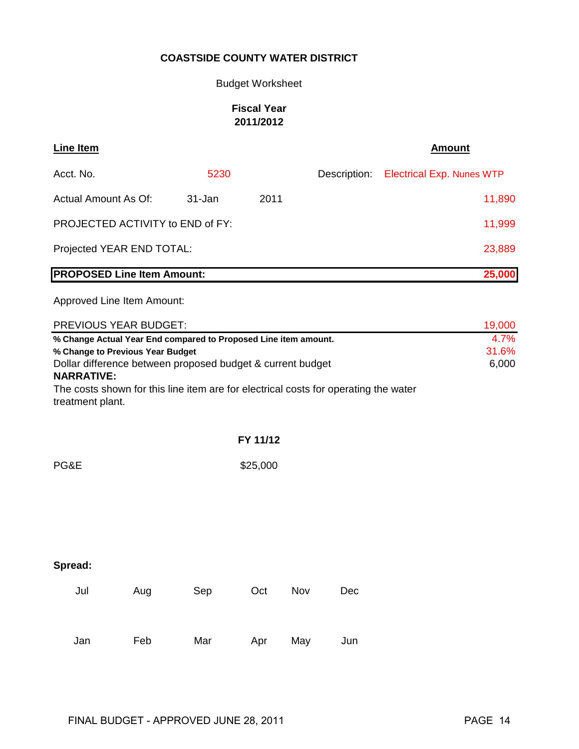**COASTSIDE COUNTY WATER DISTRICT**

Budget Worksheet

**Fiscal Year**
**2011/2012**

| **Line Item** | | | | **Amount** |
|---|---|---|---|---|
| Acct. No. | 5230 | | Description: | Electrical Exp. Nunes WTP |
| Actual Amount As Of: | 31-Jan | 2011 | | 11,890 |
| PROJECTED ACTIVITY to END of FY: | | | | 11,999 |
| Projected YEAR END TOTAL: | | | | 23,889 |
| **PROPOSED Line Item Amount:** | | | | **25,000** |
| Approved Line Item Amount: | | | | |
| PREVIOUS YEAR BUDGET: | | | | 19,000 |
| **% Change Actual Year End compared to Proposed Line item amount.** | | | | 4.7% |
| **% Change to Previous Year Budget** | | | | 31.6% |
| Dollar difference between proposed budget & current budget | | | | 6,000 |

**NARRATIVE:**
The costs shown for this line item are for electrical costs for operating the water treatment plant.

| | **FY 11/12** |
|---|---|
| PG&E | $25,000 |

**Spread:**

| Jul | Aug | Sep | Oct | Nov | Dec |
|---|---|---|---|---|---|
| | | | | | |

| Jan | Feb | Mar | Apr | May | Jun |
|---|---|---|---|---|---|
| | | | | | |

FINAL BUDGET - APPROVED JUNE 28, 2011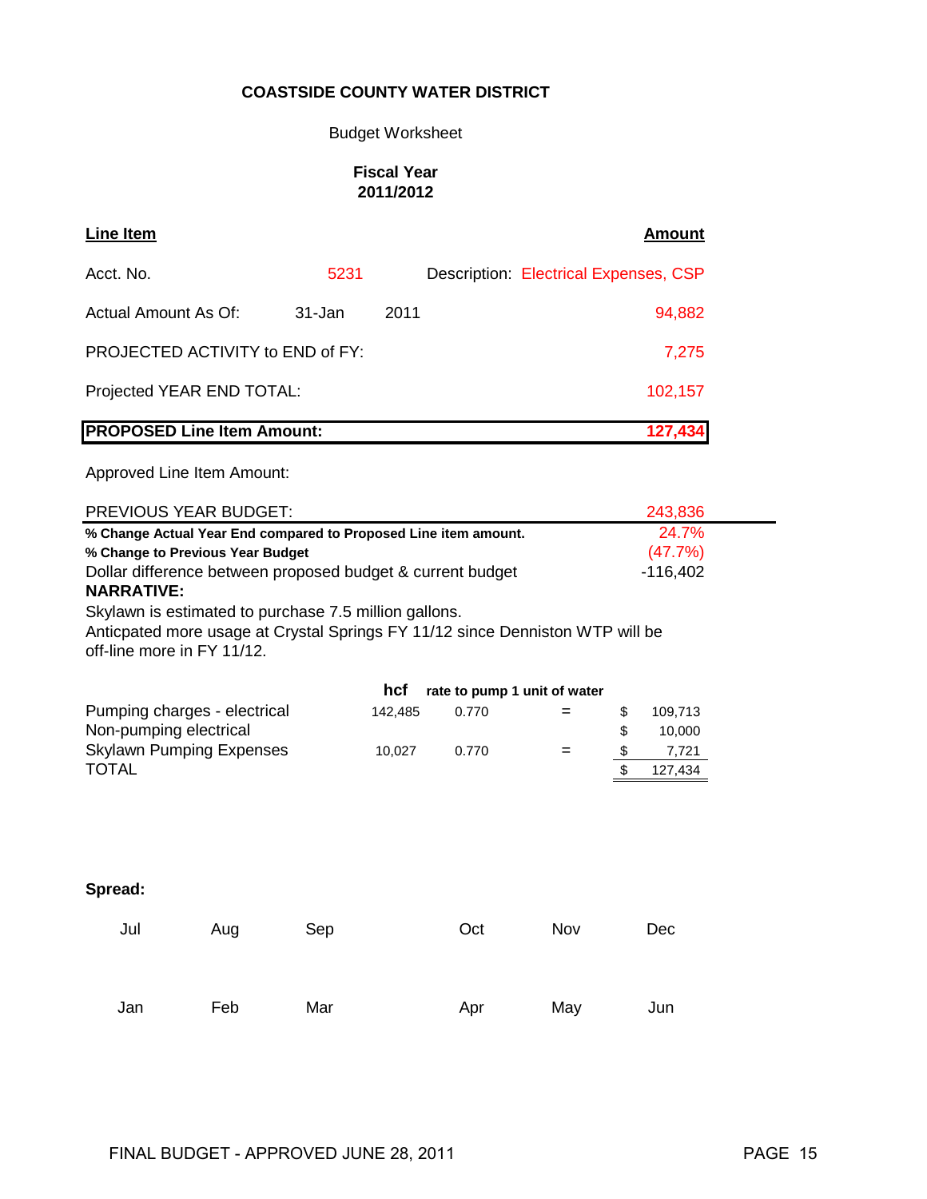**COASTSIDE COUNTY WATER DISTRICT**

Budget Worksheet

**Fiscal Year**
**2011/2012**

| **Line Item** | | | **Amount** |
|---|---|---|---|
| Acct. No. | 5231 | Description: Electrical Expenses, CSP | |
| Actual Amount As Of: | 31-Jan 2011 | | 94,882 |
| PROJECTED ACTIVITY to END of FY: | | | 7,275 |
| Projected YEAR END TOTAL: | | | 102,157 |
| **PROPOSED Line Item Amount:** | | | **127,434** |
| Approved Line Item Amount: | | | |
| PREVIOUS YEAR BUDGET: | | | 243,836 |
| **% Change Actual Year End compared to Proposed Line item amount.** | | | 24.7% |
| **% Change to Previous Year Budget** | | | (47.7%) |
| Dollar difference between proposed budget & current budget | | | -116,402 |

**NARRATIVE:**

Skylawn is estimated to purchase 7.5 million gallons.
Anticpated more usage at Crystal Springs FY 11/12 since Denniston WTP will be off-line more in FY 11/12.

| | hcf | rate to pump 1 unit of water | | |
|---|---|---|---|---|
| Pumping charges - electrical | 142,485 | 0.770 | = | $ 109,713 |
| Non-pumping electrical | | | | $ 10,000 |
| Skylawn Pumping Expenses | 10,027 | 0.770 | = | $ 7,721 |
| TOTAL | | | | $ 127,434 |

**Spread:**

| | | | | | |
|---|---|---|---|---|---|
| Jul | Aug | Sep | Oct | Nov | Dec |
| Jan | Feb | Mar | Apr | May | Jun |

FINAL BUDGET - APPROVED JUNE 28, 2011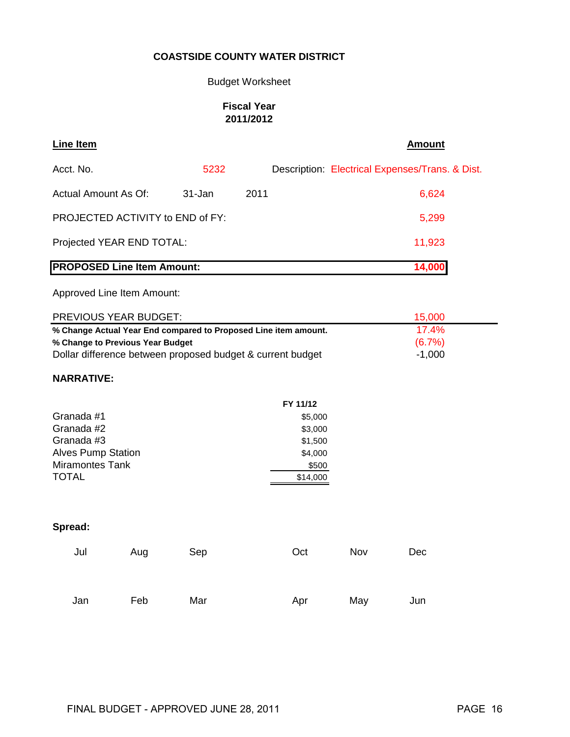**COASTSIDE COUNTY WATER DISTRICT**

Budget Worksheet

**Fiscal Year 2011/2012**

| **Line Item** | | | | **Amount** |
|---|---|---|---|---|
| Acct. No. | 5232 | | Description: | Electrical Expenses/Trans. & Dist. |
| Actual Amount As Of: | 31-Jan | 2011 | | 6,624 |
| PROJECTED ACTIVITY to END of FY: | | | | 5,299 |
| Projected YEAR END TOTAL: | | | | 11,923 |
| **PROPOSED Line Item Amount:** | | | | **14,000** |
| Approved Line Item Amount: | | | | |
| PREVIOUS YEAR BUDGET: | | | | 15,000 |
| **% Change Actual Year End compared to Proposed Line item amount.** | | | | 17.4% |
| **% Change to Previous Year Budget** | | | | (6.7%) |
| Dollar difference between proposed budget & current budget | | | | -1,000 |

**NARRATIVE:**

| | **FY 11/12** |
|---|---|
| Granada #1 | $5,000 |
| Granada #2 | $3,000 |
| Granada #3 | $1,500 |
| Alves Pump Station | $4,000 |
| Miramontes Tank | $500 |
| TOTAL | $14,000 |

**Spread:**

| Jul | Aug | Sep | Oct | Nov | Dec |
|---|---|---|---|---|---|
| | | | | | |

| Jan | Feb | Mar | Apr | May | Jun |
|---|---|---|---|---|---|
| | | | | | |

FINAL BUDGET - APPROVED JUNE 28, 2011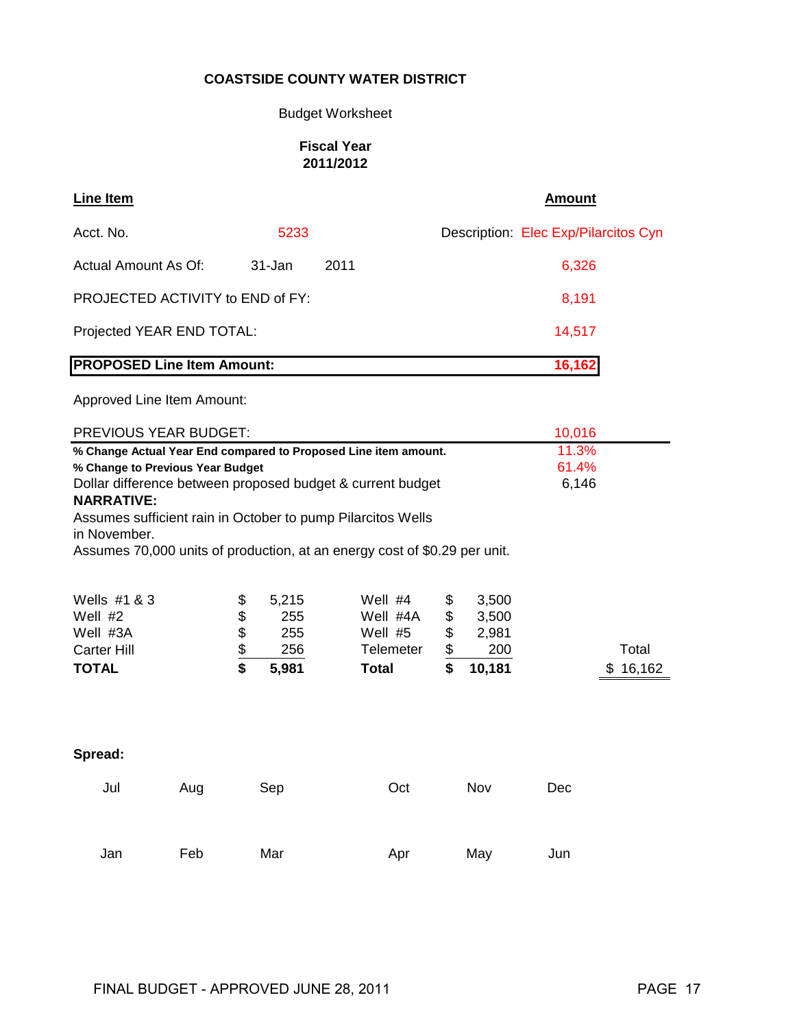**COASTSIDE COUNTY WATER DISTRICT**

Budget Worksheet

**Fiscal Year 2011/2012**

| Line Item | | | Amount |
|---|---|---|---|
| Acct. No. | 5233 | Description: | Elec Exp/Pilarcitos Cyn |
| Actual Amount As Of: | 31-Jan 2011 | | 6,326 |
| PROJECTED ACTIVITY to END of FY: | | | 8,191 |
| Projected YEAR END TOTAL: | | | 14,517 |
| **PROPOSED Line Item Amount:** | | | **16,162** |
| Approved Line Item Amount: | | | |
| PREVIOUS YEAR BUDGET: | | | 10,016 |
| **% Change Actual Year End compared to Proposed Line item amount.** | | | 11.3% |
| **% Change to Previous Year Budget** | | | 61.4% |
| Dollar difference between proposed budget & current budget | | | 6,146 |

**NARRATIVE:**

Assumes sufficient rain in October to pump Pilarcitos Wells in November.

Assumes 70,000 units of production, at an energy cost of $0.29 per unit.

| | | | | | |
|---|---|---|---|---|---|
| Wells #1 & 3 | $ 5,215 | Well #4 | $ 3,500 | | |
| Well #2 | $ 255 | Well #4A | $ 3,500 | | |
| Well #3A | $ 255 | Well #5 | $ 2,981 | | |
| Carter Hill | $ 256 | Telemeter | $ 200 | | Total |
| **TOTAL** | **$ 5,981** | **Total** | **$ 10,181** | | $ 16,162 |

**Spread:**

| Jul | Aug | Sep | Oct | Nov | Dec |
|---|---|---|---|---|---|
| | | | | | |
| **Jan** | **Feb** | **Mar** | **Apr** | **May** | **Jun** |
| | | | | | |

FINAL BUDGET - APPROVED JUNE 28, 2011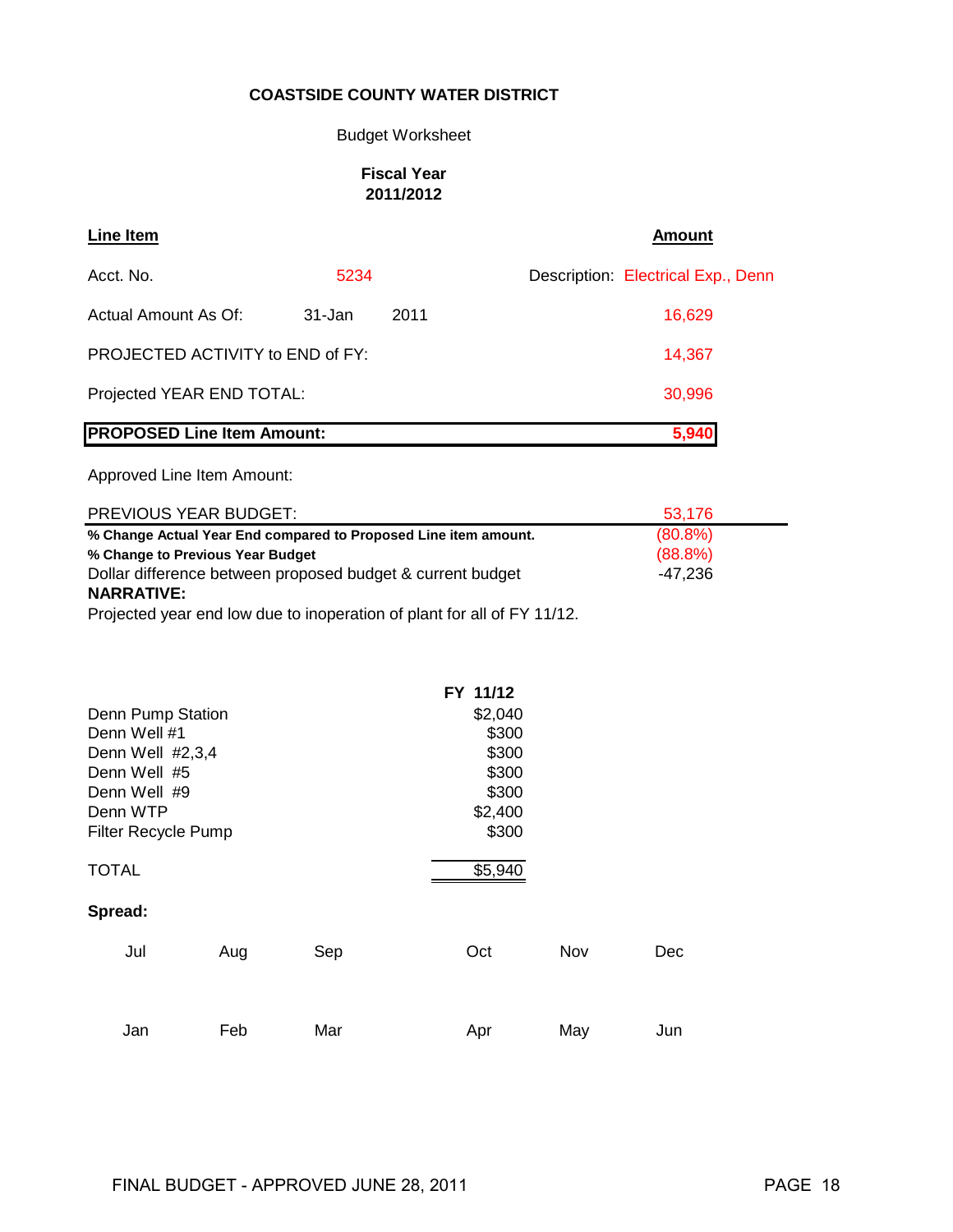**COASTSIDE COUNTY WATER DISTRICT**

Budget Worksheet

**Fiscal Year 2011/2012**

| **Line Item** | | | **Amount** |
|---|---|---|---|
| Acct. No. | 5234 | Description: | Electrical Exp., Denn |
| Actual Amount As Of: | 31-Jan 2011 | | 16,629 |
| PROJECTED ACTIVITY to END of FY: | | | 14,367 |
| Projected YEAR END TOTAL: | | | 30,996 |
| **PROPOSED Line Item Amount:** | | | **5,940** |
| Approved Line Item Amount: | | | |
| PREVIOUS YEAR BUDGET: | | | 53,176 |
| **% Change Actual Year End compared to Proposed Line item amount.** | | | (80.8%) |
| **% Change to Previous Year Budget** | | | (88.8%) |
| Dollar difference between proposed budget & current budget | | | -47,236 |

**NARRATIVE:**

Projected year end low due to inoperation of plant for all of FY 11/12.

| | FY 11/12 |
|---|---|
| Denn Pump Station | $2,040 |
| Denn Well #1 | $300 |
| Denn Well #2,3,4 | $300 |
| Denn Well #5 | $300 |
| Denn Well #9 | $300 |
| Denn WTP | $2,400 |
| Filter Recycle Pump | $300 |
| TOTAL | $5,940 |

**Spread:**

| Jul | Aug | Sep | Oct | Nov | Dec |
|---|---|---|---|---|---|
| | | | | | |

| Jan | Feb | Mar | Apr | May | Jun |
|---|---|---|---|---|---|
| | | | | | |

FINAL BUDGET - APPROVED JUNE 28, 2011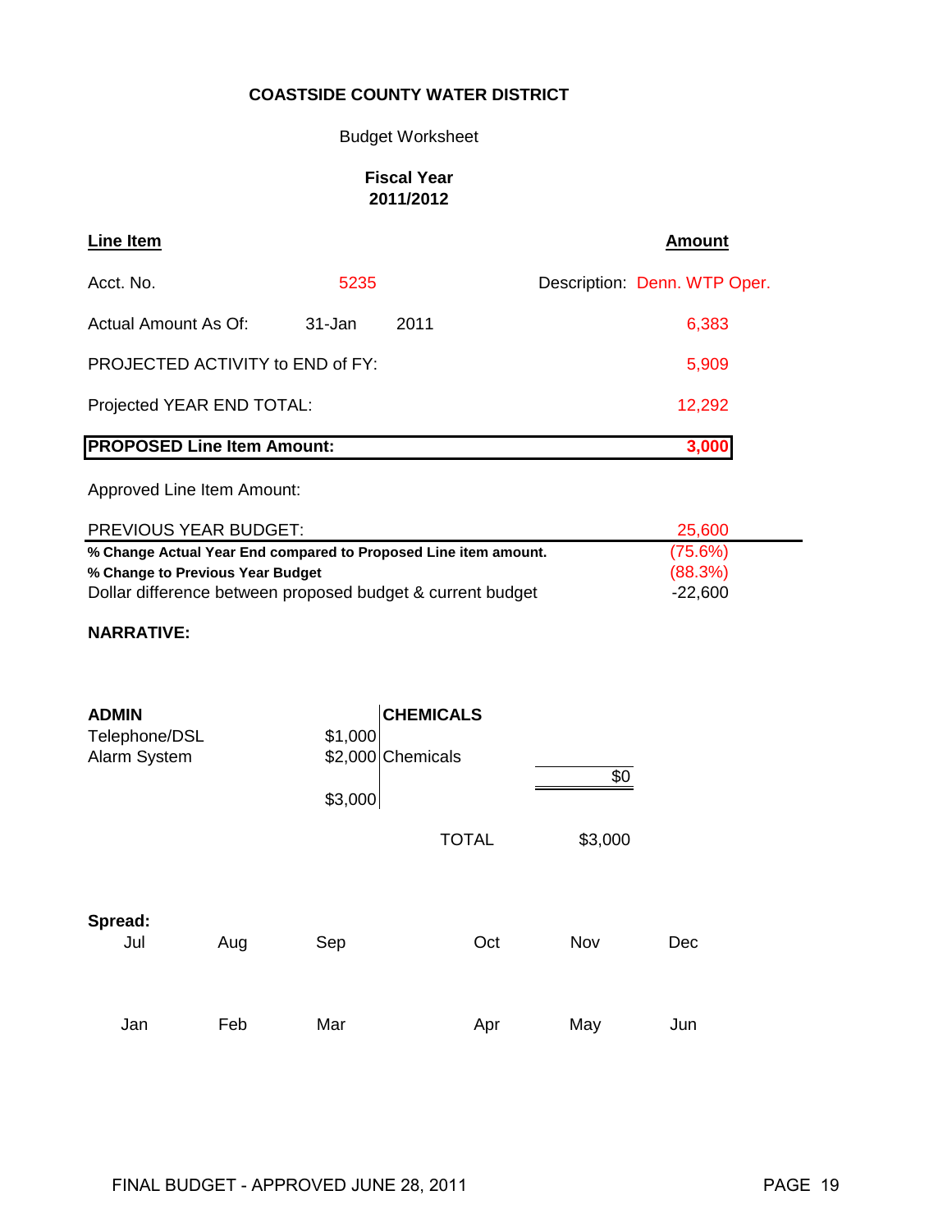**COASTSIDE COUNTY WATER DISTRICT**

Budget Worksheet

**Fiscal Year**
**2011/2012**

| **Line Item** | | | **Amount** |
|---|---|---|---|
| Acct. No. | 5235 | Description: | Denn. WTP Oper. |
| Actual Amount As Of: | 31-Jan | 2011 | 6,383 |
| PROJECTED ACTIVITY to END of FY: | | | 5,909 |
| Projected YEAR END TOTAL: | | | 12,292 |
| **PROPOSED Line Item Amount:** | | | **3,000** |
| Approved Line Item Amount: | | | |
| PREVIOUS YEAR BUDGET: | | | 25,600 |
| **% Change Actual Year End compared to Proposed Line item amount.** | | | (75.6%) |
| **% Change to Previous Year Budget** | | | (88.3%) |
| Dollar difference between proposed budget & current budget | | | -22,600 |

**NARRATIVE:**

| **ADMIN** | | **CHEMICALS** | |
|---|---|---|---|
| Telephone/DSL | $1,000 | | |
| Alarm System | $2,000 | Chemicals | |
| | | | $0 |
| | $3,000 | | |
| | | TOTAL | $3,000 |

**Spread:**

| Jul | Aug | Sep | Oct | Nov | Dec |
|---|---|---|---|---|---|
| | | | | | |

| Jan | Feb | Mar | Apr | May | Jun |
|---|---|---|---|---|---|
| | | | | | |

FINAL BUDGET - APPROVED JUNE 28, 2011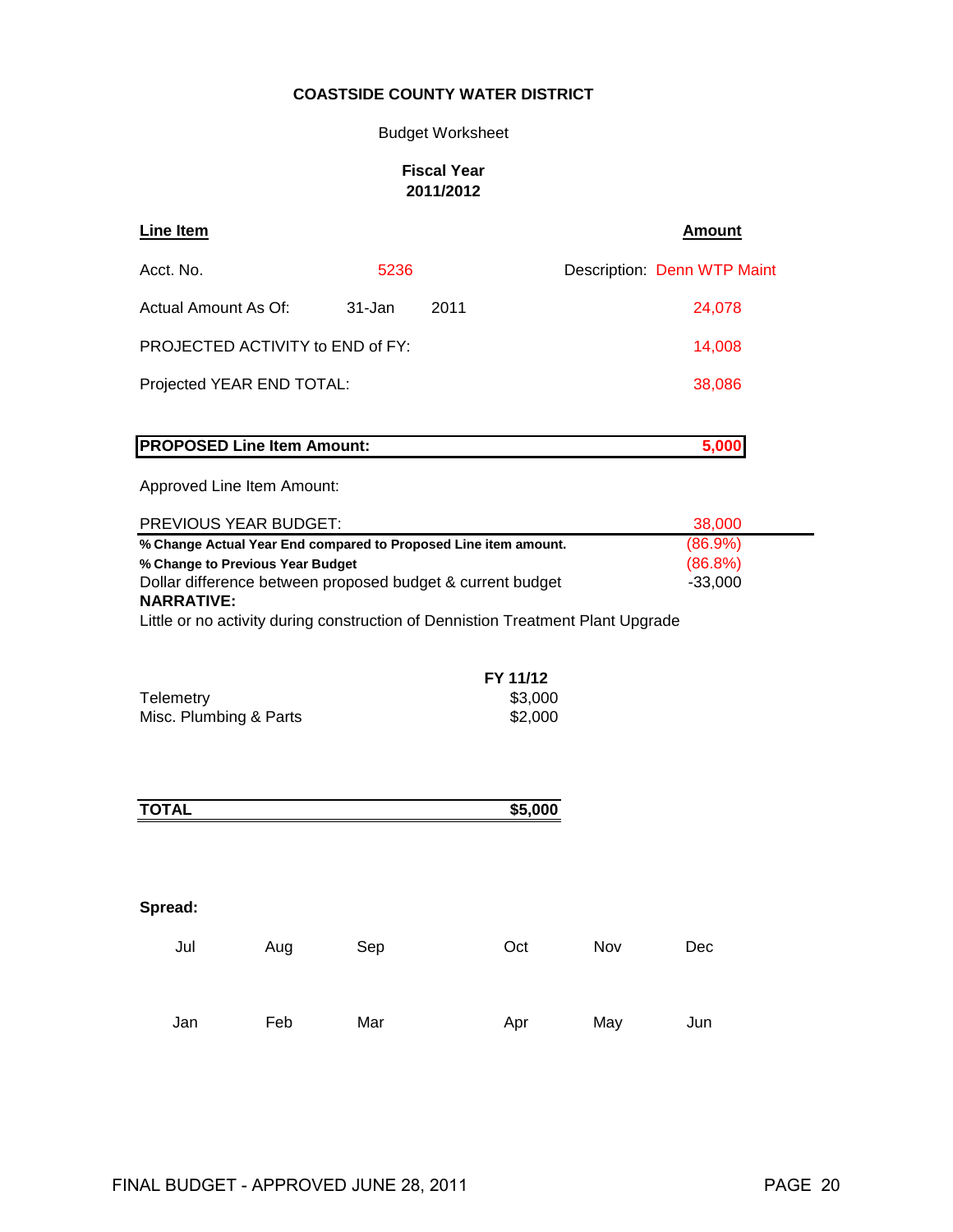**COASTSIDE COUNTY WATER DISTRICT**

Budget Worksheet

**Fiscal Year**
**2011/2012**

| **Line Item** | | | **Amount** |
|---|---|---|---|
| Acct. No. | 5236 | | Description: Denn WTP Maint |
| Actual Amount As Of: | 31-Jan | 2011 | 24,078 |
| PROJECTED ACTIVITY to END of FY: | | | 14,008 |
| Projected YEAR END TOTAL: | | | 38,086 |
| **PROPOSED Line Item Amount:** | | | **5,000** |
| Approved Line Item Amount: | | | |
| PREVIOUS YEAR BUDGET: | | | 38,000 |
| **% Change Actual Year End compared to Proposed Line item amount.** | | | (86.9%) |
| **% Change to Previous Year Budget** | | | (86.8%) |
| Dollar difference between proposed budget & current budget | | | -33,000 |

**NARRATIVE:**

Little or no activity during construction of Dennistion Treatment Plant Upgrade

| | **FY 11/12** |
|---|---|
| Telemetry | $3,000 |
| Misc. Plumbing & Parts | $2,000 |
| **TOTAL** | **$5,000** |

**Spread:**

| | | | | | |
|---|---|---|---|---|---|
| Jul | Aug | Sep | Oct | Nov | Dec |
| Jan | Feb | Mar | Apr | May | Jun |

FINAL BUDGET - APPROVED JUNE 28, 2011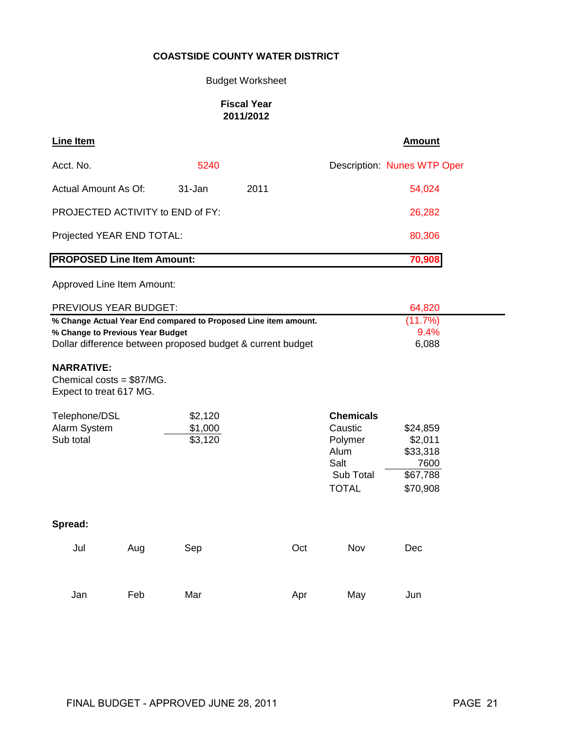**COASTSIDE COUNTY WATER DISTRICT**

Budget Worksheet

**Fiscal Year**
**2011/2012**

| **Line Item** | | | **Amount** |
|---|---|---|---|
| Acct. No. | 5240 | Description: | Nunes WTP Oper |
| Actual Amount As Of: | 31-Jan 2011 | | 54,024 |
| PROJECTED ACTIVITY to END of FY: | | | 26,282 |
| Projected YEAR END TOTAL: | | | 80,306 |
| **PROPOSED Line Item Amount:** | | | **70,908** |
| Approved Line Item Amount: | | | |
| PREVIOUS YEAR BUDGET: | | | 64,820 |
| **% Change Actual Year End compared to Proposed Line item amount.** | | | (11.7%) |
| **% Change to Previous Year Budget** | | | 9.4% |
| Dollar difference between proposed budget & current budget | | | 6,088 |

**NARRATIVE:**

Chemical costs = $87/MG.
Expect to treat 617 MG.

| | |
|---|---|
| Telephone/DSL | $2,120 |
| Alarm System | $1,000 |
| Sub total | $3,120 |

| **Chemicals** | |
|---|---|
| Caustic | $24,859 |
| Polymer | $2,011 |
| Alum | $33,318 |
| Salt | 7600 |
| Sub Total | $67,788 |
| TOTAL | $70,908 |

**Spread:**

| Jul | Aug | Sep | Oct | Nov | Dec |
|---|---|---|---|---|---|
| | | | | | |

| Jan | Feb | Mar | Apr | May | Jun |
|---|---|---|---|---|---|
| | | | | | |

FINAL BUDGET - APPROVED JUNE 28, 2011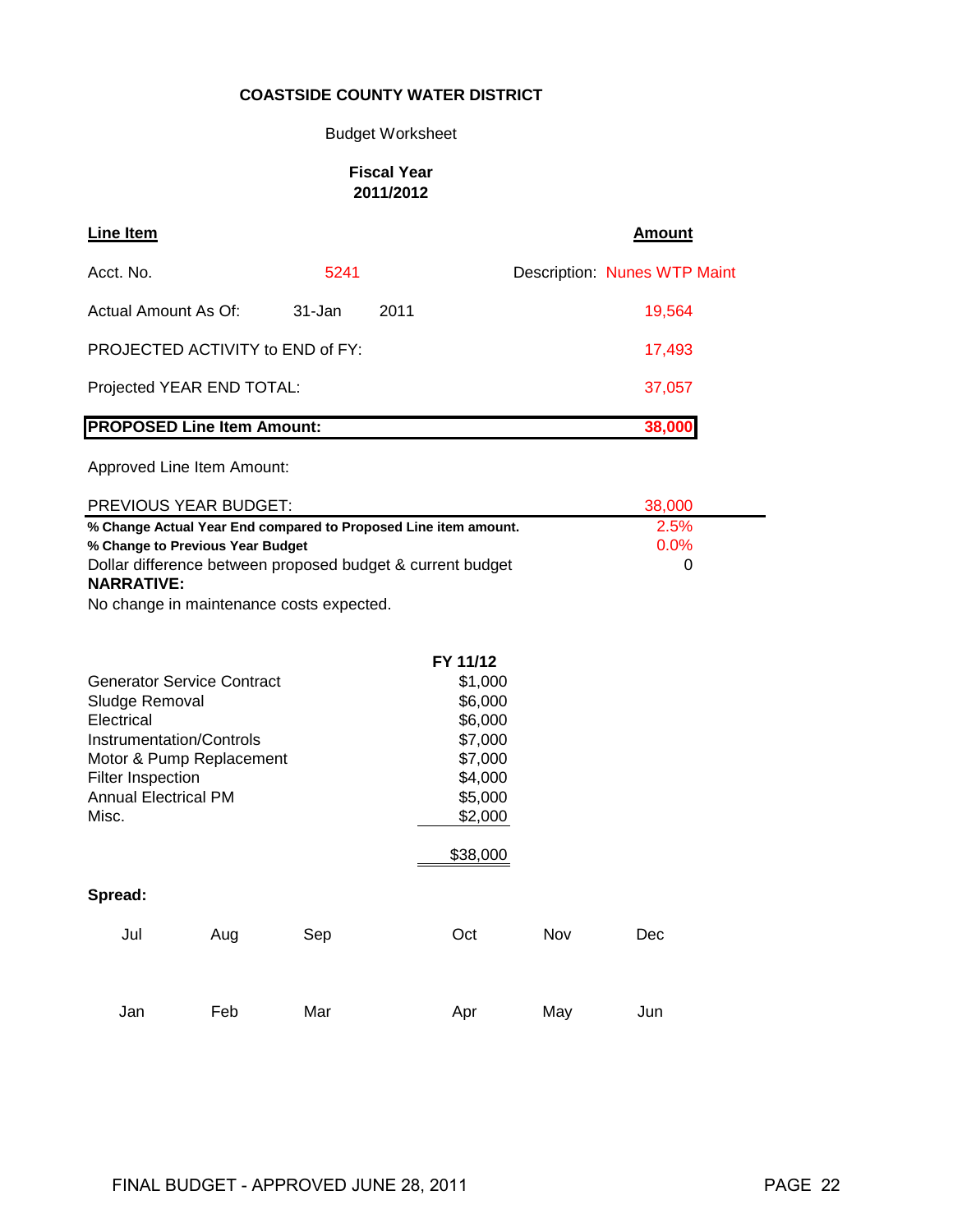**COASTSIDE COUNTY WATER DISTRICT**

Budget Worksheet

**Fiscal Year 2011/2012**

| **Line Item** | | | **Amount** |
|---|---|---|---|
| Acct. No. | 5241 | Description: | Nunes WTP Maint |
| Actual Amount As Of: | 31-Jan 2011 | | 19,564 |
| PROJECTED ACTIVITY to END of FY: | | | 17,493 |
| Projected YEAR END TOTAL: | | | 37,057 |
| **PROPOSED Line Item Amount:** | | | **38,000** |
| Approved Line Item Amount: | | | |
| PREVIOUS YEAR BUDGET: | | | 38,000 |
| **% Change Actual Year End compared to Proposed Line item amount.** | | | 2.5% |
| **% Change to Previous Year Budget** | | | 0.0% |
| Dollar difference between proposed budget & current budget | | | 0 |

**NARRATIVE:**

No change in maintenance costs expected.

| | FY 11/12 |
|---|---|
| Generator Service Contract | $1,000 |
| Sludge Removal | $6,000 |
| Electrical | $6,000 |
| Instrumentation/Controls | $7,000 |
| Motor & Pump Replacement | $7,000 |
| Filter Inspection | $4,000 |
| Annual Electrical PM | $5,000 |
| Misc. | $2,000 |
| | $38,000 |

**Spread:**

| Jul | Aug | Sep | Oct | Nov | Dec |
|---|---|---|---|---|---|
| | | | | | |
| **Jan** | **Feb** | **Mar** | **Apr** | **May** | **Jun** |
| | | | | | |

FINAL BUDGET - APPROVED JUNE 28, 2011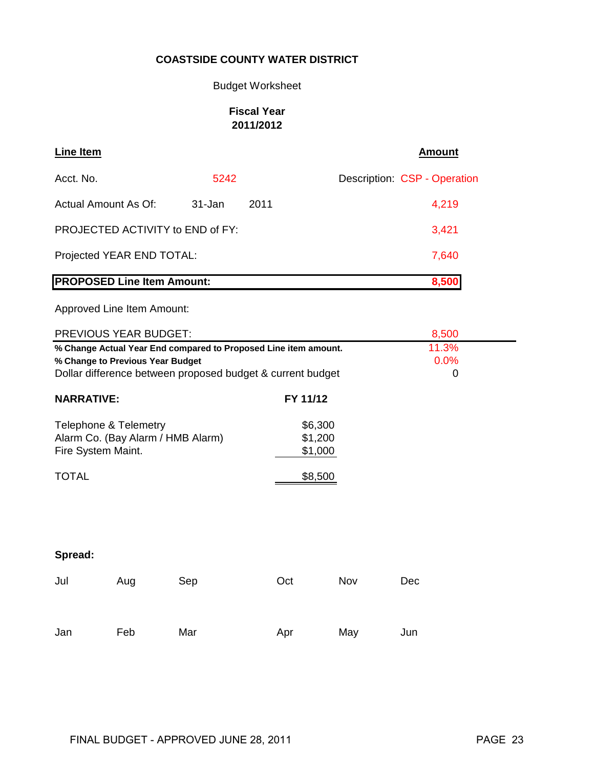**COASTSIDE COUNTY WATER DISTRICT**

Budget Worksheet

**Fiscal Year**
**2011/2012**

| **Line Item** | | | **Amount** |
|---|---|---|---|
| Acct. No. | 5242 | Description: CSP - Operation | |
| Actual Amount As Of: | 31-Jan 2011 | | 4,219 |
| PROJECTED ACTIVITY to END of FY: | | | 3,421 |
| Projected YEAR END TOTAL: | | | 7,640 |
| **PROPOSED Line Item Amount:** | | | **8,500** |
| Approved Line Item Amount: | | | |
| PREVIOUS YEAR BUDGET: | | | 8,500 |
| **% Change Actual Year End compared to Proposed Line item amount.** | | | 11.3% |
| **% Change to Previous Year Budget** | | | 0.0% |
| Dollar difference between proposed budget & current budget | | | 0 |

| **NARRATIVE:** | **FY 11/12** |
|---|---|
| Telephone & Telemetry | $6,300 |
| Alarm Co. (Bay Alarm / HMB Alarm) | $1,200 |
| Fire System Maint. | $1,000 |
| TOTAL | $8,500 |

**Spread:**

| Jul | Aug | Sep | Oct | Nov | Dec |
|---|---|---|---|---|---|
| | | | | | |

| Jan | Feb | Mar | Apr | May | Jun |
|---|---|---|---|---|---|
| | | | | | |

FINAL BUDGET - APPROVED JUNE 28, 2011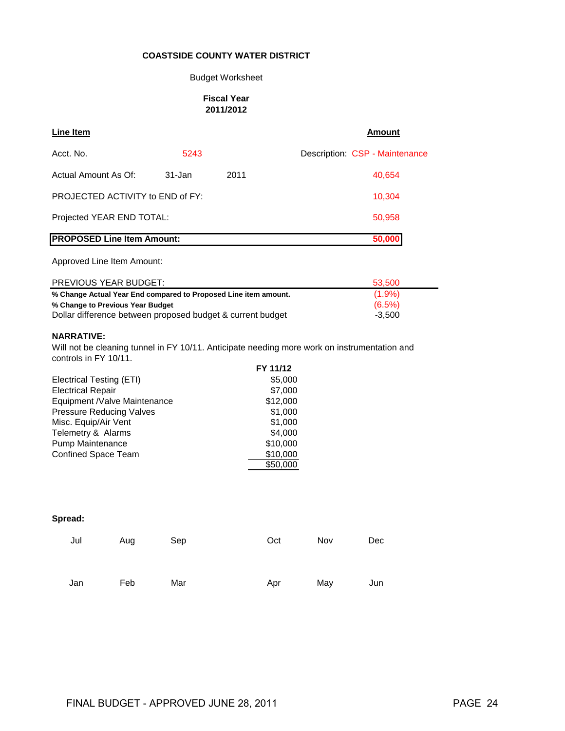**COASTSIDE COUNTY WATER DISTRICT**

Budget Worksheet

**Fiscal Year 2011/2012**

| **Line Item** | | | **Amount** |
|---|---|---|---|
| Acct. No. | 5243 | Description: CSP - Maintenance | |
| Actual Amount As Of: | 31-Jan 2011 | | 40,654 |
| PROJECTED ACTIVITY to END of FY: | | | 10,304 |
| Projected YEAR END TOTAL: | | | 50,958 |
| **PROPOSED Line Item Amount:** | | | **50,000** |
| Approved Line Item Amount: | | | |
| PREVIOUS YEAR BUDGET: | | | 53,500 |
| **% Change Actual Year End compared to Proposed Line item amount.** | | | (1.9%) |
| **% Change to Previous Year Budget** | | | (6.5%) |
| Dollar difference between proposed budget & current budget | | | -3,500 |

**NARRATIVE:**

Will not be cleaning tunnel in FY 10/11. Anticipate needing more work on instrumentation and controls in FY 10/11.

| | **FY 11/12** |
|---|---|
| Electrical Testing (ETI) | $5,000 |
| Electrical Repair | $7,000 |
| Equipment /Valve Maintenance | $12,000 |
| Pressure Reducing Valves | $1,000 |
| Misc. Equip/Air Vent | $1,000 |
| Telemetry & Alarms | $4,000 |
| Pump Maintenance | $10,000 |
| Confined Space Team | $10,000 |
| | $50,000 |

**Spread:**

| | | | | | |
|---|---|---|---|---|---|
| Jul | Aug | Sep | Oct | Nov | Dec |
| Jan | Feb | Mar | Apr | May | Jun |

FINAL BUDGET - APPROVED JUNE 28, 2011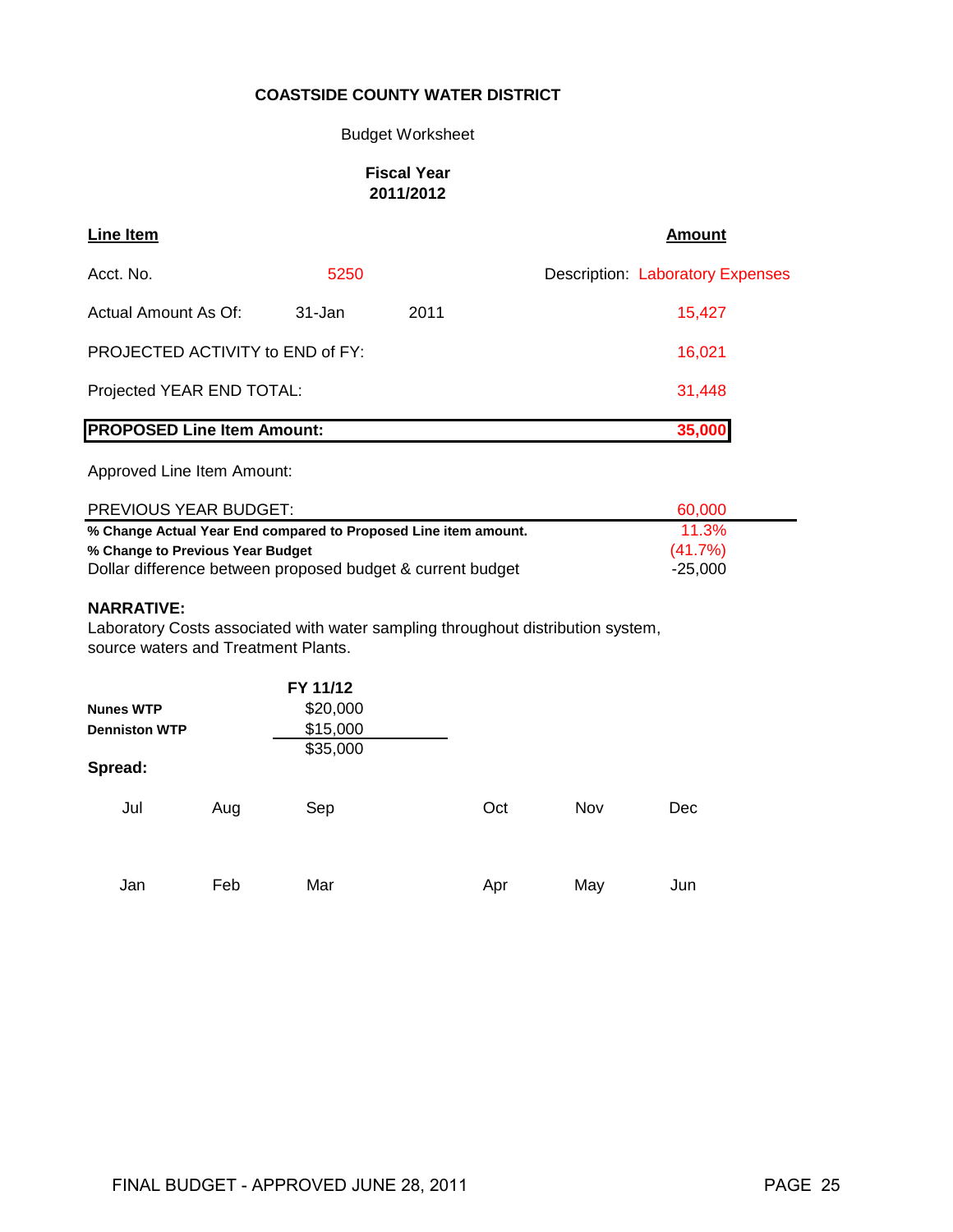**COASTSIDE COUNTY WATER DISTRICT**

Budget Worksheet

**Fiscal Year 2011/2012**

| **Line Item** | | | **Amount** |
|---|---|---|---|
| Acct. No. | 5250 | | Description: Laboratory Expenses |
| Actual Amount As Of: | 31-Jan | 2011 | 15,427 |
| PROJECTED ACTIVITY to END of FY: | | | 16,021 |
| Projected YEAR END TOTAL: | | | 31,448 |
| **PROPOSED Line Item Amount:** | | | **35,000** |
| Approved Line Item Amount: | | | |
| PREVIOUS YEAR BUDGET: | | | 60,000 |
| **% Change Actual Year End compared to Proposed Line item amount.** | | | 11.3% |
| **% Change to Previous Year Budget** | | | (41.7%) |
| Dollar difference between proposed budget & current budget | | | -25,000 |

**NARRATIVE:**

Laboratory Costs associated with water sampling throughout distribution system, source waters and Treatment Plants.

| | **FY 11/12** |
|---|---|
| **Nunes WTP** | $20,000 |
| **Denniston WTP** | $15,000 |
| | $35,000 |

**Spread:**

| Jul | Aug | Sep | Oct | Nov | Dec |
|---|---|---|---|---|---|
| | | | | | |
| Jan | Feb | Mar | Apr | May | Jun |
| | | | | | |

FINAL BUDGET - APPROVED JUNE 28, 2011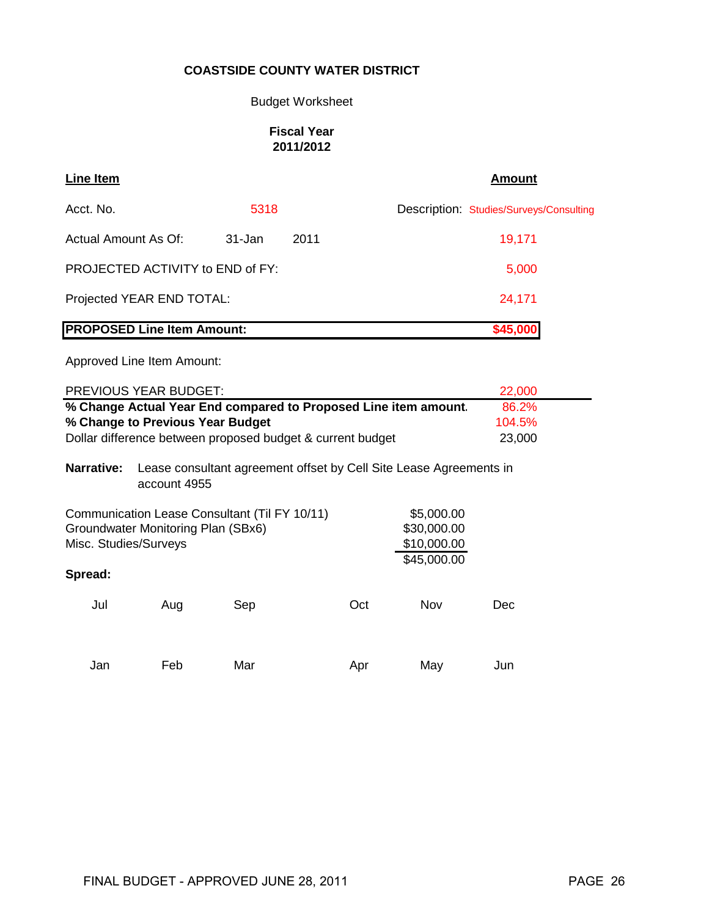**COASTSIDE COUNTY WATER DISTRICT**

Budget Worksheet

**Fiscal Year 2011/2012**

| **Line Item** | | | **Amount** |
|---|---|---|---|
| Acct. No. | 5318 | Description: | Studies/Surveys/Consulting |
| Actual Amount As Of: | 31-Jan 2011 | | 19,171 |
| PROJECTED ACTIVITY to END of FY: | | | 5,000 |
| Projected YEAR END TOTAL: | | | 24,171 |
| **PROPOSED Line Item Amount:** | | | **$45,000** |
| Approved Line Item Amount: | | | |
| PREVIOUS YEAR BUDGET: | | | 22,000 |
| **% Change Actual Year End compared to Proposed Line item amount.** | | | 86.2% |
| **% Change to Previous Year Budget** | | | 104.5% |
| Dollar difference between proposed budget & current budget | | | 23,000 |

**Narrative:** Lease consultant agreement offset by Cell Site Lease Agreements in account 4955

| | |
|---|---|
| Communication Lease Consultant (Til FY 10/11) | $5,000.00 |
| Groundwater Monitoring Plan (SBx6) | $30,000.00 |
| Misc. Studies/Surveys | $10,000.00 |
| | $45,000.00 |

**Spread:**

| Jul | Aug | Sep | Oct | Nov | Dec |
|---|---|---|---|---|---|
| | | | | | |

| Jan | Feb | Mar | Apr | May | Jun |
|---|---|---|---|---|---|
| | | | | | |

FINAL BUDGET - APPROVED JUNE 28, 2011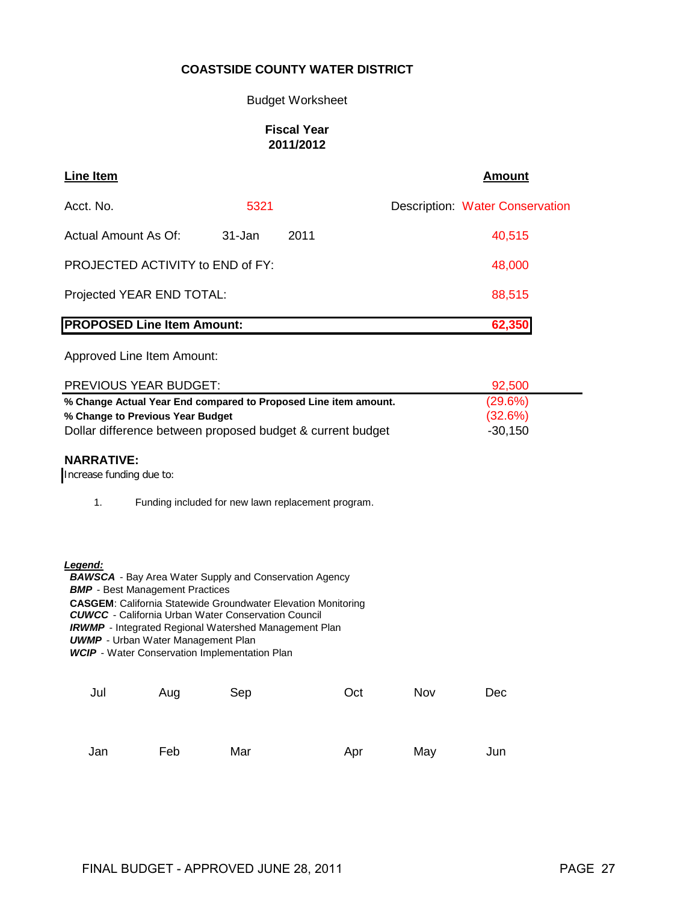**COASTSIDE COUNTY WATER DISTRICT**

Budget Worksheet

**Fiscal Year**
**2011/2012**

| **Line Item** | | | **Amount** |
|---|---|---|---|
| Acct. No. | 5321 | Description: Water Conservation | |
| Actual Amount As Of: | 31-Jan 2011 | | 40,515 |
| PROJECTED ACTIVITY to END of FY: | | | 48,000 |
| Projected YEAR END TOTAL: | | | 88,515 |
| **PROPOSED Line Item Amount:** | | | **62,350** |
| Approved Line Item Amount: | | | |
| PREVIOUS YEAR BUDGET: | | | 92,500 |
| **% Change Actual Year End compared to Proposed Line item amount.** | | | (29.6%) |
| **% Change to Previous Year Budget** | | | (32.6%) |
| Dollar difference between proposed budget & current budget | | | -30,150 |

**NARRATIVE:**

Increase funding due to:

1. Funding included for new lawn replacement program.

***Legend:***

***BAWSCA*** - Bay Area Water Supply and Conservation Agency
***BMP*** - Best Management Practices
**CASGEM**: California Statewide Groundwater Elevation Monitoring
***CUWCC*** - California Urban Water Conservation Council
***IRWMP*** - Integrated Regional Watershed Management Plan
***UWMP*** - Urban Water Management Plan
***WCIP*** - Water Conservation Implementation Plan

| Jul | Aug | Sep | Oct | Nov | Dec |
|---|---|---|---|---|---|
| | | | | | |
| Jan | Feb | Mar | Apr | May | Jun |

FINAL BUDGET - APPROVED JUNE 28, 2011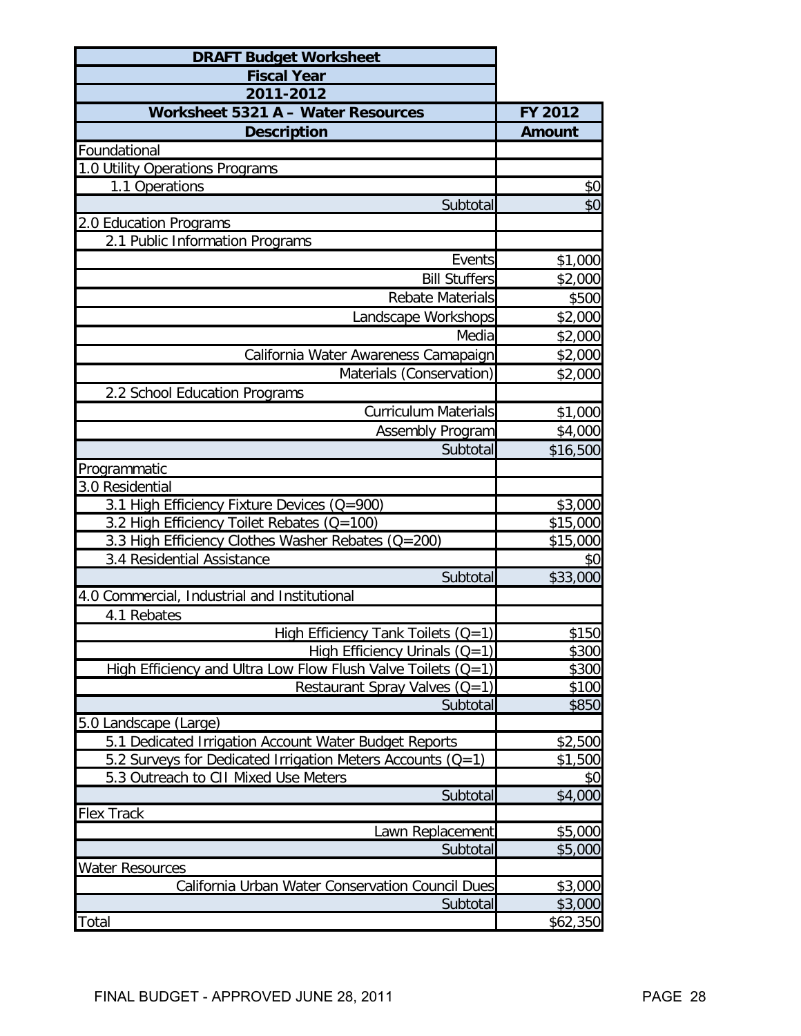| DRAFT Budget Worksheet<br>Fiscal Year<br>2011-2012 | |
|---|---|
| **Worksheet 5321 A – Water Resources** | **FY 2012** |
| **Description** | **Amount** |
| Foundational | |
| 1.0 Utility Operations Programs | |
| 1.1 Operations | $0 |
| Subtotal | $0 |
| 2.0 Education Programs | |
| 2.1 Public Information Programs | |
| Events | $1,000 |
| Bill Stuffers | $2,000 |
| Rebate Materials | $500 |
| Landscape Workshops | $2,000 |
| Media | $2,000 |
| California Water Awareness Camapaign | $2,000 |
| Materials (Conservation) | $2,000 |
| 2.2 School Education Programs | |
| Curriculum Materials | $1,000 |
| Assembly Program | $4,000 |
| Subtotal | $16,500 |
| Programmatic | |
| 3.0 Residential | |
| 3.1 High Efficiency Fixture Devices (Q=900) | $3,000 |
| 3.2 High Efficiency Toilet Rebates (Q=100) | $15,000 |
| 3.3 High Efficiency Clothes Washer Rebates (Q=200) | $15,000 |
| 3.4 Residential Assistance | $0 |
| Subtotal | $33,000 |
| 4.0 Commercial, Industrial and Institutional | |
| 4.1 Rebates | |
| High Efficiency Tank Toilets (Q=1) | $150 |
| High Efficiency Urinals (Q=1) | $300 |
| High Efficiency and Ultra Low Flow Flush Valve Toilets (Q=1) | $300 |
| Restaurant Spray Valves (Q=1) | $100 |
| Subtotal | $850 |
| 5.0 Landscape (Large) | |
| 5.1 Dedicated Irrigation Account Water Budget Reports | $2,500 |
| 5.2 Surveys for Dedicated Irrigation Meters Accounts (Q=1) | $1,500 |
| 5.3 Outreach to CII Mixed Use Meters | $0 |
| Subtotal | $4,000 |
| Flex Track | |
| Lawn Replacement | $5,000 |
| Subtotal | $5,000 |
| Water Resources | |
| California Urban Water Conservation Council Dues | $3,000 |
| Subtotal | $3,000 |
| Total | $62,350 |

FINAL BUDGET - APPROVED JUNE 28, 2011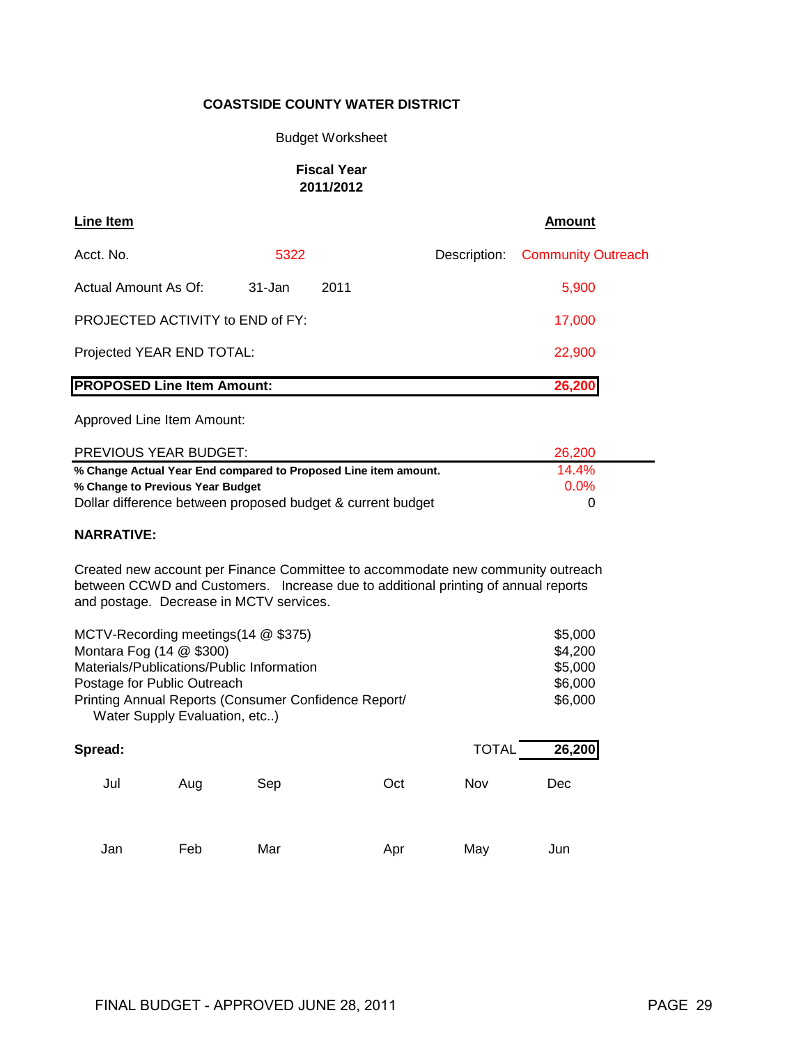**COASTSIDE COUNTY WATER DISTRICT**

Budget Worksheet

**Fiscal Year 2011/2012**

| **Line Item** | | | | **Amount** |
|---|---|---|---|---|
| Acct. No. | 5322 | | Description: | Community Outreach |
| Actual Amount As Of: | 31-Jan | 2011 | | 5,900 |
| PROJECTED ACTIVITY to END of FY: | | | | 17,000 |
| Projected YEAR END TOTAL: | | | | 22,900 |
| **PROPOSED Line Item Amount:** | | | | **26,200** |
| Approved Line Item Amount: | | | | |
| PREVIOUS YEAR BUDGET: | | | | 26,200 |
| **% Change Actual Year End compared to Proposed Line item amount.** | | | | 14.4% |
| **% Change to Previous Year Budget** | | | | 0.0% |
| Dollar difference between proposed budget & current budget | | | | 0 |

**NARRATIVE:**

Created new account per Finance Committee to accommodate new community outreach between CCWD and Customers. Increase due to additional printing of annual reports and postage. Decrease in MCTV services.

| | |
|---|---|
| MCTV-Recording meetings(14 @ $375) | $5,000 |
| Montara Fog (14 @ $300) | $4,200 |
| Materials/Publications/Public Information | $5,000 |
| Postage for Public Outreach | $6,000 |
| Printing Annual Reports (Consumer Confidence Report/ Water Supply Evaluation, etc..) | $6,000 |

**Spread:** TOTAL **26,200**

| Jul | Aug | Sep | Oct | Nov | Dec |
|---|---|---|---|---|---|
| | | | | | |
| **Jan** | **Feb** | **Mar** | **Apr** | **May** | **Jun** |
| | | | | | |

FINAL BUDGET - APPROVED JUNE 28, 2011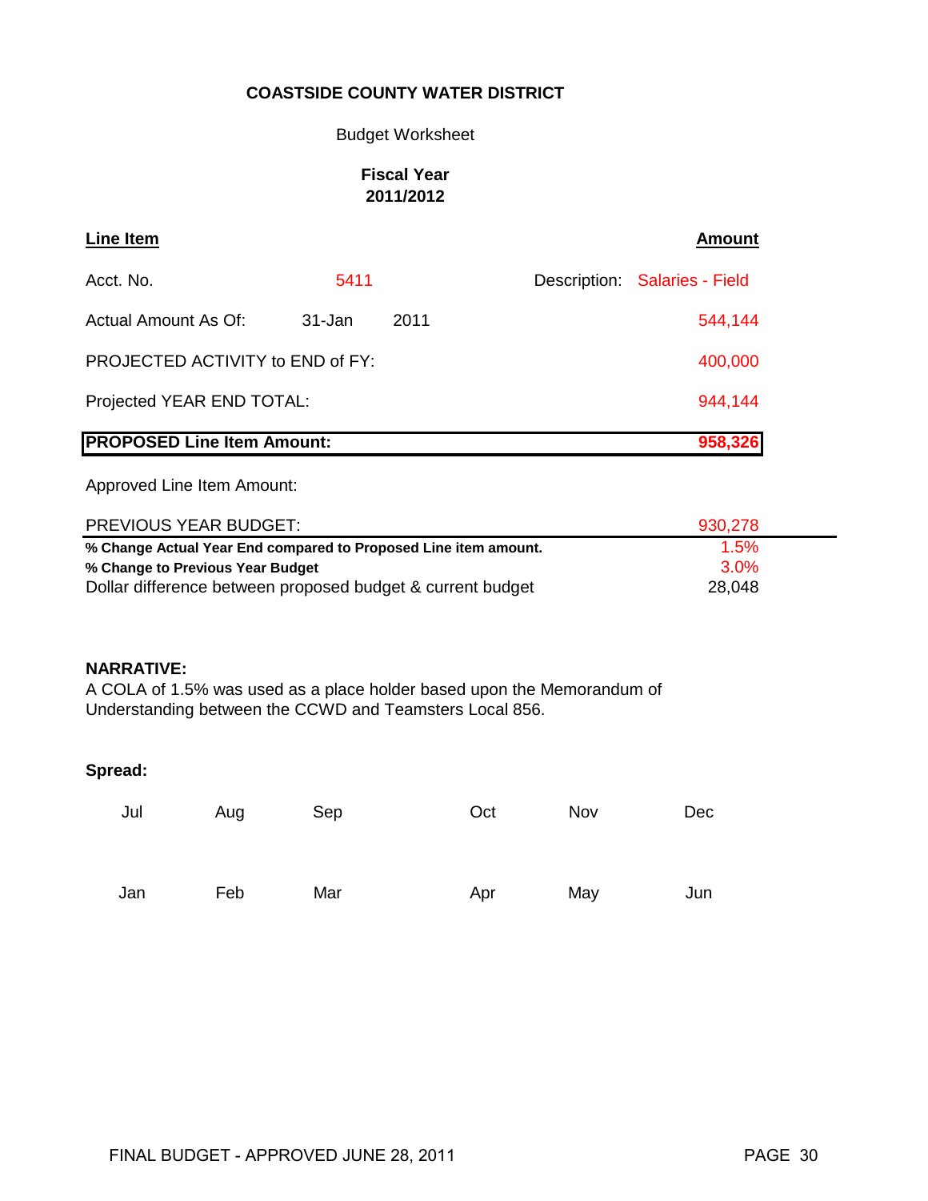**COASTSIDE COUNTY WATER DISTRICT**

Budget Worksheet

**Fiscal Year**
**2011/2012**

| | | | | |
|---|---|---|---|---|
| **Line Item** | | | | **Amount** |
| Acct. No. | 5411 | | Description: | Salaries - Field |
| Actual Amount As Of: | 31-Jan | 2011 | | 544,144 |
| PROJECTED ACTIVITY to END of FY: | | | | 400,000 |
| Projected YEAR END TOTAL: | | | | 944,144 |
| **PROPOSED Line Item Amount:** | | | | **958,326** |
| Approved Line Item Amount: | | | | |
| PREVIOUS YEAR BUDGET: | | | | 930,278 |
| **% Change Actual Year End compared to Proposed Line item amount.** | | | | 1.5% |
| **% Change to Previous Year Budget** | | | | 3.0% |
| Dollar difference between proposed budget & current budget | | | | 28,048 |

**NARRATIVE:**
A COLA of 1.5% was used as a place holder based upon the Memorandum of Understanding between the CCWD and Teamsters Local 856.

**Spread:**

| | | | | | |
|---|---|---|---|---|---|
| Jul | Aug | Sep | Oct | Nov | Dec |
| Jan | Feb | Mar | Apr | May | Jun |

FINAL BUDGET - APPROVED JUNE 28, 2011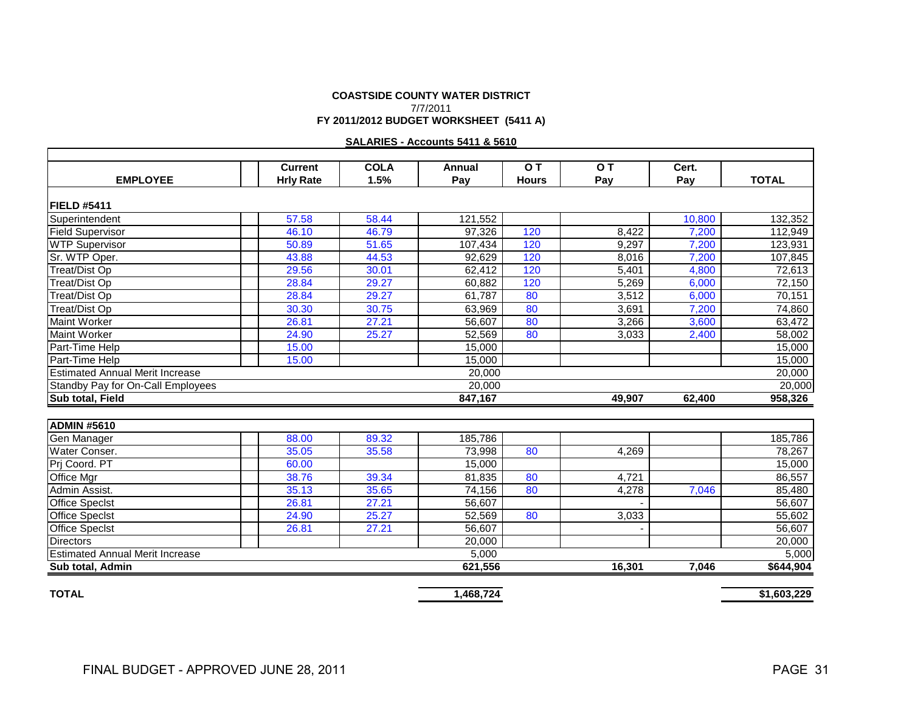**COASTSIDE COUNTY WATER DISTRICT**

7/7/2011

**FY 2011/2012 BUDGET WORKSHEET (5411 A)**

**SALARIES - Accounts 5411 & 5610**

| EMPLOYEE | | Current Hrly Rate | COLA 1.5% | Annual Pay | O T Hours | O T Pay | Cert. Pay | TOTAL |
|---|---|---|---|---|---|---|---|---|
| **FIELD #5411** | | | | | | | | |
| Superintendent | | 57.58 | 58.44 | 121,552 | | | 10,800 | 132,352 |
| Field Supervisor | | 46.10 | 46.79 | 97,326 | 120 | 8,422 | 7,200 | 112,949 |
| WTP Supervisor | | 50.89 | 51.65 | 107,434 | 120 | 9,297 | 7,200 | 123,931 |
| Sr. WTP Oper. | | 43.88 | 44.53 | 92,629 | 120 | 8,016 | 7,200 | 107,845 |
| Treat/Dist Op | | 29.56 | 30.01 | 62,412 | 120 | 5,401 | 4,800 | 72,613 |
| Treat/Dist Op | | 28.84 | 29.27 | 60,882 | 120 | 5,269 | 6,000 | 72,150 |
| Treat/Dist Op | | 28.84 | 29.27 | 61,787 | 80 | 3,512 | 6,000 | 70,151 |
| Treat/Dist Op | | 30.30 | 30.75 | 63,969 | 80 | 3,691 | 7,200 | 74,860 |
| Maint Worker | | 26.81 | 27.21 | 56,607 | 80 | 3,266 | 3,600 | 63,472 |
| Maint Worker | | 24.90 | 25.27 | 52,569 | 80 | 3,033 | 2,400 | 58,002 |
| Part-Time Help | | 15.00 | | 15,000 | | | | 15,000 |
| Part-Time Help | | 15.00 | | 15,000 | | | | 15,000 |
| Estimated Annual Merit Increase | | | | 20,000 | | | | 20,000 |
| Standby Pay for On-Call Employees | | | | 20,000 | | | | 20,000 |
| **Sub total, Field** | | | | **847,167** | | **49,907** | **62,400** | **958,326** |
| **ADMIN #5610** | | | | | | | | |
| Gen Manager | | 88.00 | 89.32 | 185,786 | | | | 185,786 |
| Water Conser. | | 35.05 | 35.58 | 73,998 | 80 | 4,269 | | 78,267 |
| Prj Coord. PT | | 60.00 | | 15,000 | | | | 15,000 |
| Office Mgr | | 38.76 | 39.34 | 81,835 | 80 | 4,721 | | 86,557 |
| Admin Assist. | | 35.13 | 35.65 | 74,156 | 80 | 4,278 | 7,046 | 85,480 |
| Office Speclst | | 26.81 | 27.21 | 56,607 | | - | | 56,607 |
| Office Speclst | | 24.90 | 25.27 | 52,569 | 80 | 3,033 | | 55,602 |
| Office Speclst | | 26.81 | 27.21 | 56,607 | | - | | 56,607 |
| Directors | | | | 20,000 | | | | 20,000 |
| Estimated Annual Merit Increase | | | | 5,000 | | | | 5,000 |
| **Sub total, Admin** | | | | **621,556** | | **16,301** | **7,046** | **$644,904** |
| **TOTAL** | | | | **1,468,724** | | | | **$1,603,229** |

FINAL BUDGET - APPROVED JUNE 28, 2011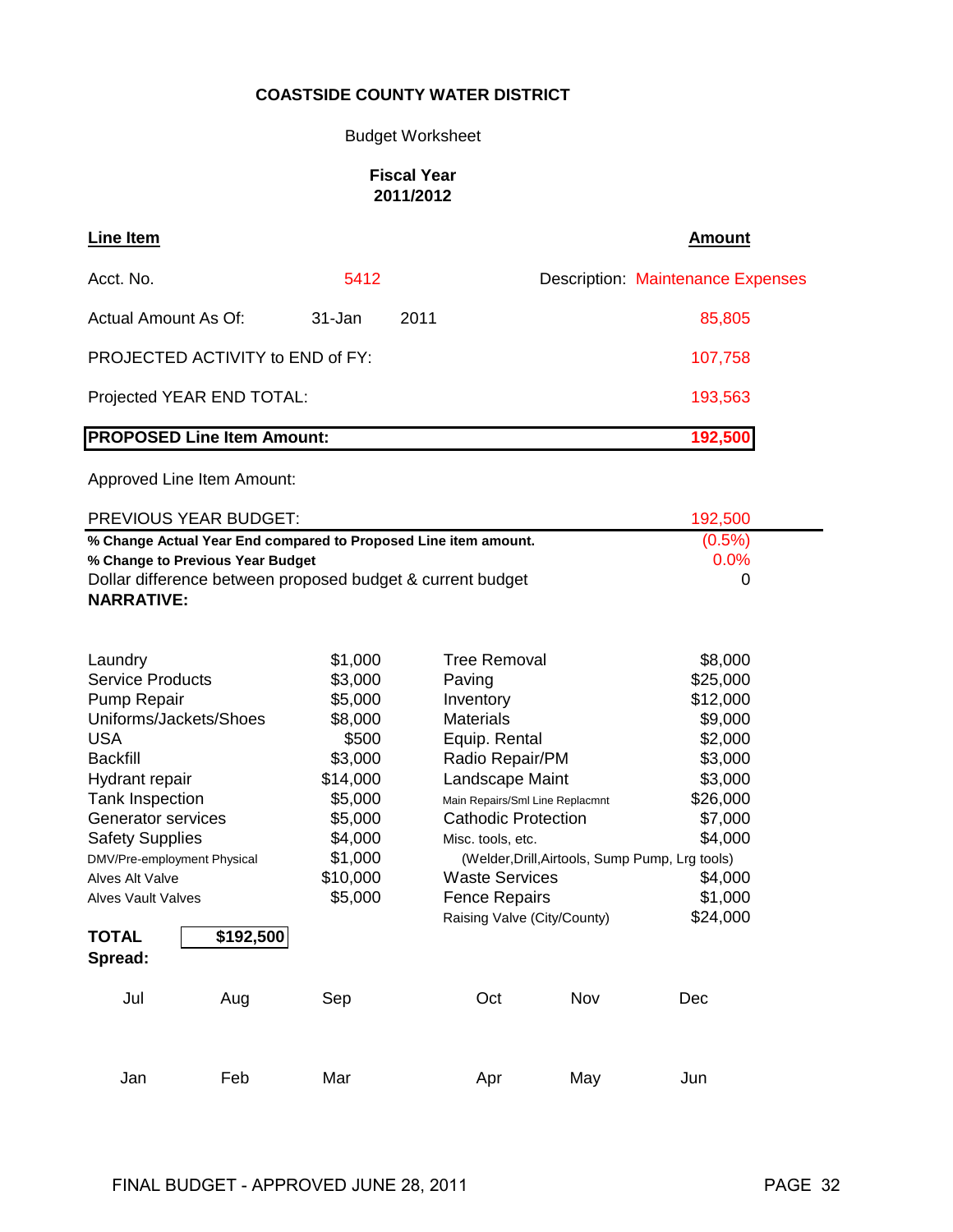**COASTSIDE COUNTY WATER DISTRICT**

Budget Worksheet

**Fiscal Year 2011/2012**

| **Line Item** | | | **Amount** |
|---|---|---|---|
| Acct. No. | 5412 | Description: Maintenance Expenses | |
| Actual Amount As Of: | 31-Jan 2011 | | 85,805 |
| PROJECTED ACTIVITY to END of FY: | | | 107,758 |
| Projected YEAR END TOTAL: | | | 193,563 |
| **PROPOSED Line Item Amount:** | | | **192,500** |
| Approved Line Item Amount: | | | |
| PREVIOUS YEAR BUDGET: | | | 192,500 |
| **% Change Actual Year End compared to Proposed Line item amount.** | | | (0.5%) |
| **% Change to Previous Year Budget** | | | 0.0% |
| Dollar difference between proposed budget & current budget | | | 0 |

**NARRATIVE:**

| | | | |
|---|---|---|---|
| Laundry | $1,000 | Tree Removal | $8,000 |
| Service Products | $3,000 | Paving | $25,000 |
| Pump Repair | $5,000 | Inventory | $12,000 |
| Uniforms/Jackets/Shoes | $8,000 | Materials | $9,000 |
| USA | $500 | Equip. Rental | $2,000 |
| Backfill | $3,000 | Radio Repair/PM | $3,000 |
| Hydrant repair | $14,000 | Landscape Maint | $3,000 |
| Tank Inspection | $5,000 | Main Repairs/Sml Line Replacmnt | $26,000 |
| Generator services | $5,000 | Cathodic Protection | $7,000 |
| Safety Supplies | $4,000 | Misc. tools, etc. | $4,000 |
| DMV/Pre-employment Physical | $1,000 | (Welder,Drill,Airtools, Sump Pump, Lrg tools) | |
| Alves Alt Valve | $10,000 | Waste Services | $4,000 |
| Alves Vault Valves | $5,000 | Fence Repairs | $1,000 |
| | | Raising Valve (City/County) | $24,000 |

**TOTAL** **$192,500**

**Spread:**

| Jul | Aug | Sep | Oct | Nov | Dec |
|---|---|---|---|---|---|
| | | | | | |
| **Jan** | **Feb** | **Mar** | **Apr** | **May** | **Jun** |
| | | | | | |

FINAL BUDGET - APPROVED JUNE 28, 2011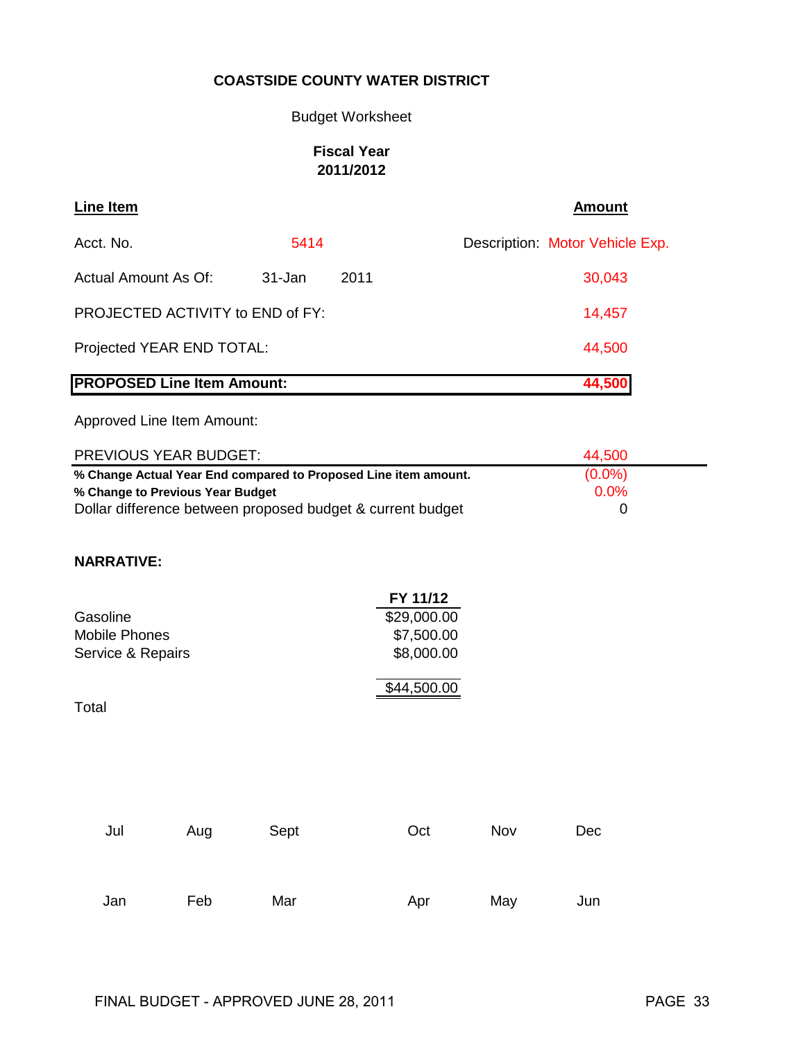**COASTSIDE COUNTY WATER DISTRICT**

Budget Worksheet

**Fiscal Year**
**2011/2012**

| **Line Item** | | | **Amount** |
|---|---|---|---|
| Acct. No. | 5414 | Description: | Motor Vehicle Exp. |
| Actual Amount As Of: | 31-Jan 2011 | | 30,043 |
| PROJECTED ACTIVITY to END of FY: | | | 14,457 |
| Projected YEAR END TOTAL: | | | 44,500 |
| **PROPOSED Line Item Amount:** | | | **44,500** |
| Approved Line Item Amount: | | | |
| PREVIOUS YEAR BUDGET: | | | 44,500 |
| **% Change Actual Year End compared to Proposed Line item amount.** | | | (0.0%) |
| **% Change to Previous Year Budget** | | | 0.0% |
| Dollar difference between proposed budget & current budget | | | 0 |

**NARRATIVE:**

| | **FY 11/12** |
|---|---|
| Gasoline | $29,000.00 |
| Mobile Phones | $7,500.00 |
| Service & Repairs | $8,000.00 |
| Total | $44,500.00 |

| | | | | | |
|---|---|---|---|---|---|
| Jul | Aug | Sept | Oct | Nov | Dec |
| Jan | Feb | Mar | Apr | May | Jun |

FINAL BUDGET - APPROVED JUNE 28, 2011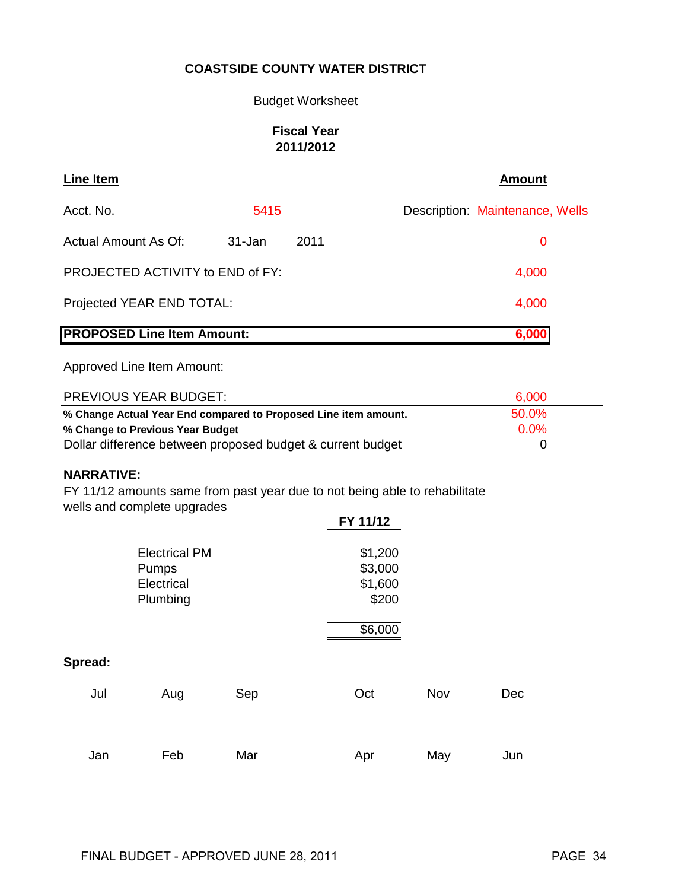**COASTSIDE COUNTY WATER DISTRICT**

Budget Worksheet

**Fiscal Year 2011/2012**

| **Line Item** | | | **Amount** |
|---|---|---|---|
| Acct. No. | 5415 | Description: Maintenance, Wells | |
| Actual Amount As Of: | 31-Jan 2011 | | 0 |
| PROJECTED ACTIVITY to END of FY: | | | 4,000 |
| Projected YEAR END TOTAL: | | | 4,000 |
| **PROPOSED Line Item Amount:** | | | **6,000** |
| Approved Line Item Amount: | | | |
| PREVIOUS YEAR BUDGET: | | | 6,000 |
| **% Change Actual Year End compared to Proposed Line item amount.** | | | 50.0% |
| **% Change to Previous Year Budget** | | | 0.0% |
| Dollar difference between proposed budget & current budget | | | 0 |

**NARRATIVE:**

FY 11/12 amounts same from past year due to not being able to rehabilitate wells and complete upgrades

| | **FY 11/12** |
|---|---|
| Electrical PM | $1,200 |
| Pumps | $3,000 |
| Electrical | $1,600 |
| Plumbing | $200 |
| | $6,000 |

**Spread:**

| Jul | Aug | Sep | Oct | Nov | Dec |
|---|---|---|---|---|---|
| | | | | | |

| Jan | Feb | Mar | Apr | May | Jun |
|---|---|---|---|---|---|
| | | | | | |

FINAL BUDGET - APPROVED JUNE 28, 2011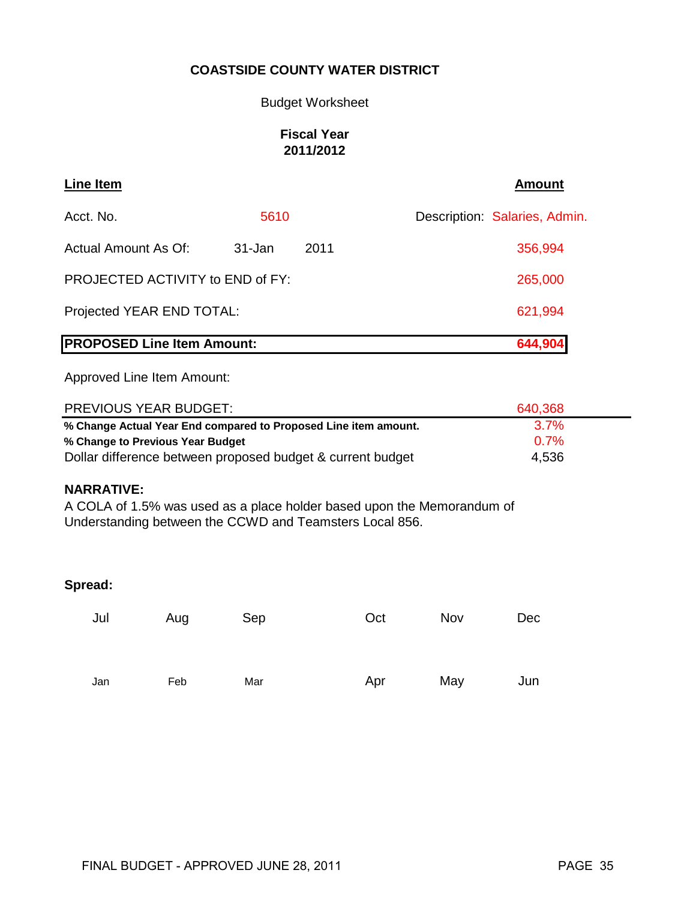**COASTSIDE COUNTY WATER DISTRICT**

Budget Worksheet

**Fiscal Year**
**2011/2012**

| **Line Item** | | | | **Amount** |
|---|---|---|---|---|
| Acct. No. | 5610 | | Description: | Salaries, Admin. |
| Actual Amount As Of: | 31-Jan | 2011 | | 356,994 |
| PROJECTED ACTIVITY to END of FY: | | | | 265,000 |
| Projected YEAR END TOTAL: | | | | 621,994 |
| **PROPOSED Line Item Amount:** | | | | **644,904** |
| Approved Line Item Amount: | | | | |
| PREVIOUS YEAR BUDGET: | | | | 640,368 |
| **% Change Actual Year End compared to Proposed Line item amount.** | | | | 3.7% |
| **% Change to Previous Year Budget** | | | | 0.7% |
| Dollar difference between proposed budget & current budget | | | | 4,536 |

**NARRATIVE:**
A COLA of 1.5% was used as a place holder based upon the Memorandum of Understanding between the CCWD and Teamsters Local 856.

**Spread:**

| | | | | | |
|---|---|---|---|---|---|
| Jul | Aug | Sep | Oct | Nov | Dec |
| Jan | Feb | Mar | Apr | May | Jun |

FINAL BUDGET - APPROVED JUNE 28, 2011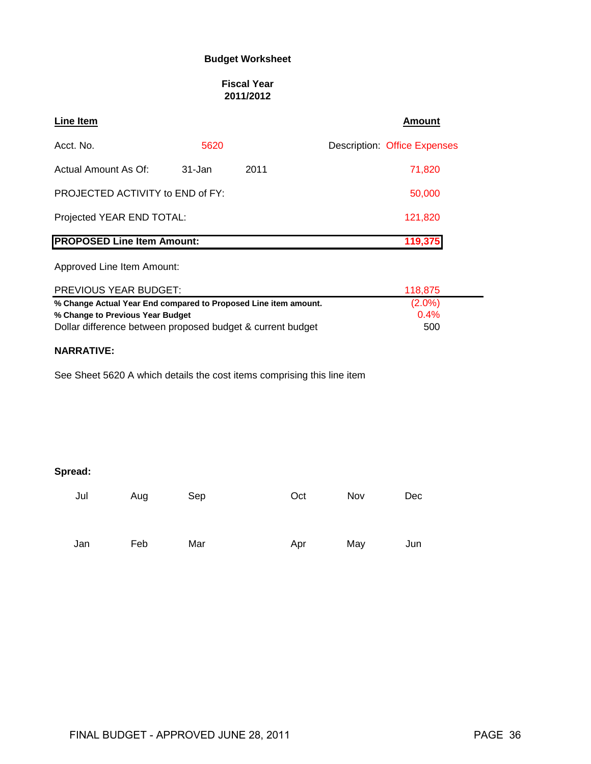**Budget Worksheet**

**Fiscal Year 2011/2012**

| **Line Item** | | | **Amount** |
|---|---|---|---|
| Acct. No. | 5620 | | Description: Office Expenses |
| Actual Amount As Of: | 31-Jan | 2011 | 71,820 |
| PROJECTED ACTIVITY to END of FY: | | | 50,000 |
| Projected YEAR END TOTAL: | | | 121,820 |
| **PROPOSED Line Item Amount:** | | | **119,375** |
| Approved Line Item Amount: | | | |
| PREVIOUS YEAR BUDGET: | | | 118,875 |
| **% Change Actual Year End compared to Proposed Line item amount.** | | | (2.0%) |
| **% Change to Previous Year Budget** | | | 0.4% |
| Dollar difference between proposed budget & current budget | | | 500 |

**NARRATIVE:**

See Sheet 5620 A which details the cost items comprising this line item

**Spread:**

| Jul | Aug | Sep | Oct | Nov | Dec |
|---|---|---|---|---|---|
| | | | | | |

| Jan | Feb | Mar | Apr | May | Jun |
|---|---|---|---|---|---|
| | | | | | |

FINAL BUDGET - APPROVED JUNE 28, 2011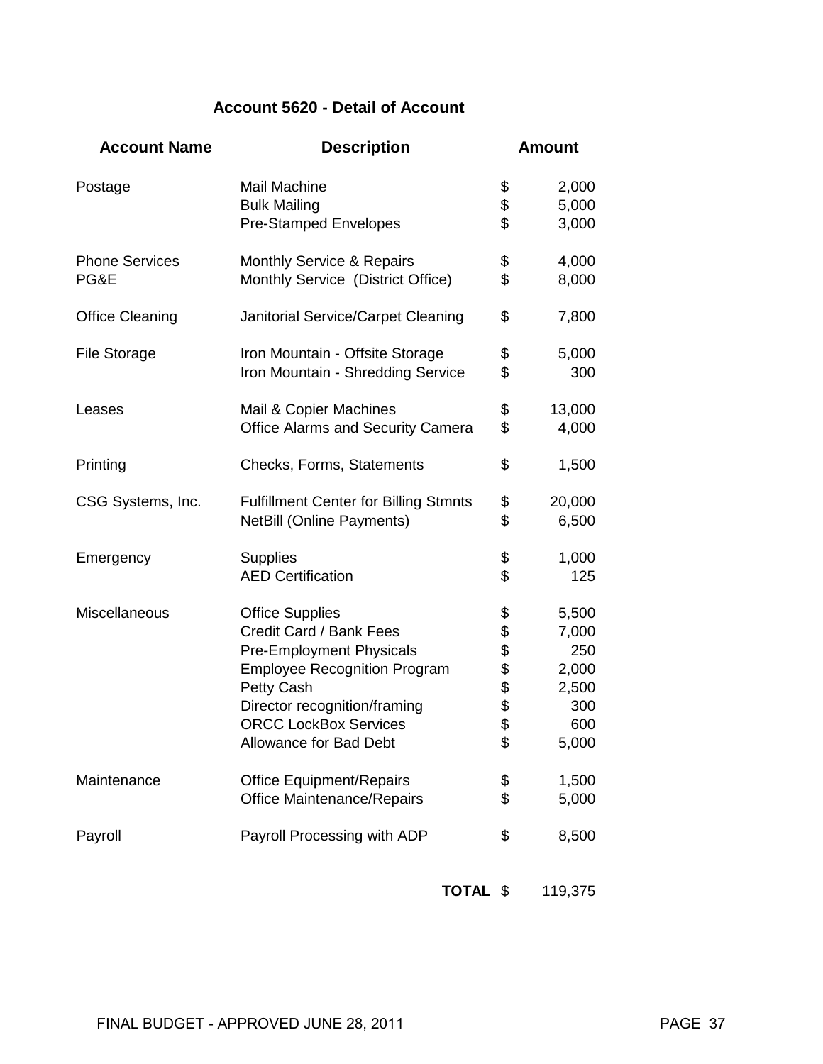## Account 5620 - Detail of Account

| Account Name | Description | Amount |
|---|---|---|
| Postage | Mail Machine | $ 2,000 |
| | Bulk Mailing | $ 5,000 |
| | Pre-Stamped Envelopes | $ 3,000 |
| Phone Services | Monthly Service & Repairs | $ 4,000 |
| PG&E | Monthly Service (District Office) | $ 8,000 |
| Office Cleaning | Janitorial Service/Carpet Cleaning | $ 7,800 |
| File Storage | Iron Mountain - Offsite Storage | $ 5,000 |
| | Iron Mountain - Shredding Service | $ 300 |
| Leases | Mail & Copier Machines | $ 13,000 |
| | Office Alarms and Security Camera | $ 4,000 |
| Printing | Checks, Forms, Statements | $ 1,500 |
| CSG Systems, Inc. | Fulfillment Center for Billing Stmnts | $ 20,000 |
| | NetBill (Online Payments) | $ 6,500 |
| Emergency | Supplies | $ 1,000 |
| | AED Certification | $ 125 |
| Miscellaneous | Office Supplies | $ 5,500 |
| | Credit Card / Bank Fees | $ 7,000 |
| | Pre-Employment Physicals | $ 250 |
| | Employee Recognition Program | $ 2,000 |
| | Petty Cash | $ 2,500 |
| | Director recognition/framing | $ 300 |
| | ORCC LockBox Services | $ 600 |
| | Allowance for Bad Debt | $ 5,000 |
| Maintenance | Office Equipment/Repairs | $ 1,500 |
| | Office Maintenance/Repairs | $ 5,000 |
| Payroll | Payroll Processing with ADP | $ 8,500 |
| | **TOTAL** | $ 119,375 |

FINAL BUDGET - APPROVED JUNE 28, 2011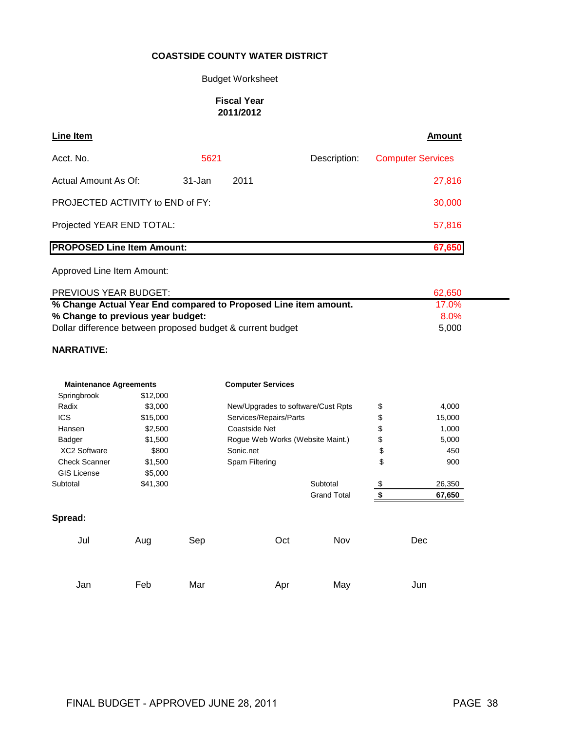**COASTSIDE COUNTY WATER DISTRICT**

Budget Worksheet

**Fiscal Year 2011/2012**

| **Line Item** | | | | **Amount** |
|---|---|---|---|---|
| Acct. No. | 5621 | | Description: | Computer Services |
| Actual Amount As Of: | 31-Jan | 2011 | | 27,816 |
| PROJECTED ACTIVITY to END of FY: | | | | 30,000 |
| Projected YEAR END TOTAL: | | | | 57,816 |
| **PROPOSED Line Item Amount:** | | | | **67,650** |
| Approved Line Item Amount: | | | | |
| PREVIOUS YEAR BUDGET: | | | | 62,650 |
| **% Change Actual Year End compared to Proposed Line item amount.** | | | | 17.0% |
| **% Change to previous year budget:** | | | | 8.0% |
| Dollar difference between proposed budget & current budget | | | | 5,000 |

**NARRATIVE:**

| **Maintenance Agreements** | |
|---|---|
| Springbrook | $12,000 |
| Radix | $3,000 |
| ICS | $15,000 |
| Hansen | $2,500 |
| Badger | $1,500 |
| XC2 Software | $800 |
| Check Scanner | $1,500 |
| GIS License | $5,000 |
| Subtotal | $41,300 |

| **Computer Services** | | |
|---|---|---|
| New/Upgrades to software/Cust Rpts | $ | 4,000 |
| Services/Repairs/Parts | $ | 15,000 |
| Coastside Net | $ | 1,000 |
| Rogue Web Works (Website Maint.) | $ | 5,000 |
| Sonic.net | $ | 450 |
| Spam Filtering | $ | 900 |
| Subtotal | $ | 26,350 |
| Grand Total | **$** | **67,650** |

**Spread:**

| | | | | | |
|---|---|---|---|---|---|
| Jul | Aug | Sep | Oct | Nov | Dec |
| | | | | | |
| Jan | Feb | Mar | Apr | May | Jun |
| | | | | | |

FINAL BUDGET - APPROVED JUNE 28, 2011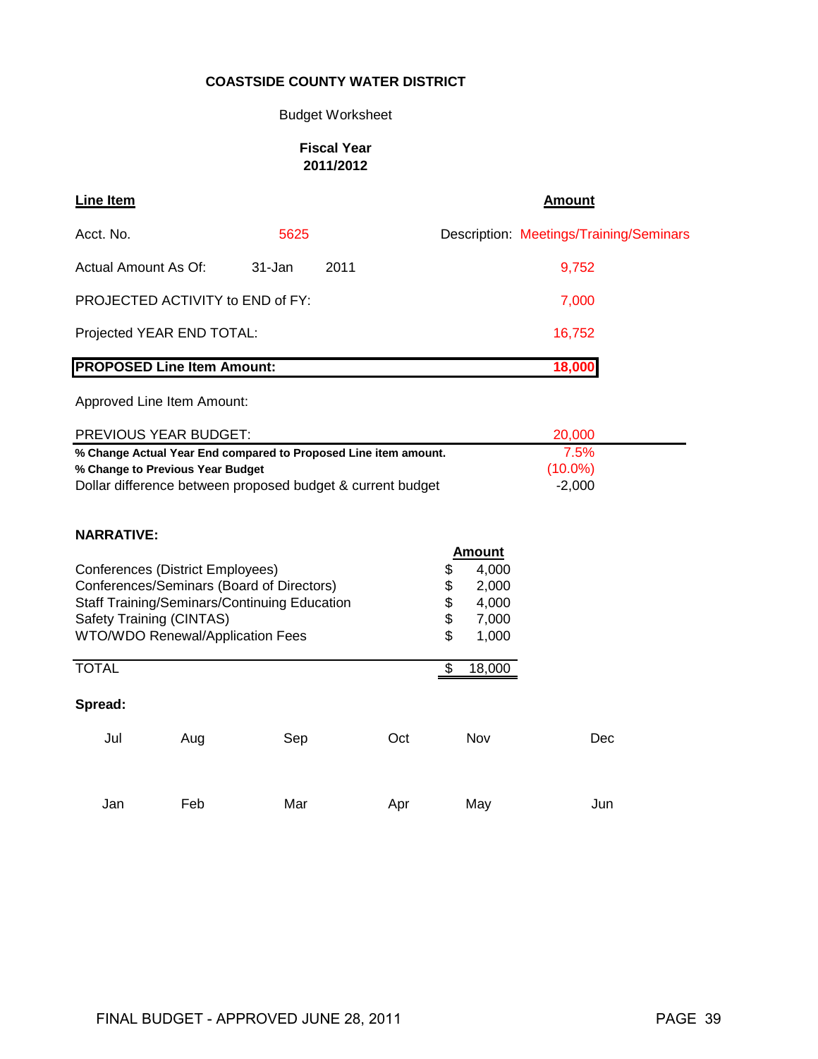**COASTSIDE COUNTY WATER DISTRICT**

Budget Worksheet

**Fiscal Year**
**2011/2012**

| **Line Item** | | | **Amount** |
|---|---|---|---|
| Acct. No. | 5625 | Description: | Meetings/Training/Seminars |
| Actual Amount As Of: | 31-Jan 2011 | | 9,752 |
| PROJECTED ACTIVITY to END of FY: | | | 7,000 |
| Projected YEAR END TOTAL: | | | 16,752 |
| **PROPOSED Line Item Amount:** | | | **18,000** |
| Approved Line Item Amount: | | | |
| PREVIOUS YEAR BUDGET: | | | 20,000 |
| **% Change Actual Year End compared to Proposed Line item amount.** | | | 7.5% |
| **% Change to Previous Year Budget** | | | (10.0%) |
| Dollar difference between proposed budget & current budget | | | -2,000 |

**NARRATIVE:**

| | **Amount** |
|---|---|
| Conferences (District Employees) | $ 4,000 |
| Conferences/Seminars (Board of Directors) | $ 2,000 |
| Staff Training/Seminars/Continuing Education | $ 4,000 |
| Safety Training (CINTAS) | $ 7,000 |
| WTO/WDO Renewal/Application Fees | $ 1,000 |
| TOTAL | $ 18,000 |

**Spread:**

| Jul | Aug | Sep | Oct | Nov | Dec |
|---|---|---|---|---|---|
| | | | | | |

| Jan | Feb | Mar | Apr | May | Jun |
|---|---|---|---|---|---|
| | | | | | |

FINAL BUDGET - APPROVED JUNE 28, 2011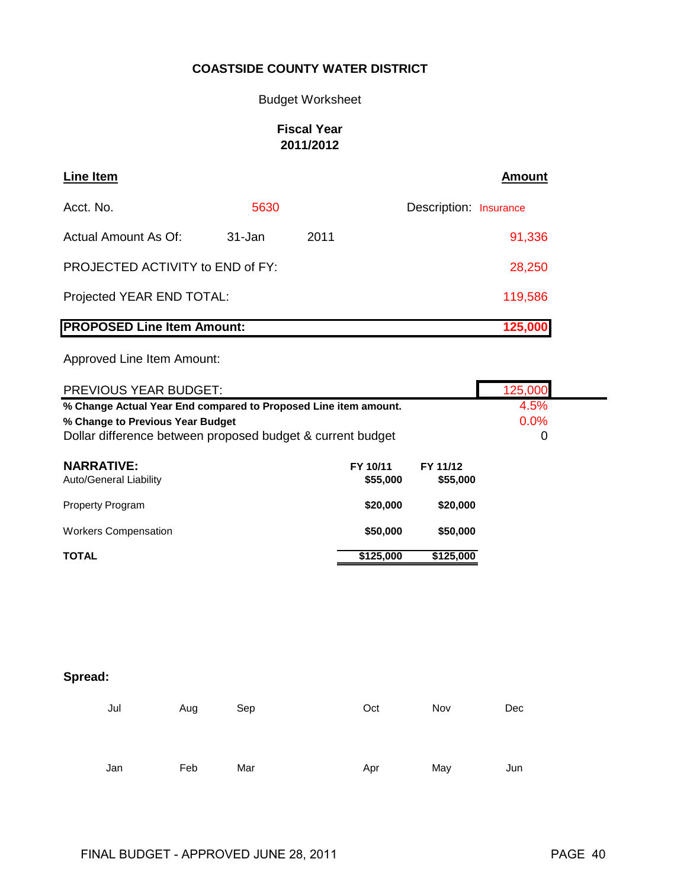**COASTSIDE COUNTY WATER DISTRICT**

Budget Worksheet

**Fiscal Year 2011/2012**

| **Line Item** | | | | **Amount** |
|---|---|---|---|---|
| Acct. No. | 5630 | | Description: Insurance | |
| Actual Amount As Of: | 31-Jan | 2011 | | 91,336 |
| PROJECTED ACTIVITY to END of FY: | | | | 28,250 |
| Projected YEAR END TOTAL: | | | | 119,586 |
| **PROPOSED Line Item Amount:** | | | | **125,000** |

Approved Line Item Amount:

| | |
|---|---|
| PREVIOUS YEAR BUDGET: | 125,000 |
| **% Change Actual Year End compared to Proposed Line item amount.** | 4.5% |
| **% Change to Previous Year Budget** | 0.0% |
| Dollar difference between proposed budget & current budget | 0 |

| **NARRATIVE:** | **FY 10/11** | **FY 11/12** |
|---|---|---|
| Auto/General Liability | **$55,000** | **$55,000** |
| Property Program | **$20,000** | **$20,000** |
| Workers Compensation | **$50,000** | **$50,000** |
| **TOTAL** | **$125,000** | **$125,000** |

**Spread:**

| | | | | | |
|---|---|---|---|---|---|
| Jul | Aug | Sep | Oct | Nov | Dec |
| Jan | Feb | Mar | Apr | May | Jun |

FINAL BUDGET - APPROVED JUNE 28, 2011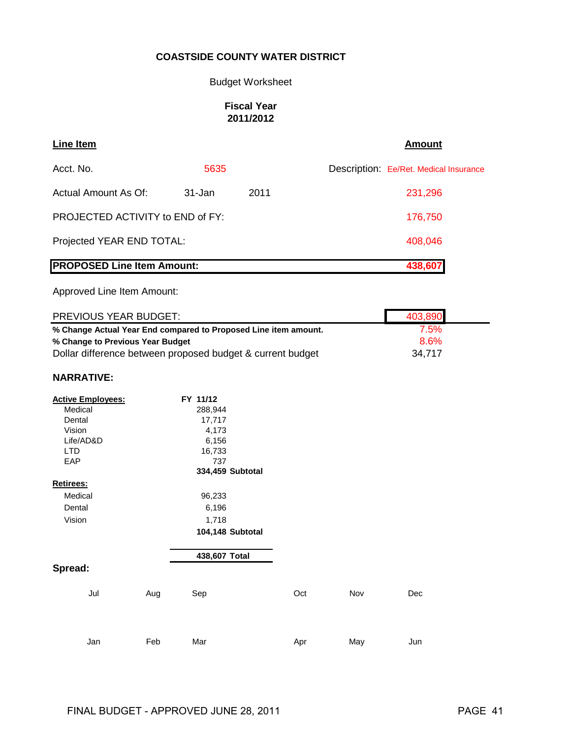**COASTSIDE COUNTY WATER DISTRICT**

Budget Worksheet

**Fiscal Year 2011/2012**

| **Line Item** | | | **Amount** |
|---|---|---|---|
| Acct. No. | 5635 | Description: | Ee/Ret. Medical Insurance |
| Actual Amount As Of: | 31-Jan 2011 | | 231,296 |
| PROJECTED ACTIVITY to END of FY: | | | 176,750 |
| Projected YEAR END TOTAL: | | | 408,046 |
| **PROPOSED Line Item Amount:** | | | **438,607** |
| Approved Line Item Amount: | | | |
| PREVIOUS YEAR BUDGET: | | | 403,890 |
| **% Change Actual Year End compared to Proposed Line item amount.** | | | 7.5% |
| **% Change to Previous Year Budget** | | | 8.6% |
| Dollar difference between proposed budget & current budget | | | 34,717 |

**NARRATIVE:**

| | FY 11/12 | |
|---|---|---|
| **Active Employees:** | | |
| Medical | 288,944 | |
| Dental | 17,717 | |
| Vision | 4,173 | |
| Life/AD&D | 6,156 | |
| LTD | 16,733 | |
| EAP | 737 | |
| | **334,459** | **Subtotal** |
| **Retirees:** | | |
| Medical | 96,233 | |
| Dental | 6,196 | |
| Vision | 1,718 | |
| | **104,148** | **Subtotal** |
| | **438,607** | **Total** |

**Spread:**

| | | | | | |
|---|---|---|---|---|---|
| Jul | Aug | Sep | Oct | Nov | Dec |
| Jan | Feb | Mar | Apr | May | Jun |

FINAL BUDGET - APPROVED JUNE 28, 2011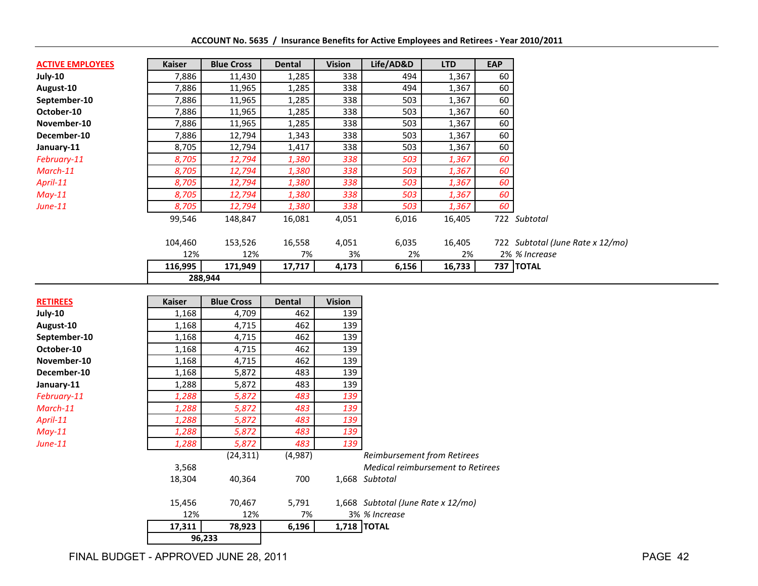## ACCOUNT No. 5635 / Insurance Benefits for Active Employees and Retirees - Year 2010/2011

**ACTIVE EMPLOYEES**

| | Kaiser | Blue Cross | Dental | Vision | Life/AD&D | LTD | EAP | |
|---|---|---|---|---|---|---|---|---|
| **July-10** | 7,886 | 11,430 | 1,285 | 338 | 494 | 1,367 | 60 | |
| **August-10** | 7,886 | 11,965 | 1,285 | 338 | 494 | 1,367 | 60 | |
| **September-10** | 7,886 | 11,965 | 1,285 | 338 | 503 | 1,367 | 60 | |
| **October-10** | 7,886 | 11,965 | 1,285 | 338 | 503 | 1,367 | 60 | |
| **November-10** | 7,886 | 11,965 | 1,285 | 338 | 503 | 1,367 | 60 | |
| **December-10** | 7,886 | 12,794 | 1,343 | 338 | 503 | 1,367 | 60 | |
| **January-11** | 8,705 | 12,794 | 1,417 | 338 | 503 | 1,367 | 60 | |
| *February-11* | *8,705* | *12,794* | *1,380* | *338* | *503* | *1,367* | *60* | |
| *March-11* | *8,705* | *12,794* | *1,380* | *338* | *503* | *1,367* | *60* | |
| *April-11* | *8,705* | *12,794* | *1,380* | *338* | *503* | *1,367* | *60* | |
| *May-11* | *8,705* | *12,794* | *1,380* | *338* | *503* | *1,367* | *60* | |
| *June-11* | *8,705* | *12,794* | *1,380* | *338* | *503* | *1,367* | *60* | |
| | 99,546 | 148,847 | 16,081 | 4,051 | 6,016 | 16,405 | 722 | *Subtotal* |
| | 104,460 | 153,526 | 16,558 | 4,051 | 6,035 | 16,405 | 722 | *Subtotal (June Rate x 12/mo)* |
| | 12% | 12% | 7% | 3% | 2% | 2% | 2% | *% Increase* |
| | **116,995** | **171,949** | **17,717** | **4,173** | **6,156** | **16,733** | **737** | **TOTAL** |
| | **288,944** | | | | | | | |

**RETIREES**

| | Kaiser | Blue Cross | Dental | Vision | |
|---|---|---|---|---|---|
| **July-10** | 1,168 | 4,709 | 462 | 139 | |
| **August-10** | 1,168 | 4,715 | 462 | 139 | |
| **September-10** | 1,168 | 4,715 | 462 | 139 | |
| **October-10** | 1,168 | 4,715 | 462 | 139 | |
| **November-10** | 1,168 | 4,715 | 462 | 139 | |
| **December-10** | 1,168 | 5,872 | 483 | 139 | |
| **January-11** | 1,288 | 5,872 | 483 | 139 | |
| *February-11* | *1,288* | *5,872* | *483* | *139* | |
| *March-11* | *1,288* | *5,872* | *483* | *139* | |
| *April-11* | *1,288* | *5,872* | *483* | *139* | |
| *May-11* | *1,288* | *5,872* | *483* | *139* | |
| *June-11* | *1,288* | *5,872* | *483* | *139* | |
| | | (24,311) | (4,987) | | *Reimbursement from Retirees* |
| | 3,568 | | | | *Medical reimbursement to Retirees* |
| | 18,304 | 40,364 | 700 | 1,668 | *Subtotal* |
| | 15,456 | 70,467 | 5,791 | 1,668 | *Subtotal (June Rate x 12/mo)* |
| | 12% | 12% | 7% | 3% | *% Increase* |
| | **17,311** | **78,923** | **6,196** | **1,718** | **TOTAL** |
| | **96,233** | | | | |

FINAL BUDGET - APPROVED JUNE 28, 2011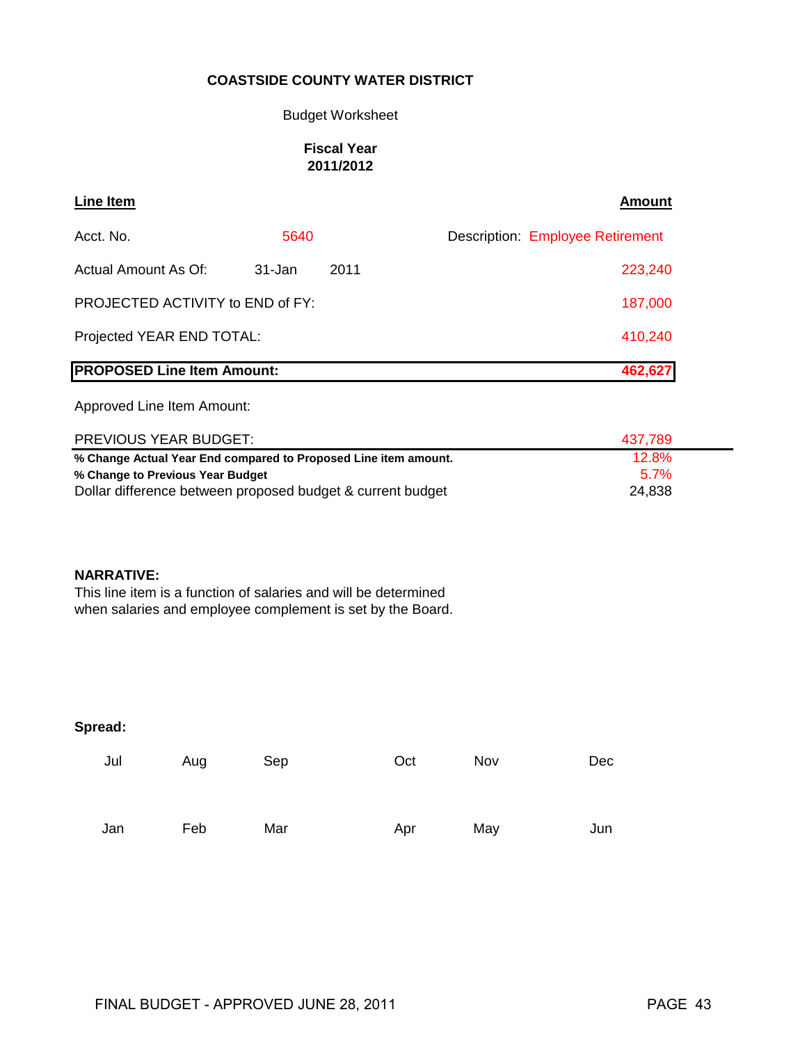**COASTSIDE COUNTY WATER DISTRICT**

Budget Worksheet

**Fiscal Year 2011/2012**

| **Line Item** | | | | **Amount** |
|---|---|---|---|---|
| Acct. No. | 5640 | | Description: | Employee Retirement |
| Actual Amount As Of: | 31-Jan | 2011 | | 223,240 |
| PROJECTED ACTIVITY to END of FY: | | | | 187,000 |
| Projected YEAR END TOTAL: | | | | 410,240 |
| **PROPOSED Line Item Amount:** | | | | **462,627** |
| Approved Line Item Amount: | | | | |
| PREVIOUS YEAR BUDGET: | | | | 437,789 |
| **% Change Actual Year End compared to Proposed Line item amount.** | | | | 12.8% |
| **% Change to Previous Year Budget** | | | | 5.7% |
| Dollar difference between proposed budget & current budget | | | | 24,838 |

**NARRATIVE:**

This line item is a function of salaries and will be determined when salaries and employee complement is set by the Board.

**Spread:**

| | | | | | |
|---|---|---|---|---|---|
| Jul | Aug | Sep | Oct | Nov | Dec |
| Jan | Feb | Mar | Apr | May | Jun |

FINAL BUDGET - APPROVED JUNE 28, 2011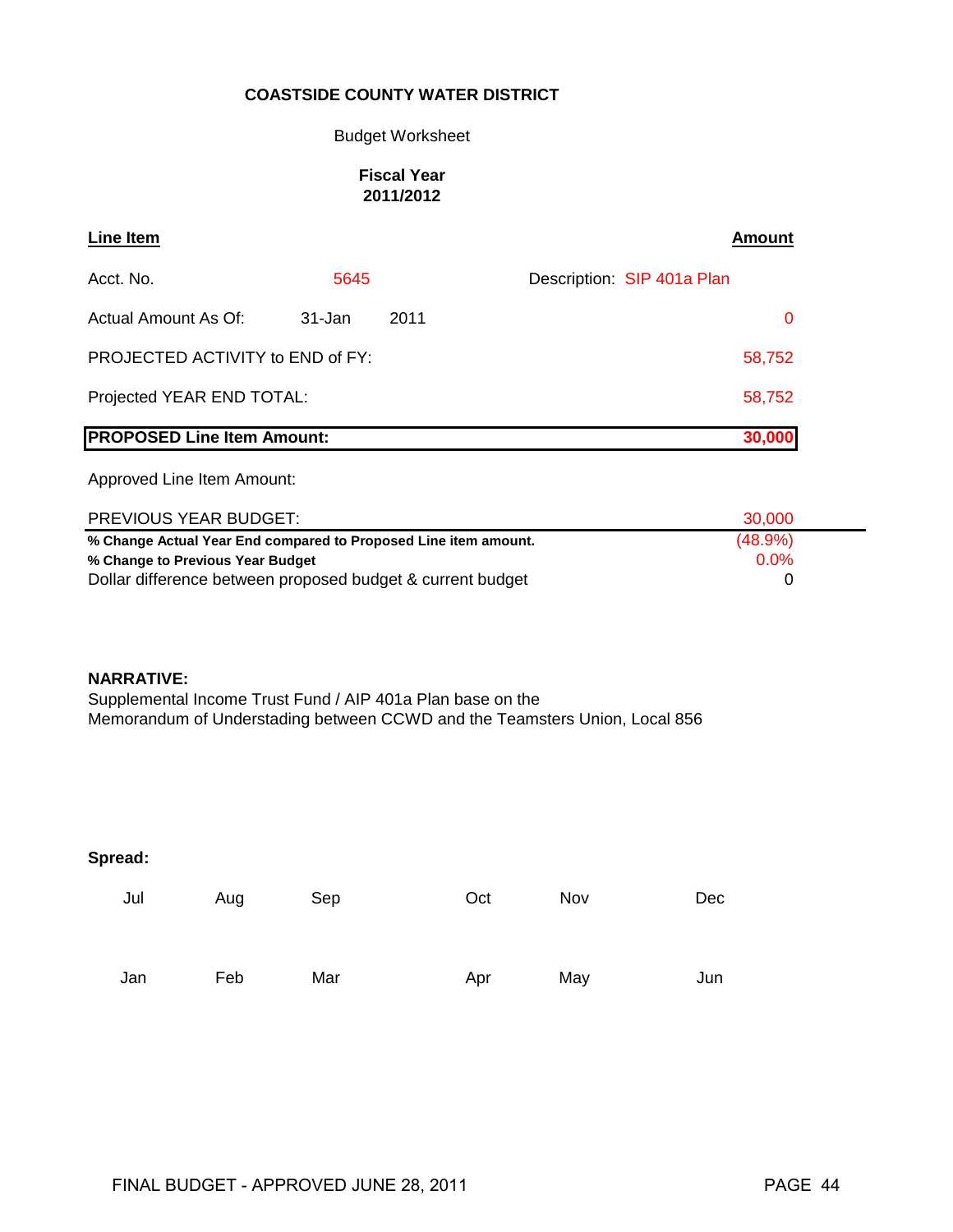**COASTSIDE COUNTY WATER DISTRICT**

Budget Worksheet

**Fiscal Year**
**2011/2012**

| **Line Item** | | | **Amount** |
|---|---|---|---|
| Acct. No. | 5645 | Description: SIP 401a Plan | |
| Actual Amount As Of: | 31-Jan 2011 | | 0 |
| PROJECTED ACTIVITY to END of FY: | | | 58,752 |
| Projected YEAR END TOTAL: | | | 58,752 |
| **PROPOSED Line Item Amount:** | | | **30,000** |
| Approved Line Item Amount: | | | |
| PREVIOUS YEAR BUDGET: | | | 30,000 |
| **% Change Actual Year End compared to Proposed Line item amount.** | | | (48.9%) |
| **% Change to Previous Year Budget** | | | 0.0% |
| Dollar difference between proposed budget & current budget | | | 0 |

**NARRATIVE:**
Supplemental Income Trust Fund / AIP 401a Plan base on the
Memorandum of Understading between CCWD and the Teamsters Union, Local 856

**Spread:**

| | | | | | |
|---|---|---|---|---|---|
| Jul | Aug | Sep | Oct | Nov | Dec |
| Jan | Feb | Mar | Apr | May | Jun |

FINAL BUDGET - APPROVED JUNE 28, 2011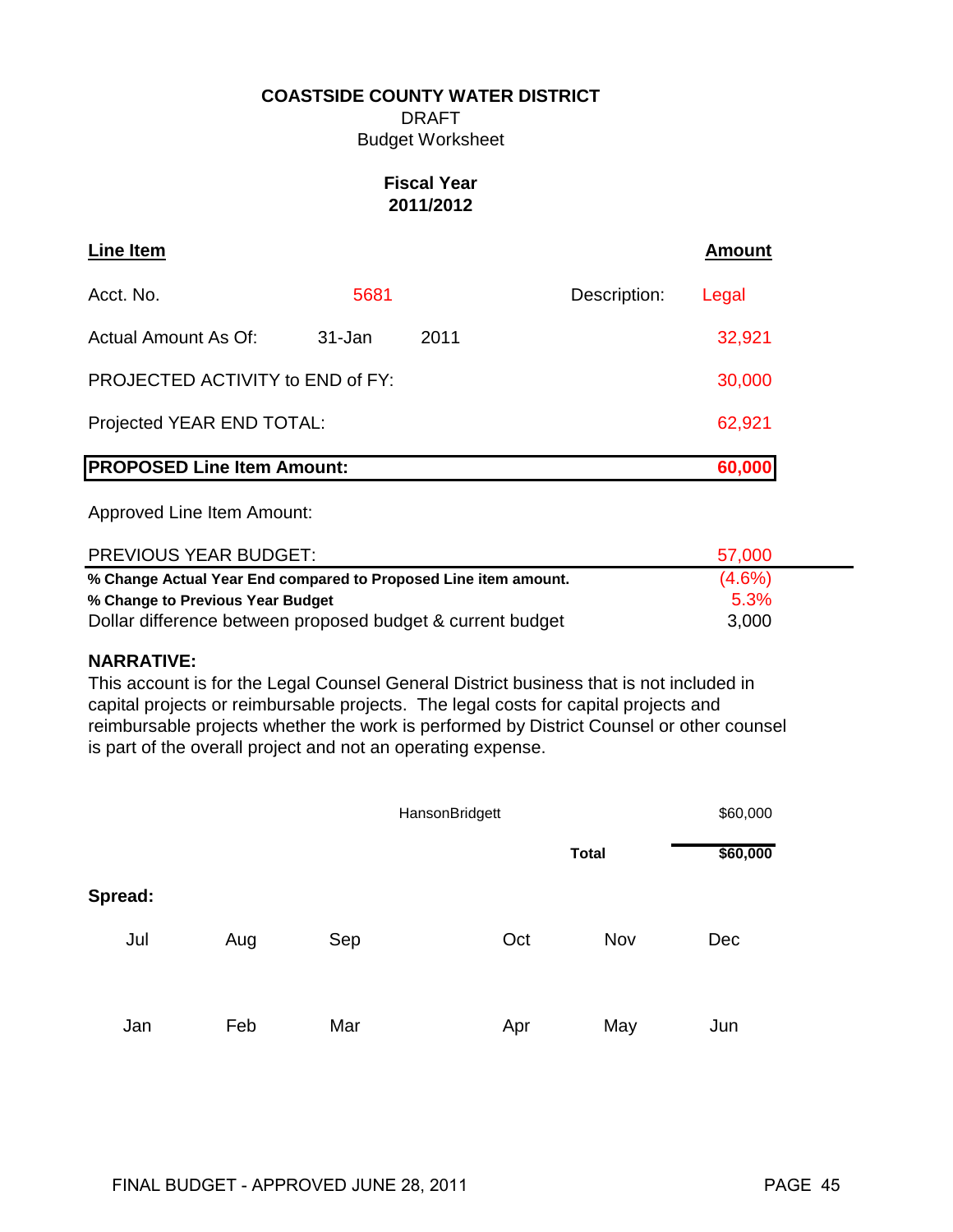**COASTSIDE COUNTY WATER DISTRICT**

DRAFT

Budget Worksheet

**Fiscal Year**
**2011/2012**

| **Line Item** | | | | **Amount** |
|---|---|---|---|---|
| Acct. No. | 5681 | | Description: | Legal |
| Actual Amount As Of: | 31-Jan | 2011 | | 32,921 |
| PROJECTED ACTIVITY to END of FY: | | | | 30,000 |
| Projected YEAR END TOTAL: | | | | 62,921 |
| **PROPOSED Line Item Amount:** | | | | **60,000** |
| Approved Line Item Amount: | | | | |
| PREVIOUS YEAR BUDGET: | | | | 57,000 |
| **% Change Actual Year End compared to Proposed Line item amount.** | | | | (4.6%) |
| **% Change to Previous Year Budget** | | | | 5.3% |
| Dollar difference between proposed budget & current budget | | | | 3,000 |

**NARRATIVE:**

This account is for the Legal Counsel General District business that is not included in capital projects or reimbursable projects. The legal costs for capital projects and reimbursable projects whether the work is performed by District Counsel or other counsel is part of the overall project and not an operating expense.

| | |
|---|---|
| HansonBridgett | $60,000 |
| **Total** | **$60,000** |

**Spread:**

| Jul | Aug | Sep | Oct | Nov | Dec |
|---|---|---|---|---|---|
| | | | | | |

| Jan | Feb | Mar | Apr | May | Jun |
|---|---|---|---|---|---|
| | | | | | |

FINAL BUDGET - APPROVED JUNE 28, 2011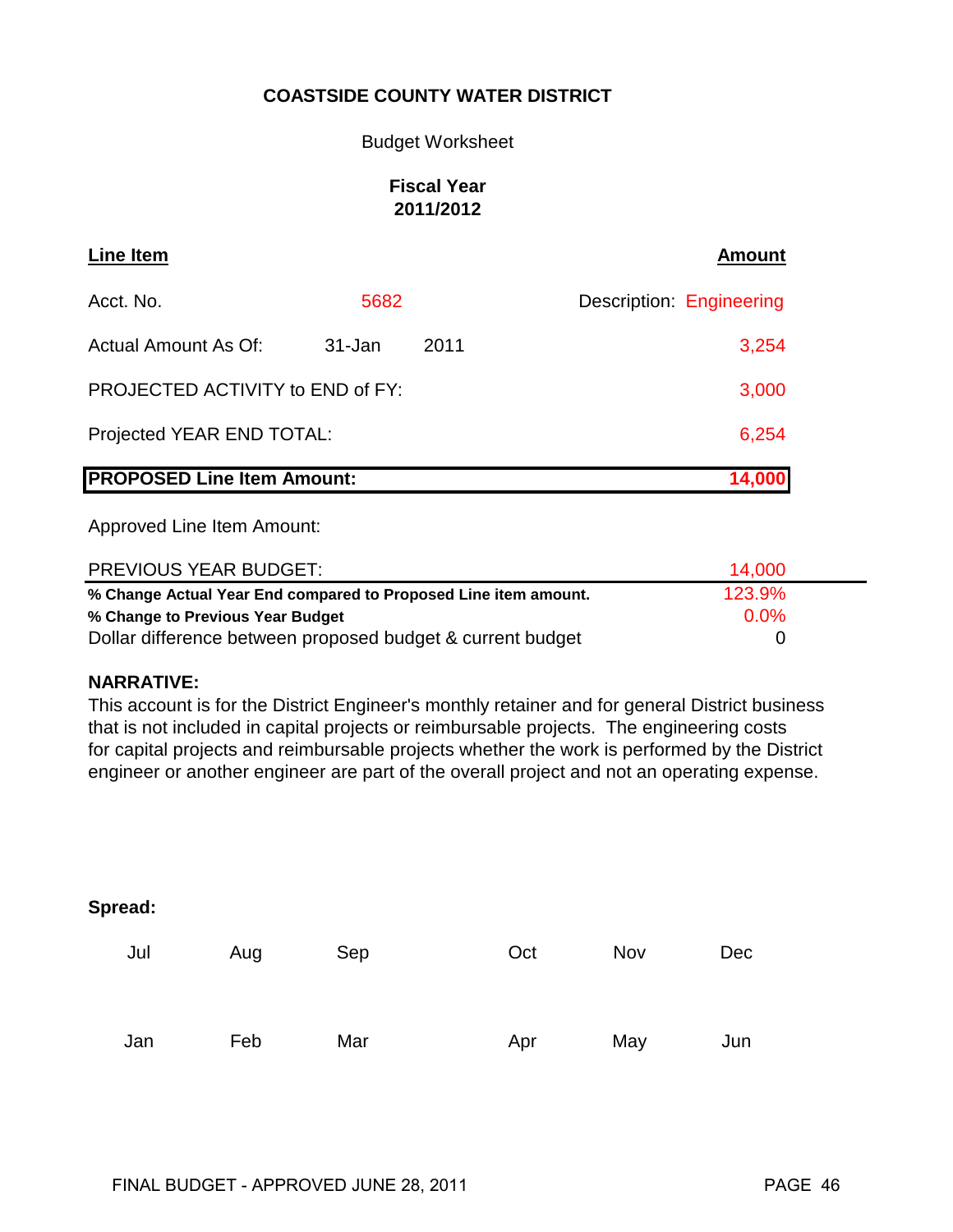**COASTSIDE COUNTY WATER DISTRICT**

Budget Worksheet

**Fiscal Year**
**2011/2012**

| | | | |
|---|---|---|---|
| **Line Item** | | | **Amount** |
| Acct. No. | 5682 | Description: | Engineering |
| Actual Amount As Of: | 31-Jan | 2011 | 3,254 |
| PROJECTED ACTIVITY to END of FY: | | | 3,000 |
| Projected YEAR END TOTAL: | | | 6,254 |
| **PROPOSED Line Item Amount:** | | | **14,000** |
| Approved Line Item Amount: | | | |
| PREVIOUS YEAR BUDGET: | | | 14,000 |
| **% Change Actual Year End compared to Proposed Line item amount.** | | | 123.9% |
| **% Change to Previous Year Budget** | | | 0.0% |
| Dollar difference between proposed budget & current budget | | | 0 |

**NARRATIVE:**

This account is for the District Engineer's monthly retainer and for general District business that is not included in capital projects or reimbursable projects. The engineering costs for capital projects and reimbursable projects whether the work is performed by the District engineer or another engineer are part of the overall project and not an operating expense.

**Spread:**

| | | | | | |
|---|---|---|---|---|---|
| Jul | Aug | Sep | Oct | Nov | Dec |
| Jan | Feb | Mar | Apr | May | Jun |

FINAL BUDGET - APPROVED JUNE 28, 2011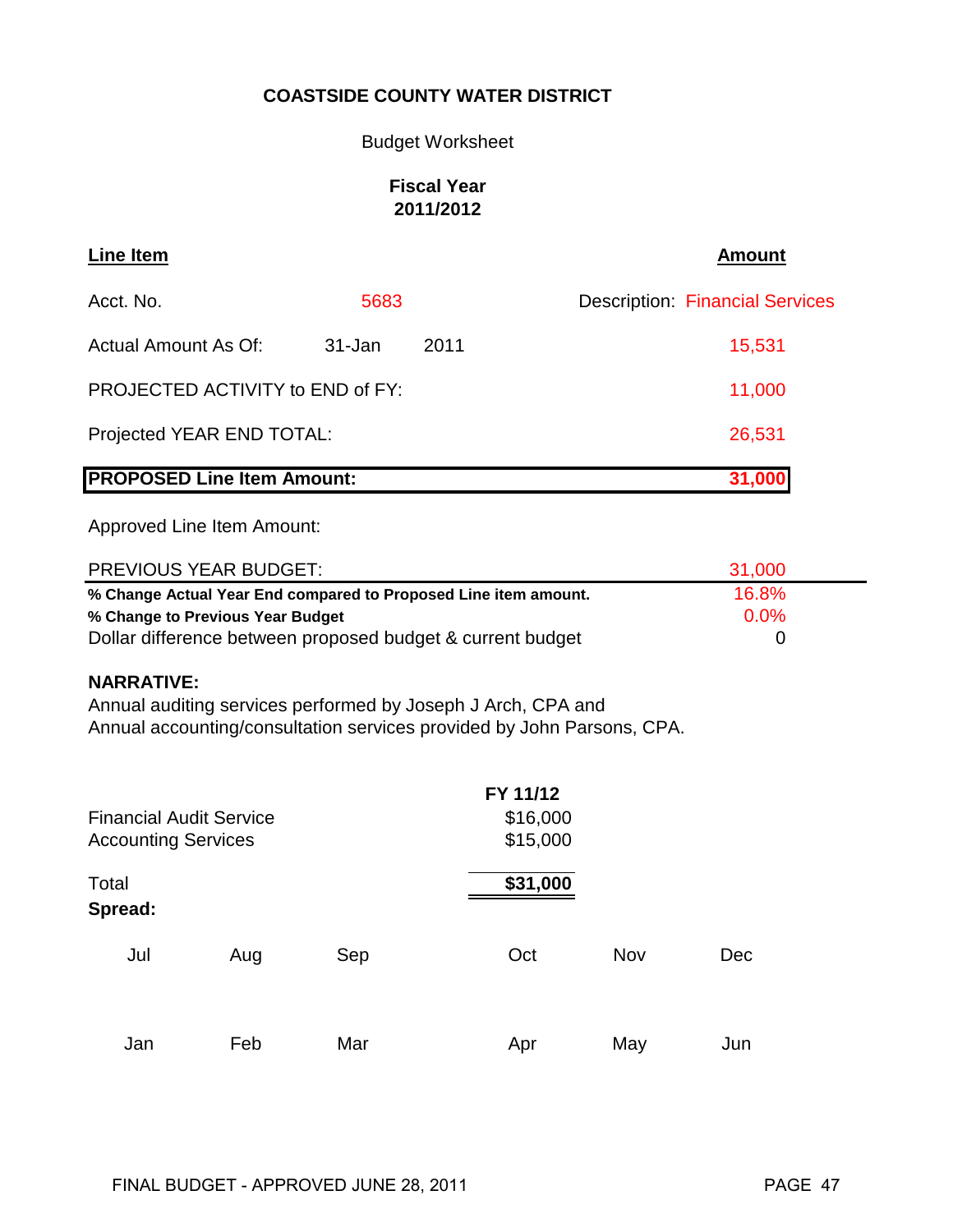**COASTSIDE COUNTY WATER DISTRICT**

Budget Worksheet

**Fiscal Year**
**2011/2012**

| **Line Item** | | | **Amount** |
|---|---|---|---|
| Acct. No. | 5683 | Description: Financial Services | |
| Actual Amount As Of: | 31-Jan 2011 | | 15,531 |
| PROJECTED ACTIVITY to END of FY: | | | 11,000 |
| Projected YEAR END TOTAL: | | | 26,531 |
| **PROPOSED Line Item Amount:** | | | **31,000** |
| Approved Line Item Amount: | | | |
| PREVIOUS YEAR BUDGET: | | | 31,000 |
| **% Change Actual Year End compared to Proposed Line item amount.** | | | 16.8% |
| **% Change to Previous Year Budget** | | | 0.0% |
| Dollar difference between proposed budget & current budget | | | 0 |

**NARRATIVE:**
Annual auditing services performed by Joseph J Arch, CPA and
Annual accounting/consultation services provided by John Parsons, CPA.

| | **FY 11/12** |
|---|---|
| Financial Audit Service | $16,000 |
| Accounting Services | $15,000 |
| Total | **$31,000** |

**Spread:**

| Jul | Aug | Sep | Oct | Nov | Dec |
|---|---|---|---|---|---|
| | | | | | |

| Jan | Feb | Mar | Apr | May | Jun |
|---|---|---|---|---|---|
| | | | | | |

FINAL BUDGET - APPROVED JUNE 28, 2011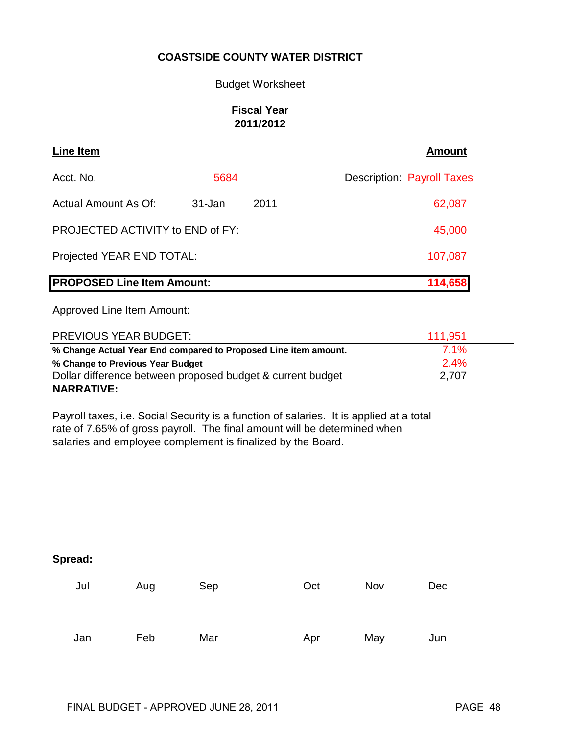**COASTSIDE COUNTY WATER DISTRICT**

Budget Worksheet

**Fiscal Year**
**2011/2012**

| **Line Item** | | | | **Amount** |
|---|---|---|---|---|
| Acct. No. | 5684 | | Description: | Payroll Taxes |
| Actual Amount As Of: | 31-Jan | 2011 | | 62,087 |
| PROJECTED ACTIVITY to END of FY: | | | | 45,000 |
| Projected YEAR END TOTAL: | | | | 107,087 |
| **PROPOSED Line Item Amount:** | | | | **114,658** |
| Approved Line Item Amount: | | | | |
| PREVIOUS YEAR BUDGET: | | | | 111,951 |
| **% Change Actual Year End compared to Proposed Line item amount.** | | | | 7.1% |
| **% Change to Previous Year Budget** | | | | 2.4% |
| Dollar difference between proposed budget & current budget | | | | 2,707 |

**NARRATIVE:**

Payroll taxes, i.e. Social Security is a function of salaries. It is applied at a total rate of 7.65% of gross payroll. The final amount will be determined when salaries and employee complement is finalized by the Board.

**Spread:**

| | | | | | |
|---|---|---|---|---|---|
| Jul | Aug | Sep | Oct | Nov | Dec |
| Jan | Feb | Mar | Apr | May | Jun |

FINAL BUDGET - APPROVED JUNE 28, 2011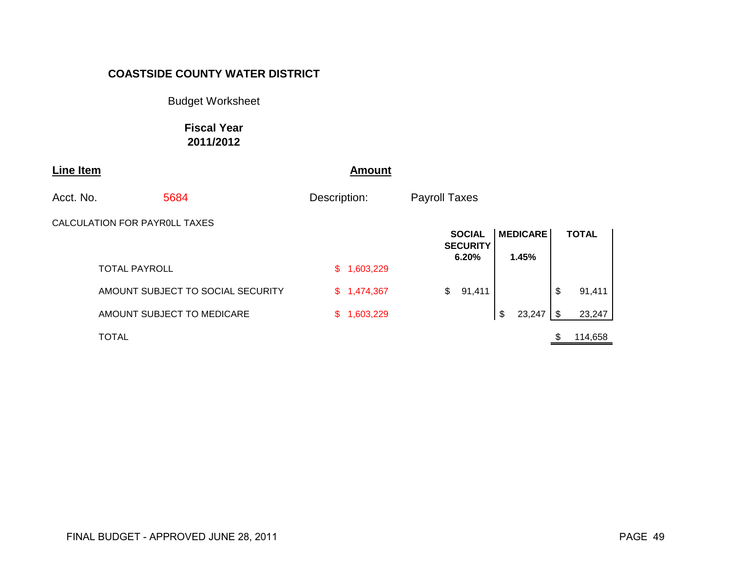**COASTSIDE COUNTY WATER DISTRICT**

Budget Worksheet

**Fiscal Year 2011/2012**

| **Line Item** | | **Amount** | |
|---|---|---|---|
| Acct. No. | 5684 | Description: | Payroll Taxes |

CALCULATION FOR PAYR0LL TAXES

| | | SOCIAL SECURITY 6.20% | MEDICARE 1.45% | TOTAL |
|---|---|---|---|---|
| TOTAL PAYROLL | $ 1,603,229 | | | |
| AMOUNT SUBJECT TO SOCIAL SECURITY | $ 1,474,367 | $ 91,411 | | $ 91,411 |
| AMOUNT SUBJECT TO MEDICARE | $ 1,603,229 | | $ 23,247 | $ 23,247 |
| TOTAL | | | | $ 114,658 |

FINAL BUDGET - APPROVED JUNE 28, 2011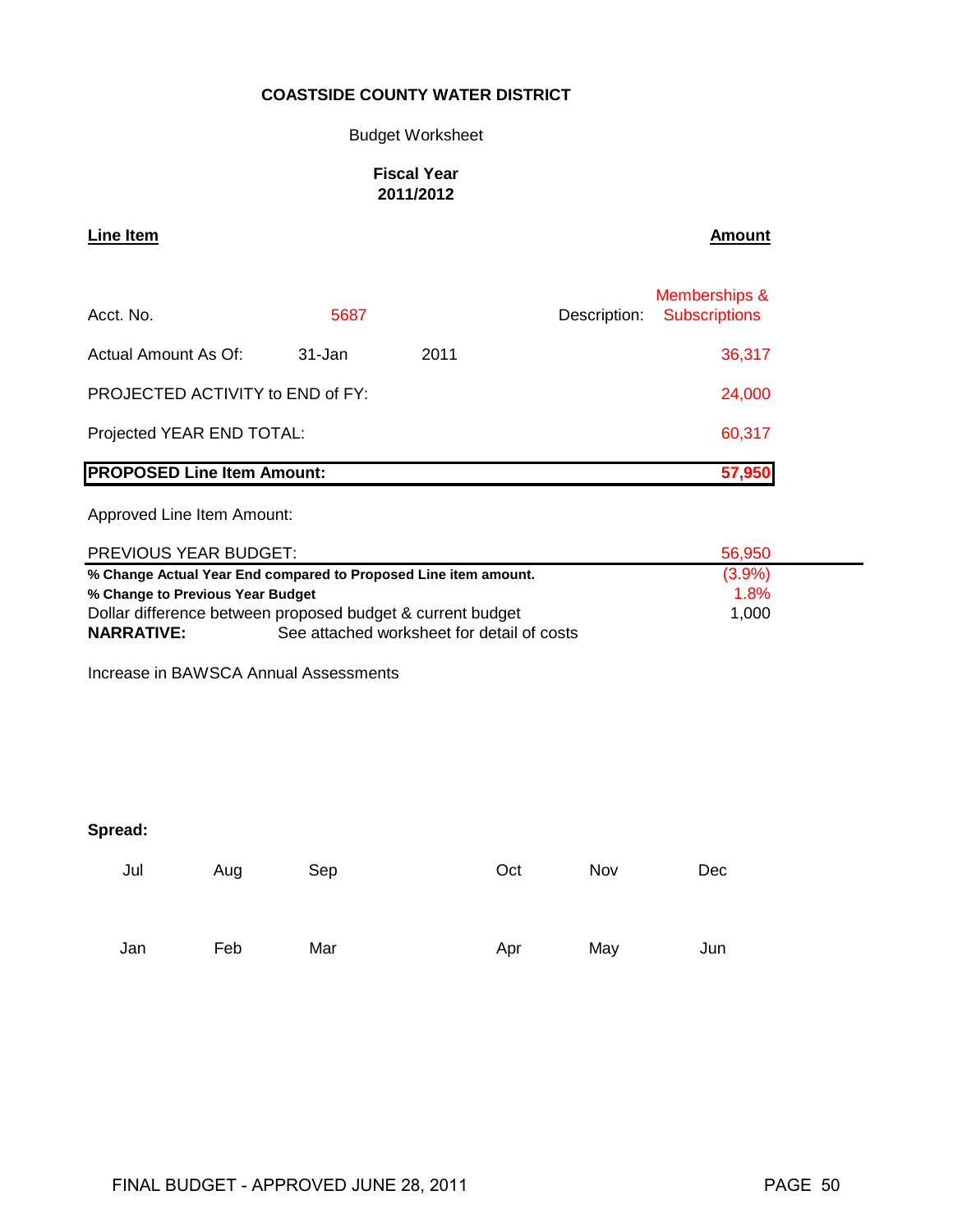**COASTSIDE COUNTY WATER DISTRICT**

Budget Worksheet

**Fiscal Year 2011/2012**

| **Line Item** | | | | **Amount** |
|---|---|---|---|---|
| Acct. No. | 5687 | | Description: | Memberships & Subscriptions |
| Actual Amount As Of: | 31-Jan | 2011 | | 36,317 |
| PROJECTED ACTIVITY to END of FY: | | | | 24,000 |
| Projected YEAR END TOTAL: | | | | 60,317 |
| **PROPOSED Line Item Amount:** | | | | **57,950** |
| Approved Line Item Amount: | | | | |
| PREVIOUS YEAR BUDGET: | | | | 56,950 |
| **% Change Actual Year End compared to Proposed Line item amount.** | | | | (3.9%) |
| **% Change to Previous Year Budget** | | | | 1.8% |
| Dollar difference between proposed budget & current budget | | | | 1,000 |

**NARRATIVE:** See attached worksheet for detail of costs

Increase in BAWSCA Annual Assessments

**Spread:**

| | | | | | |
|---|---|---|---|---|---|
| Jul | Aug | Sep | Oct | Nov | Dec |
| Jan | Feb | Mar | Apr | May | Jun |

FINAL BUDGET - APPROVED JUNE 28, 2011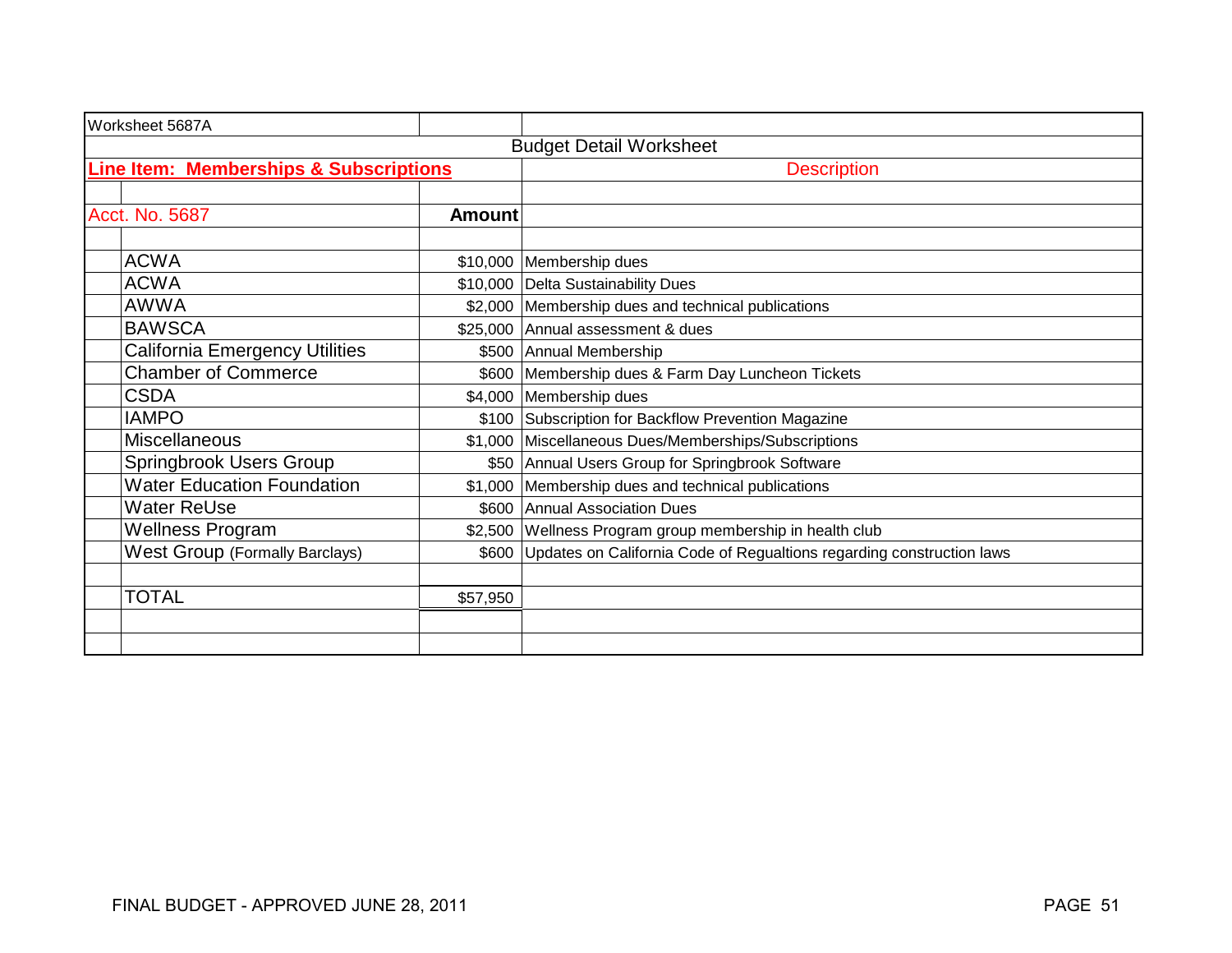Worksheet 5687A

Budget Detail Worksheet

**Line Item: Memberships & Subscriptions**

| Acct. No. 5687 | Amount | Description |
|---|---|---|
| ACWA | $10,000 | Membership dues |
| ACWA | $10,000 | Delta Sustainability Dues |
| AWWA | $2,000 | Membership dues and technical publications |
| BAWSCA | $25,000 | Annual assessment & dues |
| California Emergency Utilities | $500 | Annual Membership |
| Chamber of Commerce | $600 | Membership dues & Farm Day Luncheon Tickets |
| CSDA | $4,000 | Membership dues |
| IAMPO | $100 | Subscription for Backflow Prevention Magazine |
| Miscellaneous | $1,000 | Miscellaneous Dues/Memberships/Subscriptions |
| Springbrook Users Group | $50 | Annual Users Group for Springbrook Software |
| Water Education Foundation | $1,000 | Membership dues and technical publications |
| Water ReUse | $600 | Annual Association Dues |
| Wellness Program | $2,500 | Wellness Program group membership in health club |
| West Group (Formally Barclays) | $600 | Updates on California Code of Regualtions regarding construction laws |
| | | |
| TOTAL | $57,950 | |

FINAL BUDGET - APPROVED JUNE 28, 2011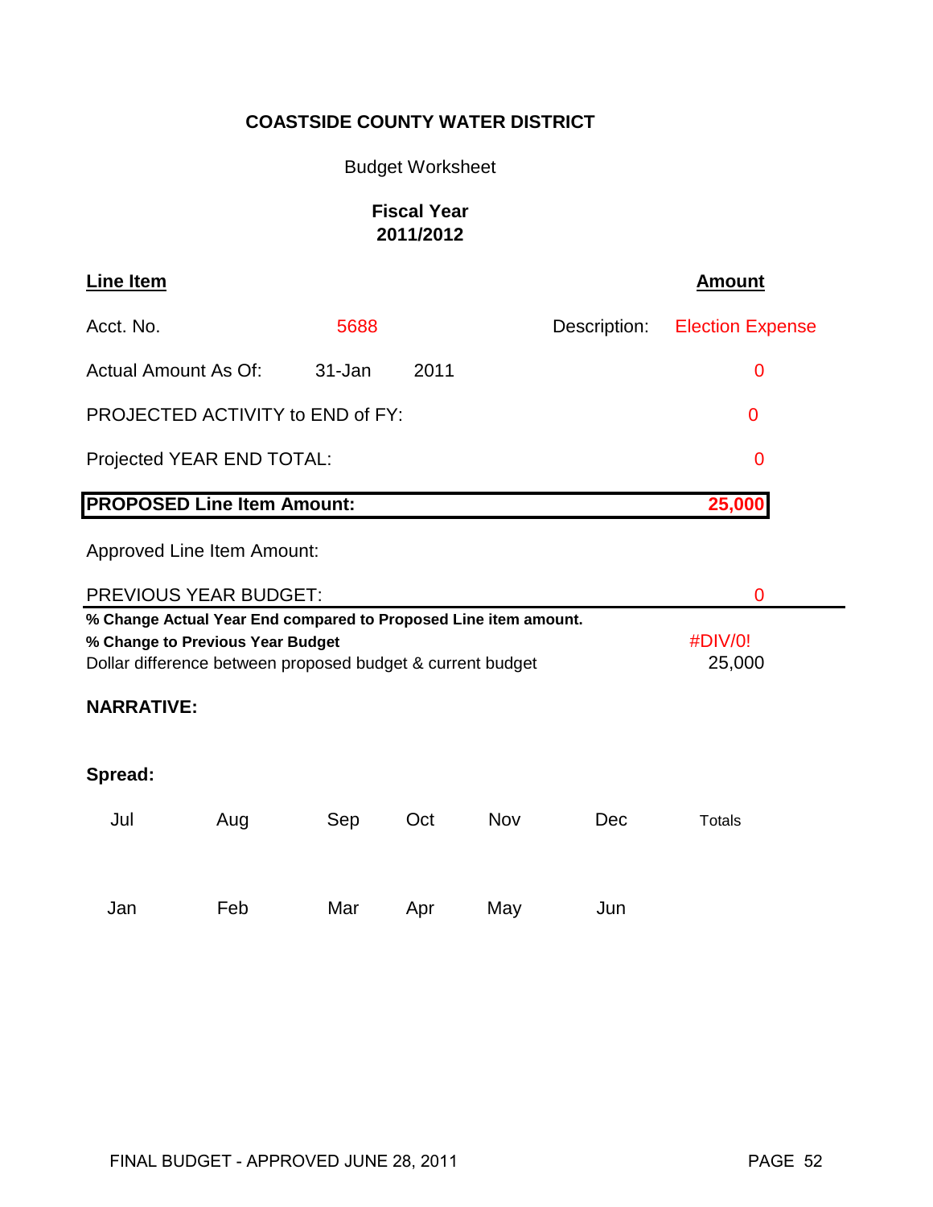**COASTSIDE COUNTY WATER DISTRICT**

Budget Worksheet

**Fiscal Year**
**2011/2012**

| **Line Item** | | | | **Amount** |
|---|---|---|---|---|
| Acct. No. | 5688 | | Description: | Election Expense |
| Actual Amount As Of: | 31-Jan | 2011 | | 0 |
| PROJECTED ACTIVITY to END of FY: | | | | 0 |
| Projected YEAR END TOTAL: | | | | 0 |
| **PROPOSED Line Item Amount:** | | | | **25,000** |
| Approved Line Item Amount: | | | | |
| PREVIOUS YEAR BUDGET: | | | | 0 |
| **% Change Actual Year End compared to Proposed Line item amount.** | | | | |
| **% Change to Previous Year Budget** | | | | #DIV/0! |
| Dollar difference between proposed budget & current budget | | | | 25,000 |

**NARRATIVE:**

**Spread:**

| Jul | Aug | Sep | Oct | Nov | Dec | Totals |
|---|---|---|---|---|---|---|
| | | | | | | |
| Jan | Feb | Mar | Apr | May | Jun | |
| | | | | | | |

FINAL BUDGET - APPROVED JUNE 28, 2011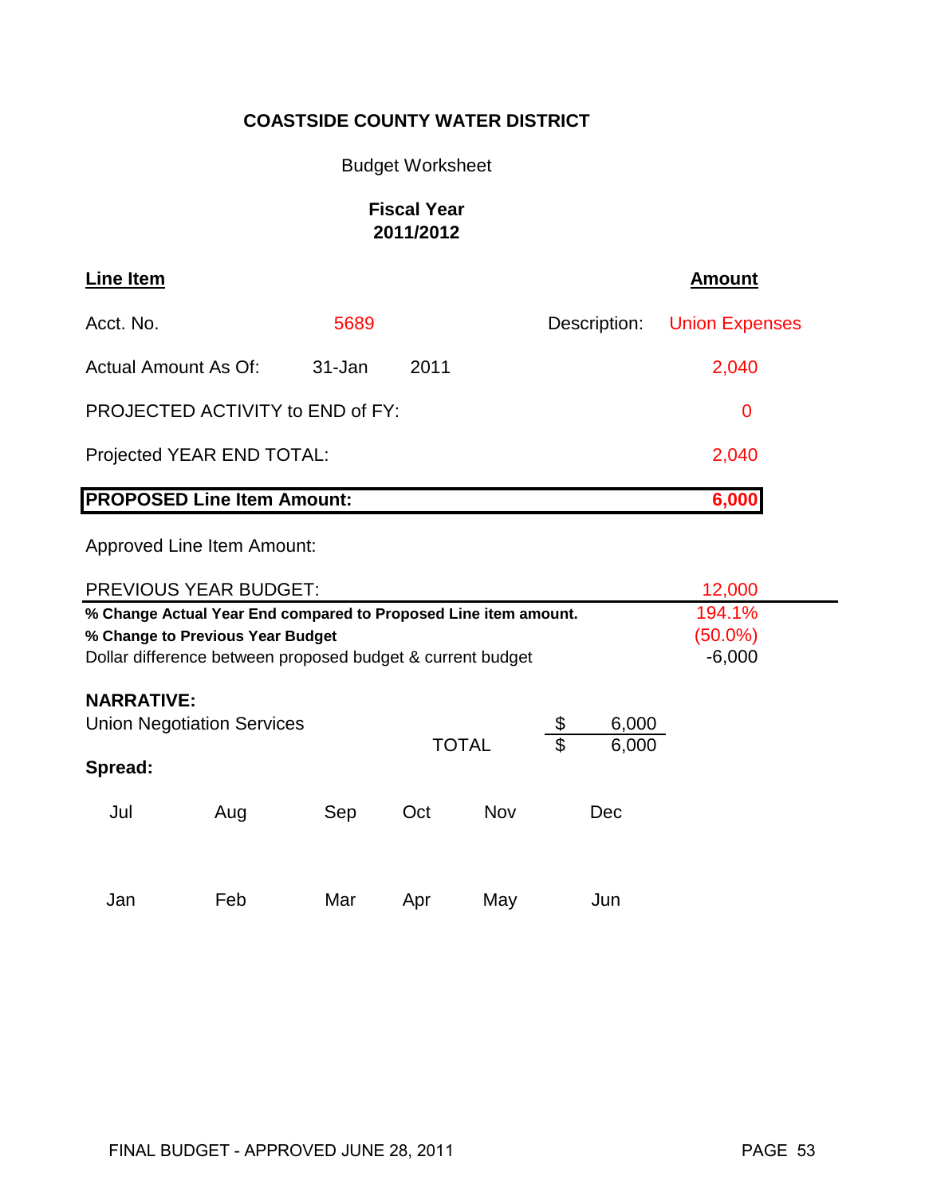**COASTSIDE COUNTY WATER DISTRICT**

Budget Worksheet

**Fiscal Year**
**2011/2012**

| | | | | |
|---|---|---|---|---|
| **Line Item** | | | | **Amount** |
| Acct. No. | 5689 | | Description: | Union Expenses |
| Actual Amount As Of: | 31-Jan | 2011 | | 2,040 |
| PROJECTED ACTIVITY to END of FY: | | | | 0 |
| Projected YEAR END TOTAL: | | | | 2,040 |
| **PROPOSED Line Item Amount:** | | | | **6,000** |
| Approved Line Item Amount: | | | | |
| PREVIOUS YEAR BUDGET: | | | | 12,000 |
| **% Change Actual Year End compared to Proposed Line item amount.** | | | | 194.1% |
| **% Change to Previous Year Budget** | | | | (50.0%) |
| Dollar difference between proposed budget & current budget | | | | -6,000 |

**NARRATIVE:**

| | | |
|---|---|---|
| Union Negotiation Services | $ | 6,000 |
| TOTAL | $ | 6,000 |

**Spread:**

| | | | | | |
|---|---|---|---|---|---|
| Jul | Aug | Sep | Oct | Nov | Dec |
| Jan | Feb | Mar | Apr | May | Jun |

FINAL BUDGET - APPROVED JUNE 28, 2011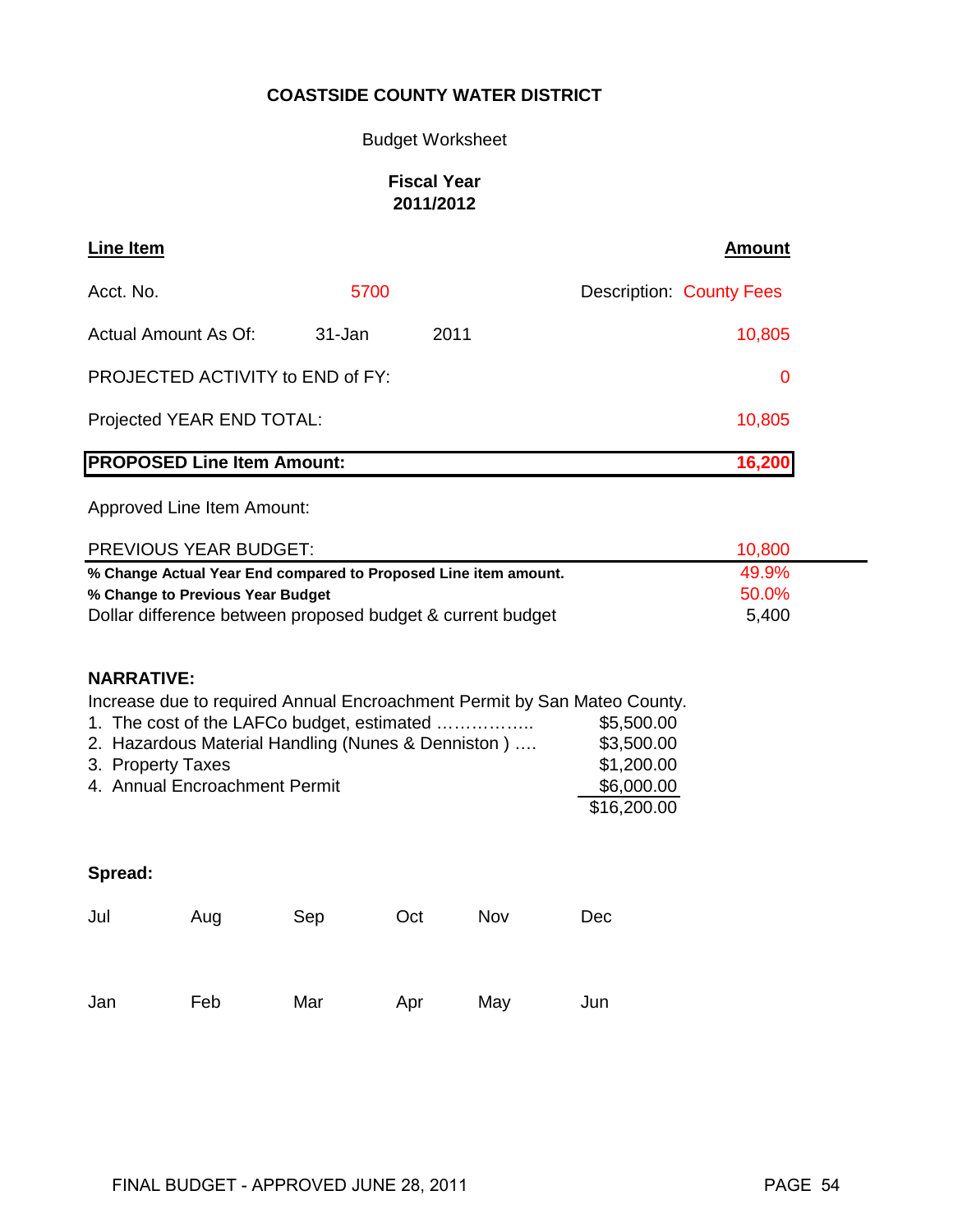**COASTSIDE COUNTY WATER DISTRICT**

Budget Worksheet

**Fiscal Year**
**2011/2012**

| **Line Item** | | | **Amount** |
|---|---|---|---|
| Acct. No. | 5700 | | Description: County Fees |
| Actual Amount As Of: | 31-Jan | 2011 | 10,805 |
| PROJECTED ACTIVITY to END of FY: | | | 0 |
| Projected YEAR END TOTAL: | | | 10,805 |
| **PROPOSED Line Item Amount:** | | | **16,200** |
| Approved Line Item Amount: | | | |

| | |
|---|---|
| PREVIOUS YEAR BUDGET: | 10,800 |
| **% Change Actual Year End compared to Proposed Line item amount.** | 49.9% |
| **% Change to Previous Year Budget** | 50.0% |
| Dollar difference between proposed budget & current budget | 5,400 |

**NARRATIVE:**

Increase due to required Annual Encroachment Permit by San Mateo County.

| | |
|---|---|
| 1. The cost of the LAFCo budget, estimated …………….. | $5,500.00 |
| 2. Hazardous Material Handling (Nunes & Denniston ) …. | $3,500.00 |
| 3. Property Taxes | $1,200.00 |
| 4. Annual Encroachment Permit | $6,000.00 |
| | $16,200.00 |

**Spread:**

| | | | | | |
|---|---|---|---|---|---|
| Jul | Aug | Sep | Oct | Nov | Dec |
| Jan | Feb | Mar | Apr | May | Jun |

FINAL BUDGET - APPROVED JUNE 28, 2011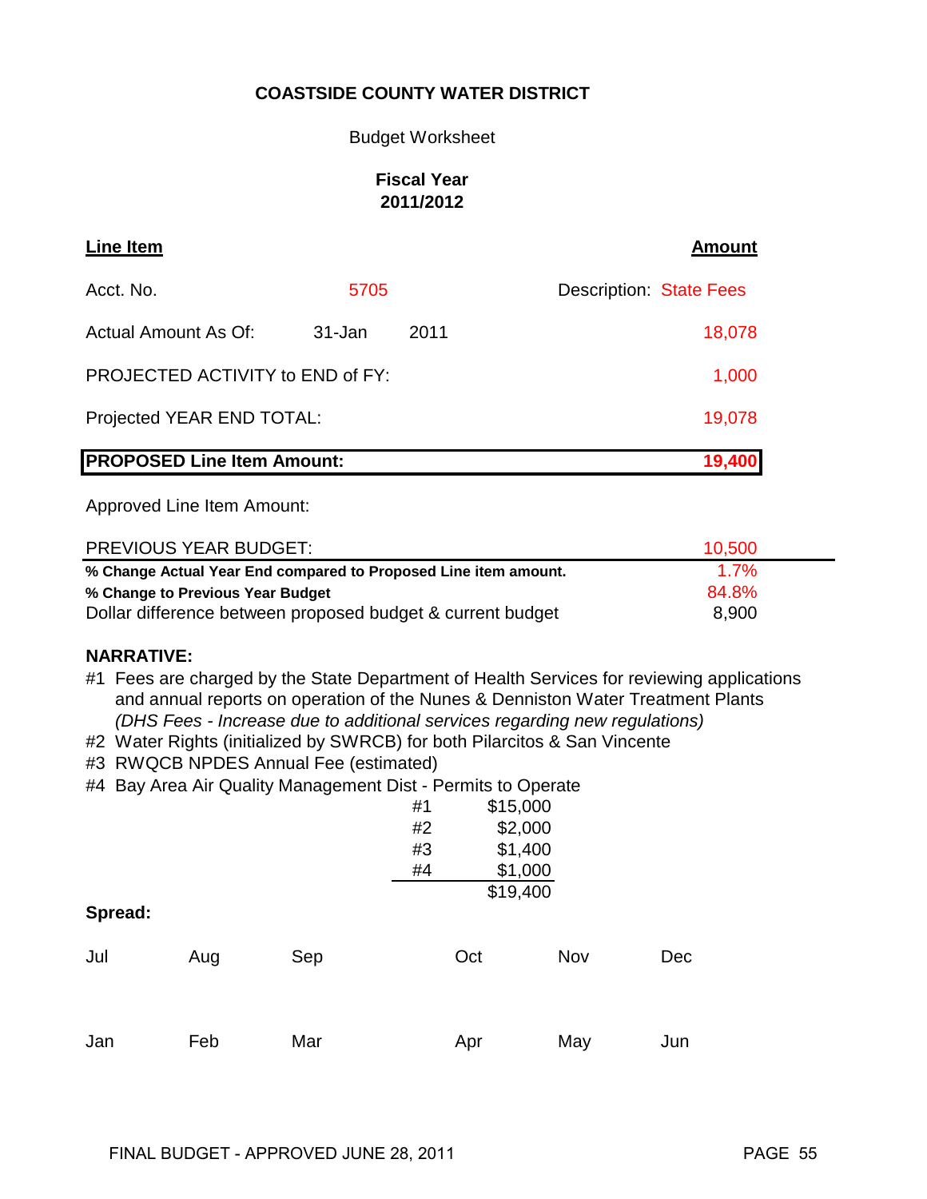**COASTSIDE COUNTY WATER DISTRICT**

Budget Worksheet

**Fiscal Year**
**2011/2012**

| | | | |
|---|---|---|---|
| **Line Item** | | | **Amount** |
| Acct. No. | 5705 | Description: | State Fees |
| Actual Amount As Of: | 31-Jan | 2011 | 18,078 |
| PROJECTED ACTIVITY to END of FY: | | | 1,000 |
| Projected YEAR END TOTAL: | | | 19,078 |
| **PROPOSED Line Item Amount:** | | | **19,400** |
| Approved Line Item Amount: | | | |
| PREVIOUS YEAR BUDGET: | | | 10,500 |
| **% Change Actual Year End compared to Proposed Line item amount.** | | | 1.7% |
| **% Change to Previous Year Budget** | | | 84.8% |
| Dollar difference between proposed budget & current budget | | | 8,900 |

**NARRATIVE:**

#1 Fees are charged by the State Department of Health Services for reviewing applications and annual reports on operation of the Nunes & Denniston Water Treatment Plants *(DHS Fees - Increase due to additional services regarding new regulations)*

#2 Water Rights (initialized by SWRCB) for both Pilarcitos & San Vincente

#3 RWQCB NPDES Annual Fee (estimated)

#4 Bay Area Air Quality Management Dist - Permits to Operate

| | |
|---|---|
| #1 | $15,000 |
| #2 | $2,000 |
| #3 | $1,400 |
| #4 | $1,000 |
| | $19,400 |

**Spread:**

| | | | | | |
|---|---|---|---|---|---|
| Jul | Aug | Sep | Oct | Nov | Dec |
| Jan | Feb | Mar | Apr | May | Jun |

FINAL BUDGET - APPROVED JUNE 28, 2011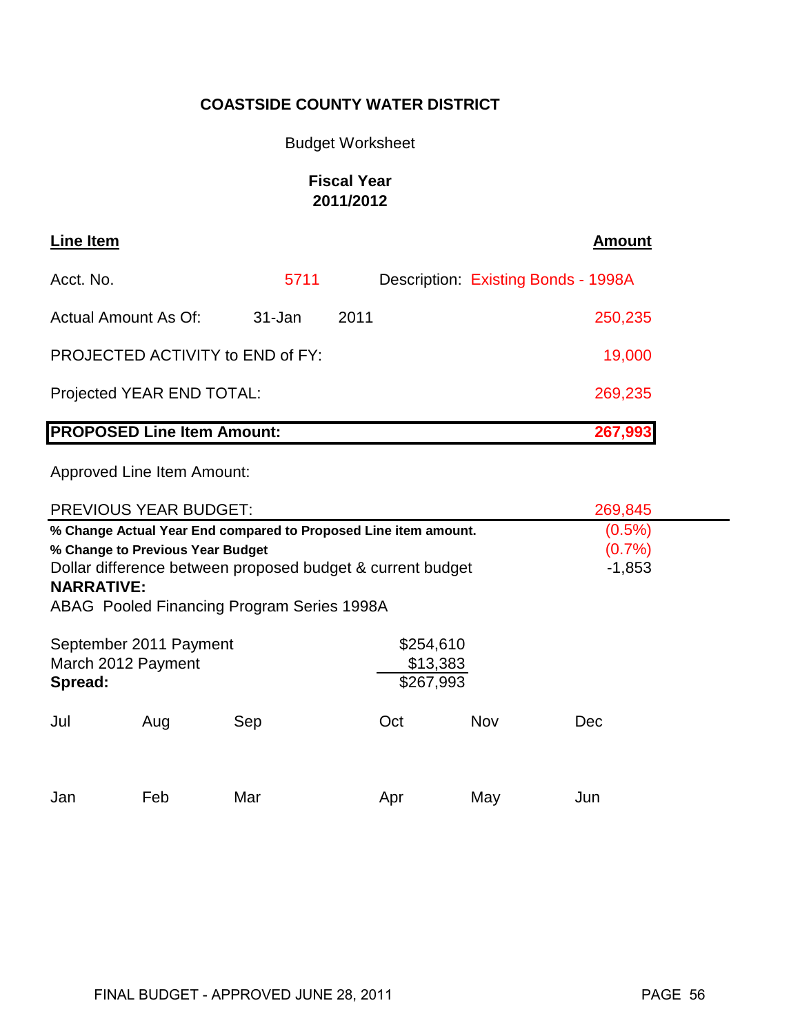**COASTSIDE COUNTY WATER DISTRICT**

Budget Worksheet

**Fiscal Year**
**2011/2012**

| **Line Item** | | | | **Amount** |
|---|---|---|---|---|
| Acct. No. | 5711 | | Description: Existing Bonds - 1998A | |
| Actual Amount As Of: | 31-Jan | 2011 | | 250,235 |
| PROJECTED ACTIVITY to END of FY: | | | | 19,000 |
| Projected YEAR END TOTAL: | | | | 269,235 |
| **PROPOSED Line Item Amount:** | | | | **267,993** |
| Approved Line Item Amount: | | | | |
| PREVIOUS YEAR BUDGET: | | | | 269,845 |
| **% Change Actual Year End compared to Proposed Line item amount.** | | | | (0.5%) |
| **% Change to Previous Year Budget** | | | | (0.7%) |
| Dollar difference between proposed budget & current budget | | | | -1,853 |

**NARRATIVE:**

ABAG Pooled Financing Program Series 1998A

| | |
|---|---|
| September 2011 Payment | $254,610 |
| March 2012 Payment | $13,383 |
| **Spread:** | $267,993 |

| | | | | | |
|---|---|---|---|---|---|
| Jul | Aug | Sep | Oct | Nov | Dec |
| Jan | Feb | Mar | Apr | May | Jun |

FINAL BUDGET - APPROVED JUNE 28, 2011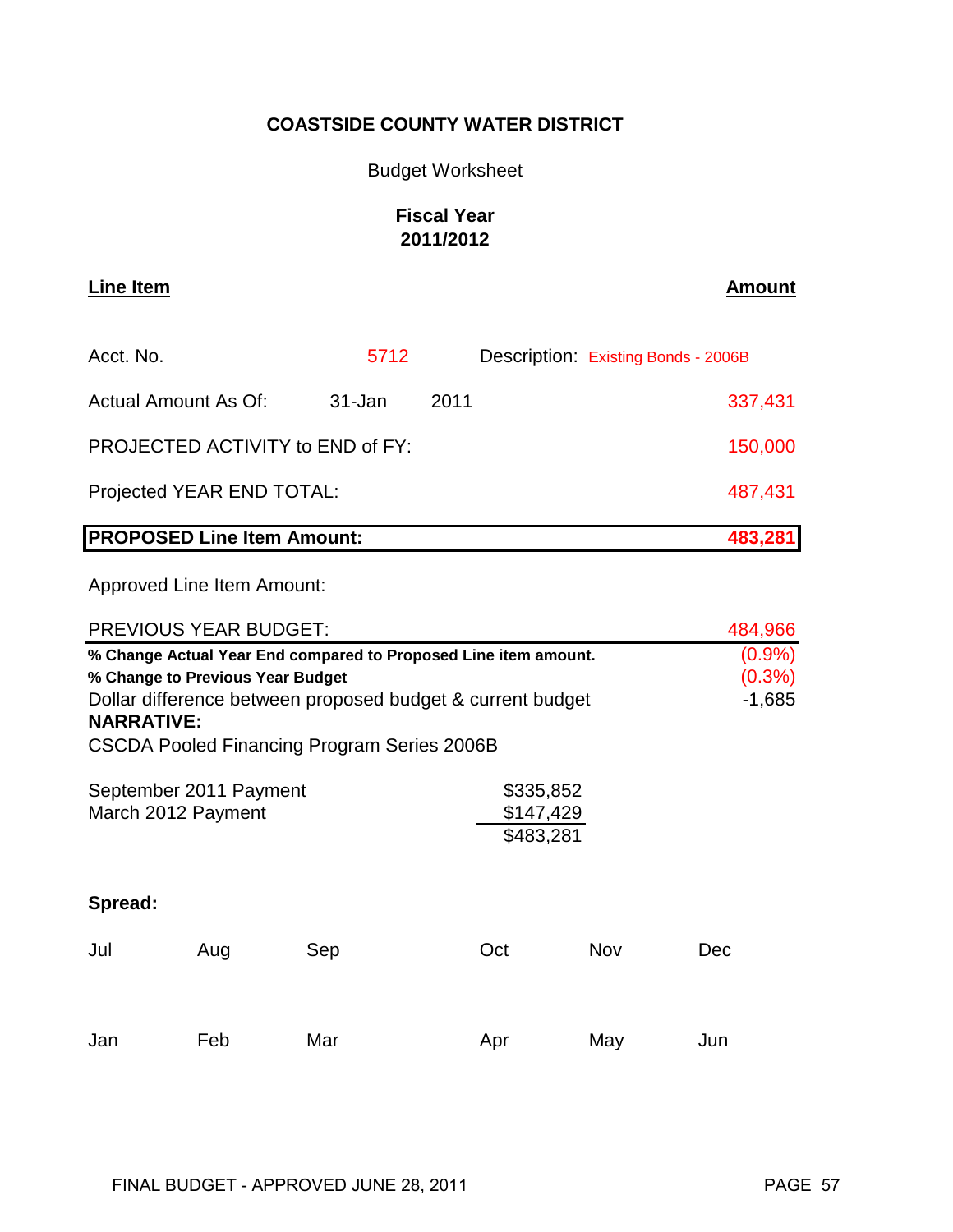# COASTSIDE COUNTY WATER DISTRICT

Budget Worksheet

**Fiscal Year 2011/2012**

| **Line Item** | | | **Amount** |
|---|---|---|---|
| Acct. No. | 5712 | Description: Existing Bonds - 2006B | |
| Actual Amount As Of: | 31-Jan | 2011 | 337,431 |
| PROJECTED ACTIVITY to END of FY: | | | 150,000 |
| Projected YEAR END TOTAL: | | | 487,431 |
| **PROPOSED Line Item Amount:** | | | **483,281** |
| Approved Line Item Amount: | | | |
| PREVIOUS YEAR BUDGET: | | | 484,966 |
| **% Change Actual Year End compared to Proposed Line item amount.** | | | (0.9%) |
| **% Change to Previous Year Budget** | | | (0.3%) |
| Dollar difference between proposed budget & current budget | | | -1,685 |

**NARRATIVE:**

CSCDA Pooled Financing Program Series 2006B

| | |
|---|---|
| September 2011 Payment | $335,852 |
| March 2012 Payment | $147,429 |
| | $483,281 |

**Spread:**

| Jul | Aug | Sep | Oct | Nov | Dec |
|---|---|---|---|---|---|
| | | | | | |
| **Jan** | **Feb** | **Mar** | **Apr** | **May** | **Jun** |
| | | | | | |

FINAL BUDGET - APPROVED JUNE 28, 2011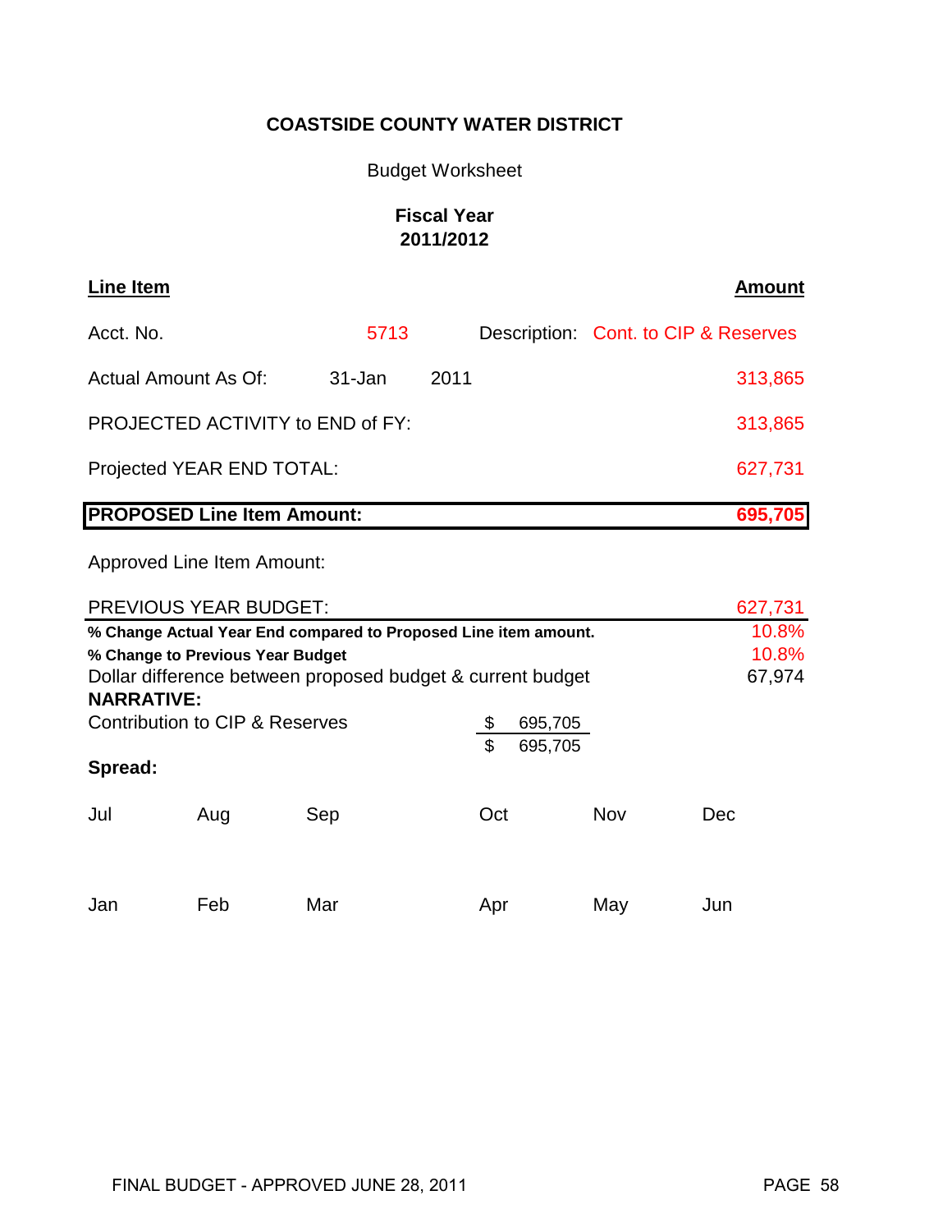**COASTSIDE COUNTY WATER DISTRICT**

Budget Worksheet

**Fiscal Year**
**2011/2012**

| **Line Item** | | | | **Amount** |
|---|---|---|---|---|
| Acct. No. | 5713 | | Description: Cont. to CIP & Reserves | |
| Actual Amount As Of: | 31-Jan | 2011 | | 313,865 |
| PROJECTED ACTIVITY to END of FY: | | | | 313,865 |
| Projected YEAR END TOTAL: | | | | 627,731 |
| **PROPOSED Line Item Amount:** | | | | **695,705** |
| Approved Line Item Amount: | | | | |
| PREVIOUS YEAR BUDGET: | | | | 627,731 |
| **% Change Actual Year End compared to Proposed Line item amount.** | | | | 10.8% |
| **% Change to Previous Year Budget** | | | | 10.8% |
| Dollar difference between proposed budget & current budget | | | | 67,974 |

**NARRATIVE:**

| | | |
|---|---|---|
| Contribution to CIP & Reserves | $ | 695,705 |
| | $ | 695,705 |

**Spread:**

| | | | | | |
|---|---|---|---|---|---|
| Jul | Aug | Sep | Oct | Nov | Dec |
| Jan | Feb | Mar | Apr | May | Jun |

FINAL BUDGET - APPROVED JUNE 28, 2011